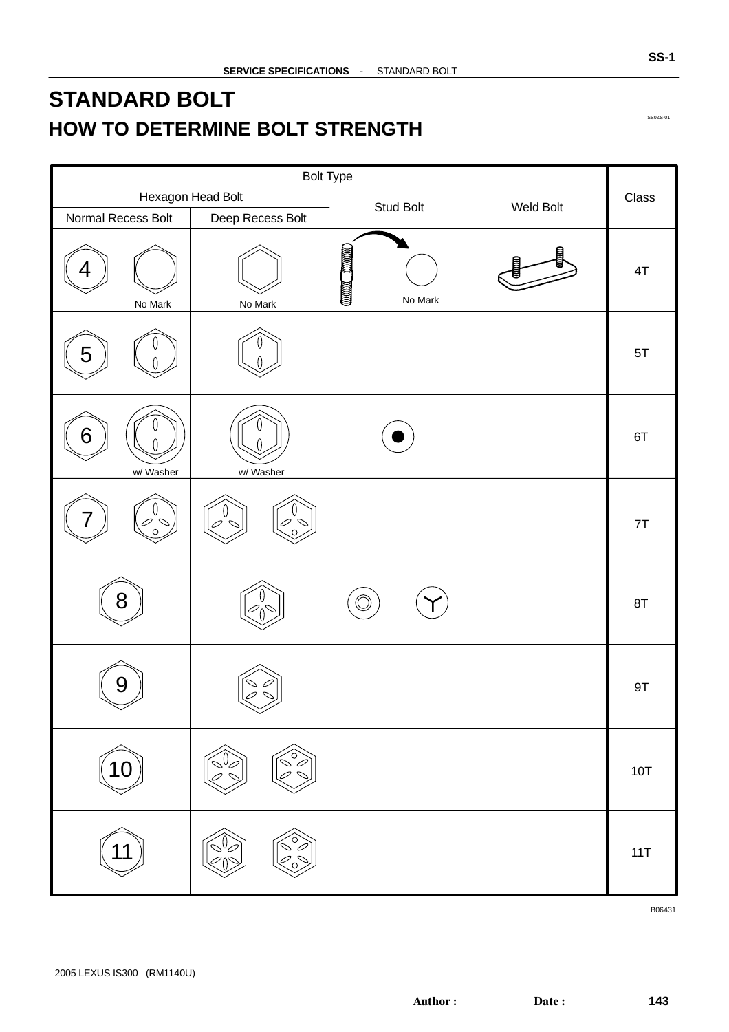# STANDARD BOLT

## HOW TO DETERMINE BOLT STRENGTH

| Bolt Type | | | | Class |
|---|---|---|---|---|
| Hexagon Head Bolt | | Stud Bolt | Weld Bolt | |
| Normal Recess Bolt | Deep Recess Bolt | | | |
| 4<br>No Mark | No Mark | No Mark | | 4T |
| 5 | | | | 5T |
| 6<br>w/ Washer | w/ Washer | | | 6T |
| 7 | | | | 7T |
| 8 | | | | 8T |
| 9 | | | | 9T |
| 10 | | | | 10T |
| 11 | | | | 11T |

B06431

2005 LEXUS IS300 (RM1140U)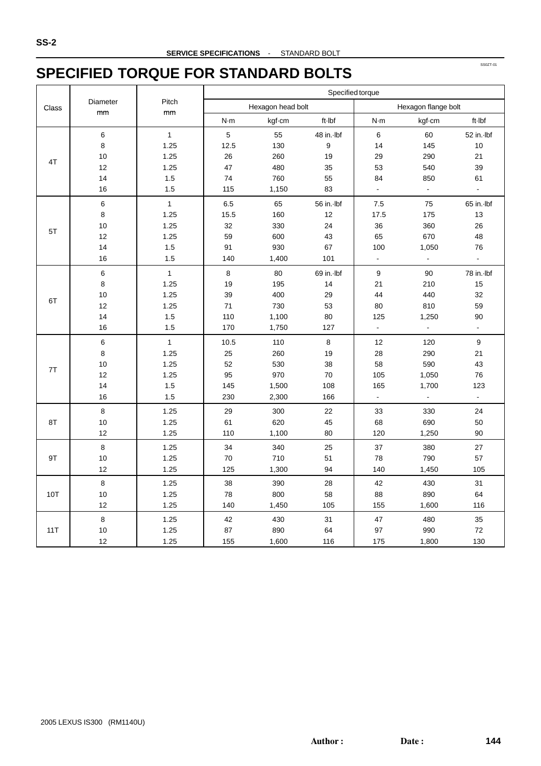# SPECIFIED TORQUE FOR STANDARD BOLTS

| Class | Diameter mm | Pitch mm | Specified torque | | | | | |
|---|---|---|---|---|---|---|---|---|
| | | | Hexagon head bolt | | | Hexagon flange bolt | | |
| | | | N·m | kgf·cm | ft·lbf | N·m | kgf·cm | ft·lbf |
| 4T | 6 | 1 | 5 | 55 | 48 in.·lbf | 6 | 60 | 52 in.·lbf |
| | 8 | 1.25 | 12.5 | 130 | 9 | 14 | 145 | 10 |
| | 10 | 1.25 | 26 | 260 | 19 | 29 | 290 | 21 |
| | 12 | 1.25 | 47 | 480 | 35 | 53 | 540 | 39 |
| | 14 | 1.5 | 74 | 760 | 55 | 84 | 850 | 61 |
| | 16 | 1.5 | 115 | 1,150 | 83 | - | - | - |
| 5T | 6 | 1 | 6.5 | 65 | 56 in.·lbf | 7.5 | 75 | 65 in.·lbf |
| | 8 | 1.25 | 15.5 | 160 | 12 | 17.5 | 175 | 13 |
| | 10 | 1.25 | 32 | 330 | 24 | 36 | 360 | 26 |
| | 12 | 1.25 | 59 | 600 | 43 | 65 | 670 | 48 |
| | 14 | 1.5 | 91 | 930 | 67 | 100 | 1,050 | 76 |
| | 16 | 1.5 | 140 | 1,400 | 101 | - | - | - |
| 6T | 6 | 1 | 8 | 80 | 69 in.·lbf | 9 | 90 | 78 in.·lbf |
| | 8 | 1.25 | 19 | 195 | 14 | 21 | 210 | 15 |
| | 10 | 1.25 | 39 | 400 | 29 | 44 | 440 | 32 |
| | 12 | 1.25 | 71 | 730 | 53 | 80 | 810 | 59 |
| | 14 | 1.5 | 110 | 1,100 | 80 | 125 | 1,250 | 90 |
| | 16 | 1.5 | 170 | 1,750 | 127 | - | - | - |
| 7T | 6 | 1 | 10.5 | 110 | 8 | 12 | 120 | 9 |
| | 8 | 1.25 | 25 | 260 | 19 | 28 | 290 | 21 |
| | 10 | 1.25 | 52 | 530 | 38 | 58 | 590 | 43 |
| | 12 | 1.25 | 95 | 970 | 70 | 105 | 1,050 | 76 |
| | 14 | 1.5 | 145 | 1,500 | 108 | 165 | 1,700 | 123 |
| | 16 | 1.5 | 230 | 2,300 | 166 | - | - | - |
| 8T | 8 | 1.25 | 29 | 300 | 22 | 33 | 330 | 24 |
| | 10 | 1.25 | 61 | 620 | 45 | 68 | 690 | 50 |
| | 12 | 1.25 | 110 | 1,100 | 80 | 120 | 1,250 | 90 |
| 9T | 8 | 1.25 | 34 | 340 | 25 | 37 | 380 | 27 |
| | 10 | 1.25 | 70 | 710 | 51 | 78 | 790 | 57 |
| | 12 | 1.25 | 125 | 1,300 | 94 | 140 | 1,450 | 105 |
| 10T | 8 | 1.25 | 38 | 390 | 28 | 42 | 430 | 31 |
| | 10 | 1.25 | 78 | 800 | 58 | 88 | 890 | 64 |
| | 12 | 1.25 | 140 | 1,450 | 105 | 155 | 1,600 | 116 |
| 11T | 8 | 1.25 | 42 | 430 | 31 | 47 | 480 | 35 |
| | 10 | 1.25 | 87 | 890 | 64 | 97 | 990 | 72 |
| | 12 | 1.25 | 155 | 1,600 | 116 | 175 | 1,800 | 130 |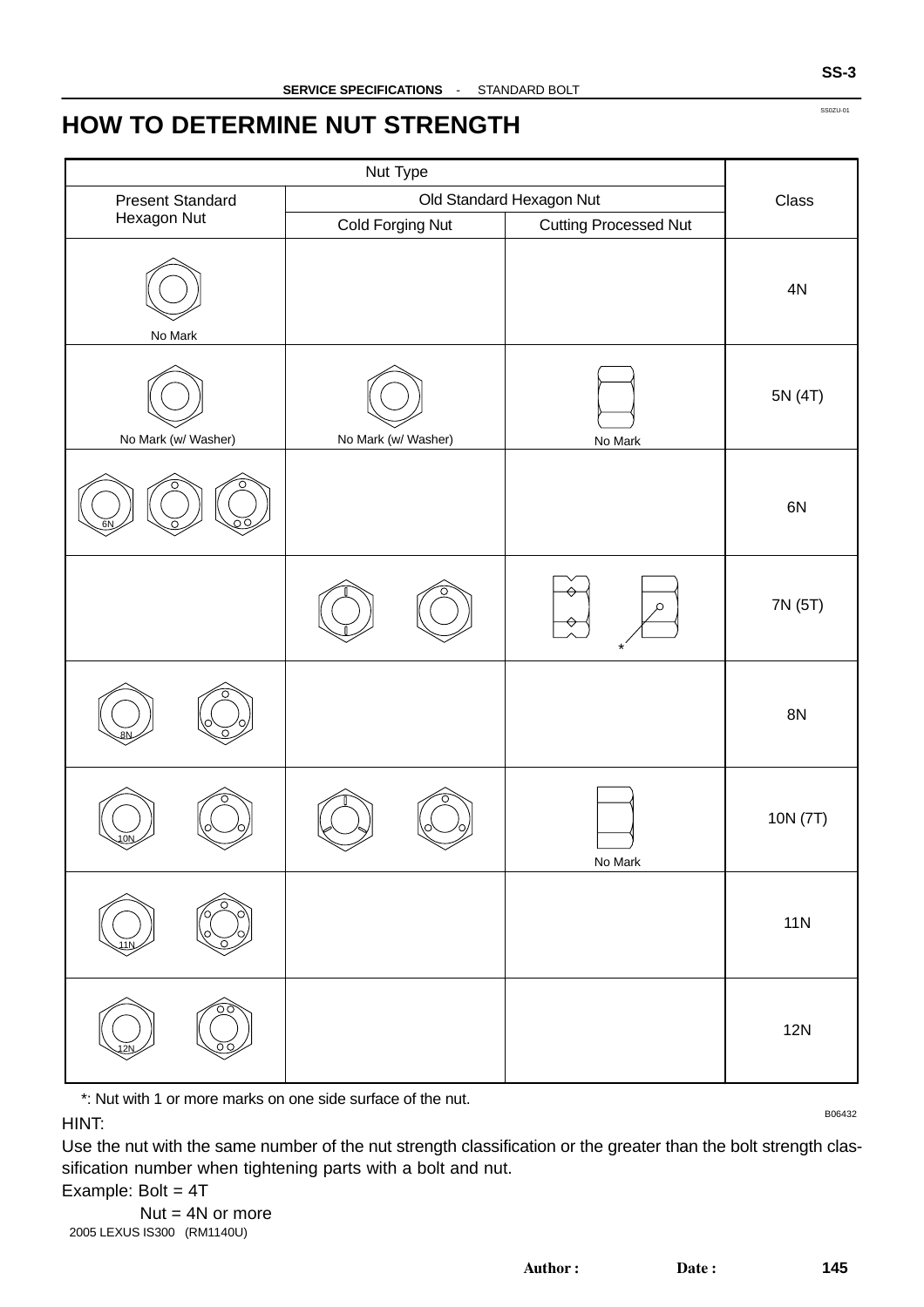# HOW TO DETERMINE NUT STRENGTH

SS0ZU-01

| Nut Type | | | Class |
|---|---|---|---|
| Present Standard Hexagon Nut | Old Standard Hexagon Nut | | |
| | Cold Forging Nut | Cutting Processed Nut | |
| No Mark | | | 4N |
| No Mark (w/ Washer) | No Mark (w/ Washer) | No Mark | 5N (4T) |
| 6N | | | 6N |
| | | * | 7N (5T) |
| 8N | | | 8N |
| 10N | | No Mark | 10N (7T) |
| 11N | | | 11N |
| 12N | | | 12N |

*: Nut with 1 or more marks on one side surface of the nut.

B06432

HINT:

Use the nut with the same number of the nut strength classification or the greater than the bolt strength classification number when tightening parts with a bolt and nut.

Example: Bolt = 4T

Nut = 4N or more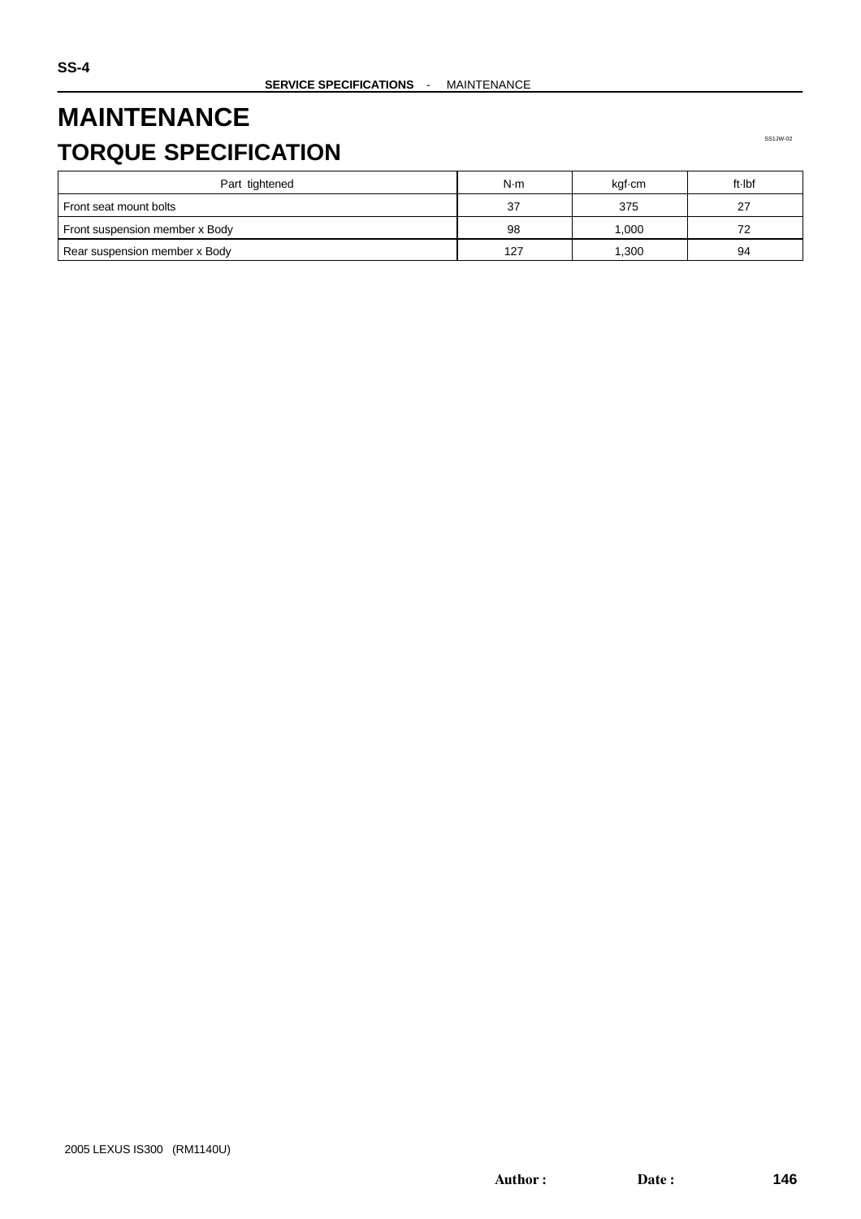# MAINTENANCE

## TORQUE SPECIFICATION

SS1JW-02

| Part tightened | N·m | kgf·cm | ft·lbf |
|---|---|---|---|
| Front seat mount bolts | 37 | 375 | 27 |
| Front suspension member x Body | 98 | 1,000 | 72 |
| Rear suspension member x Body | 127 | 1,300 | 94 |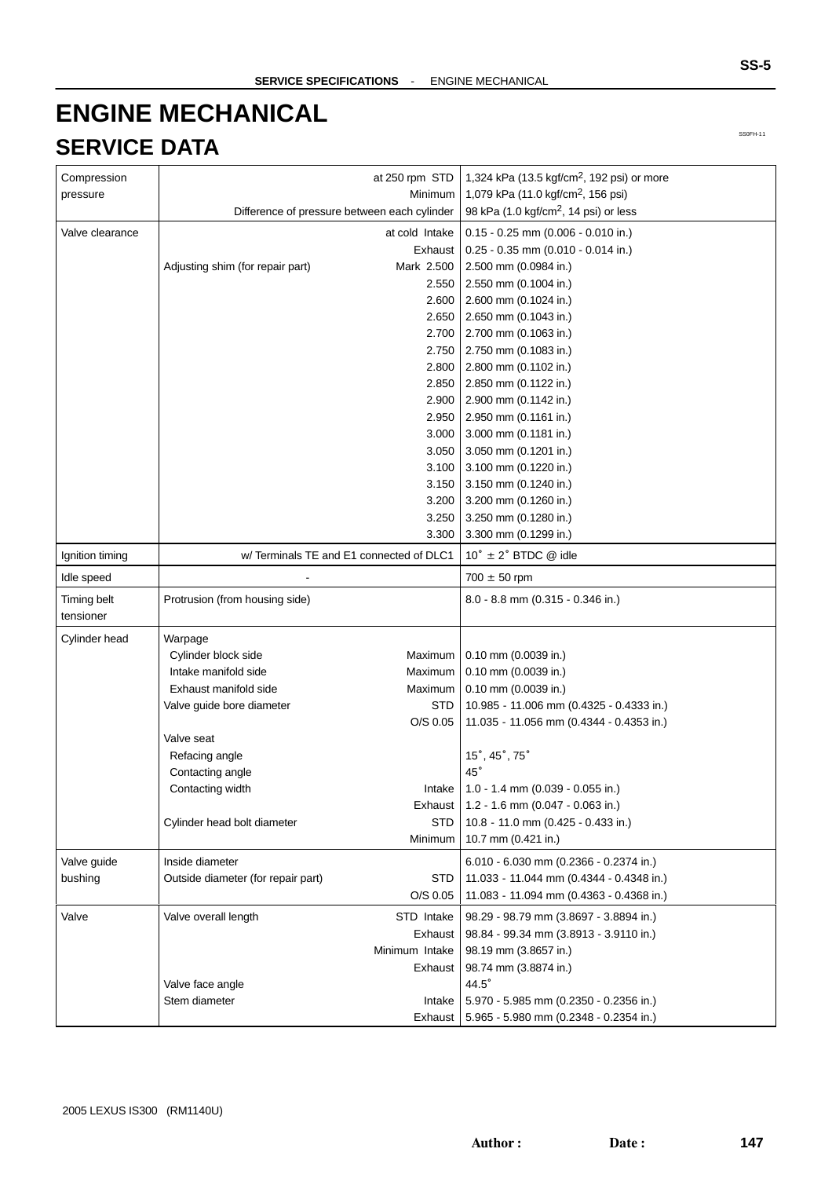# ENGINE MECHANICAL

## SERVICE DATA

SS0FH-11

| | | |
|---|---|---|
| Compression pressure | at 250 rpm STD | 1,324 kPa (13.5 kgf/cm$^2$, 192 psi) or more |
| | Minimum | 1,079 kPa (11.0 kgf/cm$^2$, 156 psi) |
| | Difference of pressure between each cylinder | 98 kPa (1.0 kgf/cm$^2$, 14 psi) or less |
| Valve clearance | at cold Intake | 0.15 - 0.25 mm (0.006 - 0.010 in.) |
| | Exhaust | 0.25 - 0.35 mm (0.010 - 0.014 in.) |
| | Adjusting shim (for repair part) Mark 2.500 | 2.500 mm (0.0984 in.) |
| | 2.550 | 2.550 mm (0.1004 in.) |
| | 2.600 | 2.600 mm (0.1024 in.) |
| | 2.650 | 2.650 mm (0.1043 in.) |
| | 2.700 | 2.700 mm (0.1063 in.) |
| | 2.750 | 2.750 mm (0.1083 in.) |
| | 2.800 | 2.800 mm (0.1102 in.) |
| | 2.850 | 2.850 mm (0.1122 in.) |
| | 2.900 | 2.900 mm (0.1142 in.) |
| | 2.950 | 2.950 mm (0.1161 in.) |
| | 3.000 | 3.000 mm (0.1181 in.) |
| | 3.050 | 3.050 mm (0.1201 in.) |
| | 3.100 | 3.100 mm (0.1220 in.) |
| | 3.150 | 3.150 mm (0.1240 in.) |
| | 3.200 | 3.200 mm (0.1260 in.) |
| | 3.250 | 3.250 mm (0.1280 in.) |
| | 3.300 | 3.300 mm (0.1299 in.) |
| Ignition timing | w/ Terminals TE and E1 connected of DLC1 | 10° ± 2° BTDC @ idle |
| Idle speed | - | 700 ± 50 rpm |
| Timing belt tensioner | Protrusion (from housing side) | 8.0 - 8.8 mm (0.315 - 0.346 in.) |
| Cylinder head | Warpage | |
| | Cylinder block side Maximum | 0.10 mm (0.0039 in.) |
| | Intake manifold side Maximum | 0.10 mm (0.0039 in.) |
| | Exhaust manifold side Maximum | 0.10 mm (0.0039 in.) |
| | Valve guide bore diameter STD | 10.985 - 11.006 mm (0.4325 - 0.4333 in.) |
| | O/S 0.05 | 11.035 - 11.056 mm (0.4344 - 0.4353 in.) |
| | Valve seat | |
| | Refacing angle | 15°, 45°, 75° |
| | Contacting angle | 45° |
| | Contacting width Intake | 1.0 - 1.4 mm (0.039 - 0.055 in.) |
| | Exhaust | 1.2 - 1.6 mm (0.047 - 0.063 in.) |
| | Cylinder head bolt diameter STD | 10.8 - 11.0 mm (0.425 - 0.433 in.) |
| | Minimum | 10.7 mm (0.421 in.) |
| Valve guide bushing | Inside diameter | 6.010 - 6.030 mm (0.2366 - 0.2374 in.) |
| | Outside diameter (for repair part) STD | 11.033 - 11.044 mm (0.4344 - 0.4348 in.) |
| | O/S 0.05 | 11.083 - 11.094 mm (0.4363 - 0.4368 in.) |
| Valve | Valve overall length STD Intake | 98.29 - 98.79 mm (3.8697 - 3.8894 in.) |
| | Exhaust | 98.84 - 99.34 mm (3.8913 - 3.9110 in.) |
| | Minimum Intake | 98.19 mm (3.8657 in.) |
| | Exhaust | 98.74 mm (3.8874 in.) |
| | Valve face angle | 44.5° |
| | Stem diameter Intake | 5.970 - 5.985 mm (0.2350 - 0.2356 in.) |
| | Exhaust | 5.965 - 5.980 mm (0.2348 - 0.2354 in.) |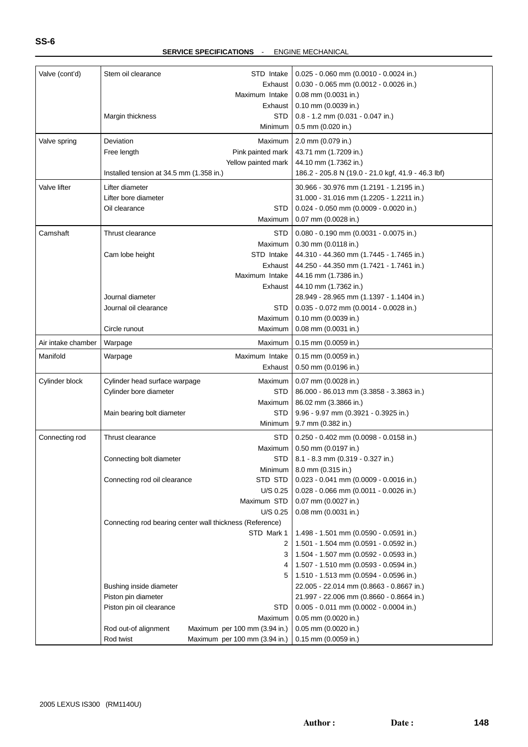**SERVICE SPECIFICATIONS** - ENGINE MECHANICAL

| Item | Specification | Condition | Value |
|---|---|---|---|
| Valve (cont'd) | Stem oil clearance | STD Intake | 0.025 - 0.060 mm (0.0010 - 0.0024 in.) |
| | | Exhaust | 0.030 - 0.065 mm (0.0012 - 0.0026 in.) |
| | | Maximum Intake | 0.08 mm (0.0031 in.) |
| | | Exhaust | 0.10 mm (0.0039 in.) |
| | Margin thickness | STD | 0.8 - 1.2 mm (0.031 - 0.047 in.) |
| | | Minimum | 0.5 mm (0.020 in.) |
| Valve spring | Deviation | Maximum | 2.0 mm (0.079 in.) |
| | Free length | Pink painted mark | 43.71 mm (1.7209 in.) |
| | | Yellow painted mark | 44.10 mm (1.7362 in.) |
| | Installed tension at 34.5 mm (1.358 in.) | | 186.2 - 205.8 N (19.0 - 21.0 kgf, 41.9 - 46.3 lbf) |
| Valve lifter | Lifter diameter | | 30.966 - 30.976 mm (1.2191 - 1.2195 in.) |
| | Lifter bore diameter | | 31.000 - 31.016 mm (1.2205 - 1.2211 in.) |
| | Oil clearance | STD | 0.024 - 0.050 mm (0.0009 - 0.0020 in.) |
| | | Maximum | 0.07 mm (0.0028 in.) |
| Camshaft | Thrust clearance | STD | 0.080 - 0.190 mm (0.0031 - 0.0075 in.) |
| | | Maximum | 0.30 mm (0.0118 in.) |
| | Cam lobe height | STD Intake | 44.310 - 44.360 mm (1.7445 - 1.7465 in.) |
| | | Exhaust | 44.250 - 44.350 mm (1.7421 - 1.7461 in.) |
| | | Maximum Intake | 44.16 mm (1.7386 in.) |
| | | Exhaust | 44.10 mm (1.7362 in.) |
| | Journal diameter | | 28.949 - 28.965 mm (1.1397 - 1.1404 in.) |
| | Journal oil clearance | STD | 0.035 - 0.072 mm (0.0014 - 0.0028 in.) |
| | | Maximum | 0.10 mm (0.0039 in.) |
| | Circle runout | Maximum | 0.08 mm (0.0031 in.) |
| Air intake chamber | Warpage | Maximum | 0.15 mm (0.0059 in.) |
| Manifold | Warpage | Maximum Intake | 0.15 mm (0.0059 in.) |
| | | Exhaust | 0.50 mm (0.0196 in.) |
| Cylinder block | Cylinder head surface warpage | Maximum | 0.07 mm (0.0028 in.) |
| | Cylinder bore diameter | STD | 86.000 - 86.013 mm (3.3858 - 3.3863 in.) |
| | | Maximum | 86.02 mm (3.3866 in.) |
| | Main bearing bolt diameter | STD | 9.96 - 9.97 mm (0.3921 - 0.3925 in.) |
| | | Minimum | 9.7 mm (0.382 in.) |
| Connecting rod | Thrust clearance | STD | 0.250 - 0.402 mm (0.0098 - 0.0158 in.) |
| | | Maximum | 0.50 mm (0.0197 in.) |
| | Connecting bolt diameter | STD | 8.1 - 8.3 mm (0.319 - 0.327 in.) |
| | | Minimum | 8.0 mm (0.315 in.) |
| | Connecting rod oil clearance | STD STD | 0.023 - 0.041 mm (0.0009 - 0.0016 in.) |
| | | U/S 0.25 | 0.028 - 0.066 mm (0.0011 - 0.0026 in.) |
| | | Maximum STD | 0.07 mm (0.0027 in.) |
| | | U/S 0.25 | 0.08 mm (0.0031 in.) |
| | Connecting rod bearing center wall thickness (Reference) | | |
| | | STD Mark 1 | 1.498 - 1.501 mm (0.0590 - 0.0591 in.) |
| | | 2 | 1.501 - 1.504 mm (0.0591 - 0.0592 in.) |
| | | 3 | 1.504 - 1.507 mm (0.0592 - 0.0593 in.) |
| | | 4 | 1.507 - 1.510 mm (0.0593 - 0.0594 in.) |
| | | 5 | 1.510 - 1.513 mm (0.0594 - 0.0596 in.) |
| | Bushing inside diameter | | 22.005 - 22.014 mm (0.8663 - 0.8667 in.) |
| | Piston pin diameter | | 21.997 - 22.006 mm (0.8660 - 0.8664 in.) |
| | Piston pin oil clearance | STD | 0.005 - 0.011 mm (0.0002 - 0.0004 in.) |
| | | Maximum | 0.05 mm (0.0020 in.) |
| | Rod out-of alignment | Maximum per 100 mm (3.94 in.) | 0.05 mm (0.0020 in.) |
| | Rod twist | Maximum per 100 mm (3.94 in.) | 0.15 mm (0.0059 in.) |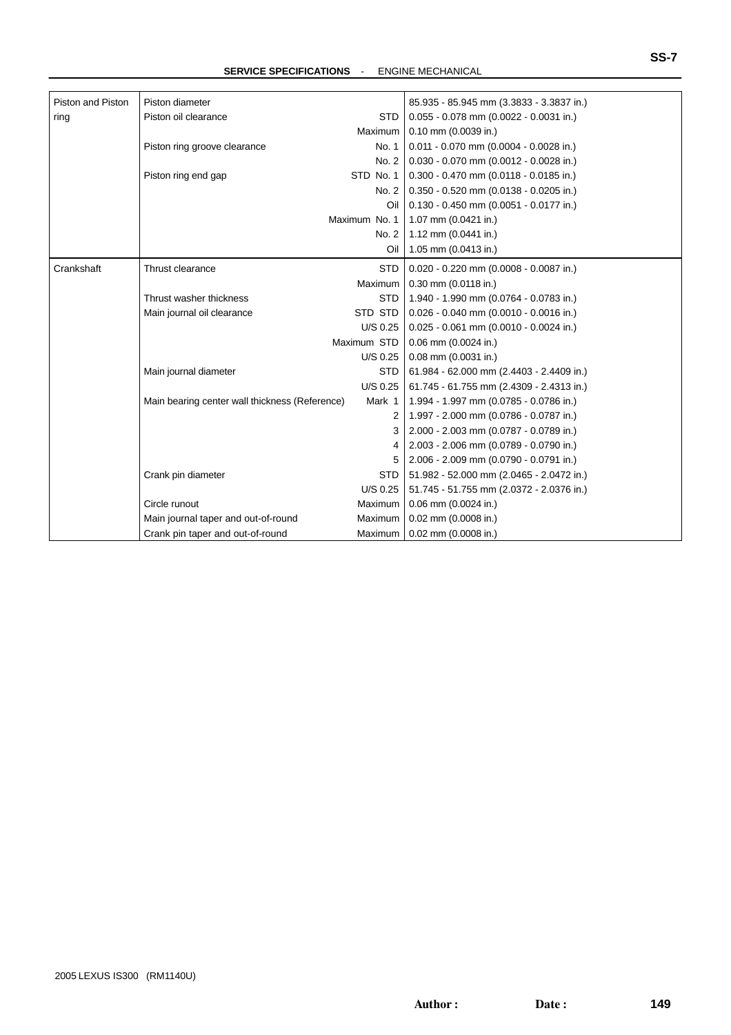**SERVICE SPECIFICATIONS** - ENGINE MECHANICAL

| | | | |
|---|---|---|---|
| Piston and Piston ring | Piston diameter | | 85.935 - 85.945 mm (3.3833 - 3.3837 in.) |
| | Piston oil clearance | STD | 0.055 - 0.078 mm (0.0022 - 0.0031 in.) |
| | | Maximum | 0.10 mm (0.0039 in.) |
| | Piston ring groove clearance | No. 1 | 0.011 - 0.070 mm (0.0004 - 0.0028 in.) |
| | | No. 2 | 0.030 - 0.070 mm (0.0012 - 0.0028 in.) |
| | Piston ring end gap | STD No. 1 | 0.300 - 0.470 mm (0.0118 - 0.0185 in.) |
| | | No. 2 | 0.350 - 0.520 mm (0.0138 - 0.0205 in.) |
| | | Oil | 0.130 - 0.450 mm (0.0051 - 0.0177 in.) |
| | | Maximum No. 1 | 1.07 mm (0.0421 in.) |
| | | No. 2 | 1.12 mm (0.0441 in.) |
| | | Oil | 1.05 mm (0.0413 in.) |
| Crankshaft | Thrust clearance | STD | 0.020 - 0.220 mm (0.0008 - 0.0087 in.) |
| | | Maximum | 0.30 mm (0.0118 in.) |
| | Thrust washer thickness | STD | 1.940 - 1.990 mm (0.0764 - 0.0783 in.) |
| | Main journal oil clearance | STD STD | 0.026 - 0.040 mm (0.0010 - 0.0016 in.) |
| | | U/S 0.25 | 0.025 - 0.061 mm (0.0010 - 0.0024 in.) |
| | | Maximum STD | 0.06 mm (0.0024 in.) |
| | | U/S 0.25 | 0.08 mm (0.0031 in.) |
| | Main journal diameter | STD | 61.984 - 62.000 mm (2.4403 - 2.4409 in.) |
| | | U/S 0.25 | 61.745 - 61.755 mm (2.4309 - 2.4313 in.) |
| | Main bearing center wall thickness (Reference) | Mark 1 | 1.994 - 1.997 mm (0.0785 - 0.0786 in.) |
| | | 2 | 1.997 - 2.000 mm (0.0786 - 0.0787 in.) |
| | | 3 | 2.000 - 2.003 mm (0.0787 - 0.0789 in.) |
| | | 4 | 2.003 - 2.006 mm (0.0789 - 0.0790 in.) |
| | | 5 | 2.006 - 2.009 mm (0.0790 - 0.0791 in.) |
| | Crank pin diameter | STD | 51.982 - 52.000 mm (2.0465 - 2.0472 in.) |
| | | U/S 0.25 | 51.745 - 51.755 mm (2.0372 - 2.0376 in.) |
| | Circle runout | Maximum | 0.06 mm (0.0024 in.) |
| | Main journal taper and out-of-round | Maximum | 0.02 mm (0.0008 in.) |
| | Crank pin taper and out-of-round | Maximum | 0.02 mm (0.0008 in.) |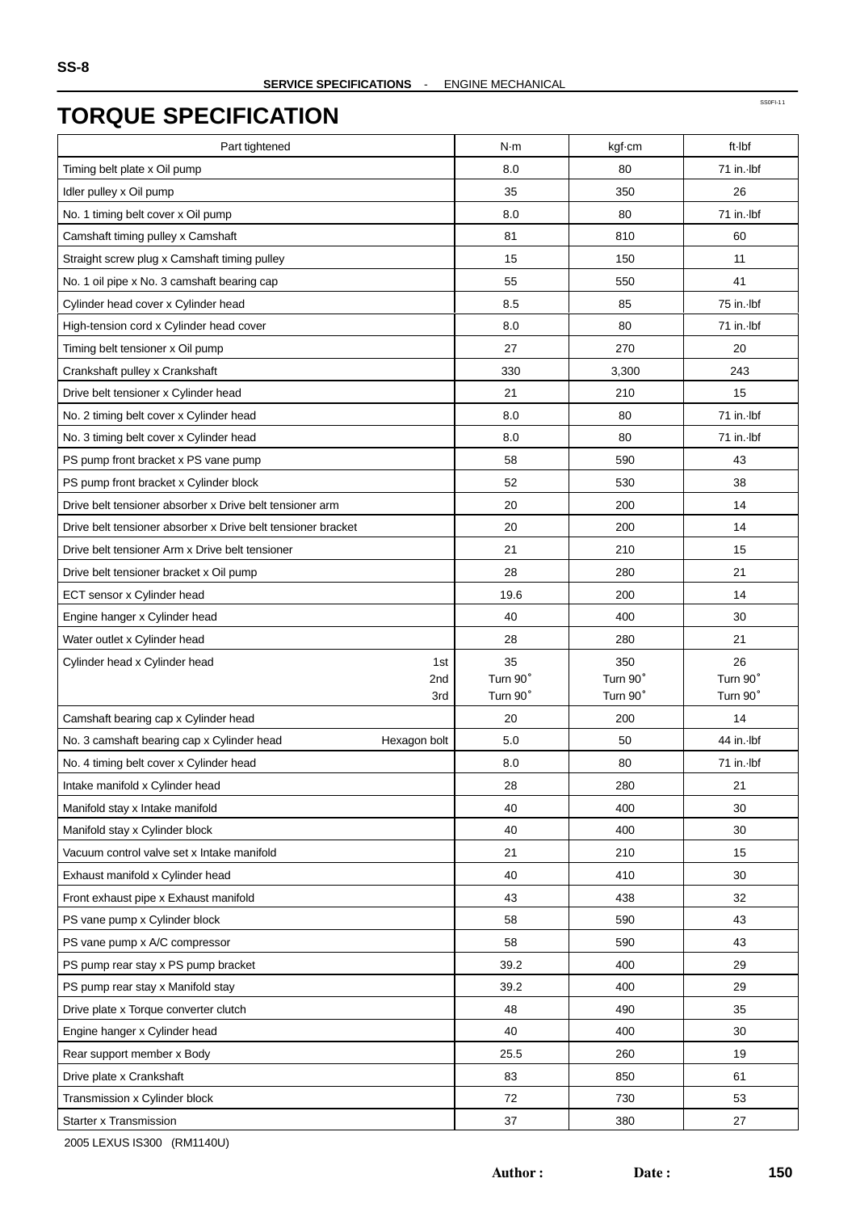# TORQUE SPECIFICATION

| Part tightened | | N·m | kgf·cm | ft·lbf |
|---|---|---|---|---|
| Timing belt plate x Oil pump | | 8.0 | 80 | 71 in.·lbf |
| Idler pulley x Oil pump | | 35 | 350 | 26 |
| No. 1 timing belt cover x Oil pump | | 8.0 | 80 | 71 in.·lbf |
| Camshaft timing pulley x Camshaft | | 81 | 810 | 60 |
| Straight screw plug x Camshaft timing pulley | | 15 | 150 | 11 |
| No. 1 oil pipe x No. 3 camshaft bearing cap | | 55 | 550 | 41 |
| Cylinder head cover x Cylinder head | | 8.5 | 85 | 75 in.·lbf |
| High-tension cord x Cylinder head cover | | 8.0 | 80 | 71 in.·lbf |
| Timing belt tensioner x Oil pump | | 27 | 270 | 20 |
| Crankshaft pulley x Crankshaft | | 330 | 3,300 | 243 |
| Drive belt tensioner x Cylinder head | | 21 | 210 | 15 |
| No. 2 timing belt cover x Cylinder head | | 8.0 | 80 | 71 in.·lbf |
| No. 3 timing belt cover x Cylinder head | | 8.0 | 80 | 71 in.·lbf |
| PS pump front bracket x PS vane pump | | 58 | 590 | 43 |
| PS pump front bracket x Cylinder block | | 52 | 530 | 38 |
| Drive belt tensioner absorber x Drive belt tensioner arm | | 20 | 200 | 14 |
| Drive belt tensioner absorber x Drive belt tensioner bracket | | 20 | 200 | 14 |
| Drive belt tensioner Arm x Drive belt tensioner | | 21 | 210 | 15 |
| Drive belt tensioner bracket x Oil pump | | 28 | 280 | 21 |
| ECT sensor x Cylinder head | | 19.6 | 200 | 14 |
| Engine hanger x Cylinder head | | 40 | 400 | 30 |
| Water outlet x Cylinder head | | 28 | 280 | 21 |
| Cylinder head x Cylinder head | 1st | 35 | 350 | 26 |
| | 2nd | Turn 90° | Turn 90° | Turn 90° |
| | 3rd | Turn 90° | Turn 90° | Turn 90° |
| Camshaft bearing cap x Cylinder head | | 20 | 200 | 14 |
| No. 3 camshaft bearing cap x Cylinder head | Hexagon bolt | 5.0 | 50 | 44 in.·lbf |
| No. 4 timing belt cover x Cylinder head | | 8.0 | 80 | 71 in.·lbf |
| Intake manifold x Cylinder head | | 28 | 280 | 21 |
| Manifold stay x Intake manifold | | 40 | 400 | 30 |
| Manifold stay x Cylinder block | | 40 | 400 | 30 |
| Vacuum control valve set x Intake manifold | | 21 | 210 | 15 |
| Exhaust manifold x Cylinder head | | 40 | 410 | 30 |
| Front exhaust pipe x Exhaust manifold | | 43 | 438 | 32 |
| PS vane pump x Cylinder block | | 58 | 590 | 43 |
| PS vane pump x A/C compressor | | 58 | 590 | 43 |
| PS pump rear stay x PS pump bracket | | 39.2 | 400 | 29 |
| PS pump rear stay x Manifold stay | | 39.2 | 400 | 29 |
| Drive plate x Torque converter clutch | | 48 | 490 | 35 |
| Engine hanger x Cylinder head | | 40 | 400 | 30 |
| Rear support member x Body | | 25.5 | 260 | 19 |
| Drive plate x Crankshaft | | 83 | 850 | 61 |
| Transmission x Cylinder block | | 72 | 730 | 53 |
| Starter x Transmission | | 37 | 380 | 27 |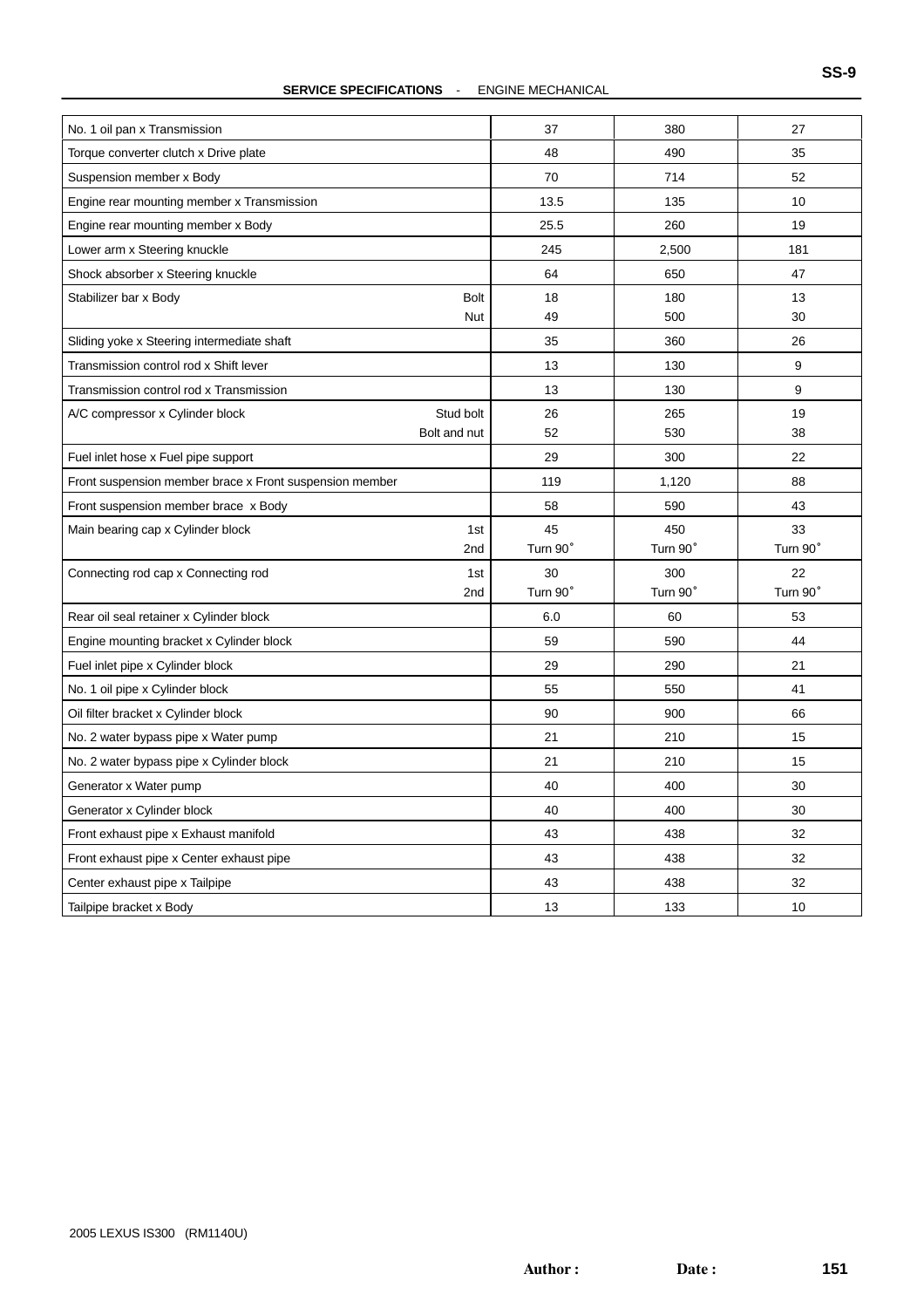**SERVICE SPECIFICATIONS** - ENGINE MECHANICAL

| | | | | |
|---|---|---|---|---|
| No. 1 oil pan x Transmission | | 37 | 380 | 27 |
| Torque converter clutch x Drive plate | | 48 | 490 | 35 |
| Suspension member x Body | | 70 | 714 | 52 |
| Engine rear mounting member x Transmission | | 13.5 | 135 | 10 |
| Engine rear mounting member x Body | | 25.5 | 260 | 19 |
| Lower arm x Steering knuckle | | 245 | 2,500 | 181 |
| Shock absorber x Steering knuckle | | 64 | 650 | 47 |
| Stabilizer bar x Body | Bolt | 18 | 180 | 13 |
| | Nut | 49 | 500 | 30 |
| Sliding yoke x Steering intermediate shaft | | 35 | 360 | 26 |
| Transmission control rod x Shift lever | | 13 | 130 | 9 |
| Transmission control rod x Transmission | | 13 | 130 | 9 |
| A/C compressor x Cylinder block | Stud bolt | 26 | 265 | 19 |
| | Bolt and nut | 52 | 530 | 38 |
| Fuel inlet hose x Fuel pipe support | | 29 | 300 | 22 |
| Front suspension member brace x Front suspension member | | 119 | 1,120 | 88 |
| Front suspension member brace x Body | | 58 | 590 | 43 |
| Main bearing cap x Cylinder block | 1st | 45 | 450 | 33 |
| | 2nd | Turn 90° | Turn 90° | Turn 90° |
| Connecting rod cap x Connecting rod | 1st | 30 | 300 | 22 |
| | 2nd | Turn 90° | Turn 90° | Turn 90° |
| Rear oil seal retainer x Cylinder block | | 6.0 | 60 | 53 |
| Engine mounting bracket x Cylinder block | | 59 | 590 | 44 |
| Fuel inlet pipe x Cylinder block | | 29 | 290 | 21 |
| No. 1 oil pipe x Cylinder block | | 55 | 550 | 41 |
| Oil filter bracket x Cylinder block | | 90 | 900 | 66 |
| No. 2 water bypass pipe x Water pump | | 21 | 210 | 15 |
| No. 2 water bypass pipe x Cylinder block | | 21 | 210 | 15 |
| Generator x Water pump | | 40 | 400 | 30 |
| Generator x Cylinder block | | 40 | 400 | 30 |
| Front exhaust pipe x Exhaust manifold | | 43 | 438 | 32 |
| Front exhaust pipe x Center exhaust pipe | | 43 | 438 | 32 |
| Center exhaust pipe x Tailpipe | | 43 | 438 | 32 |
| Tailpipe bracket x Body | | 13 | 133 | 10 |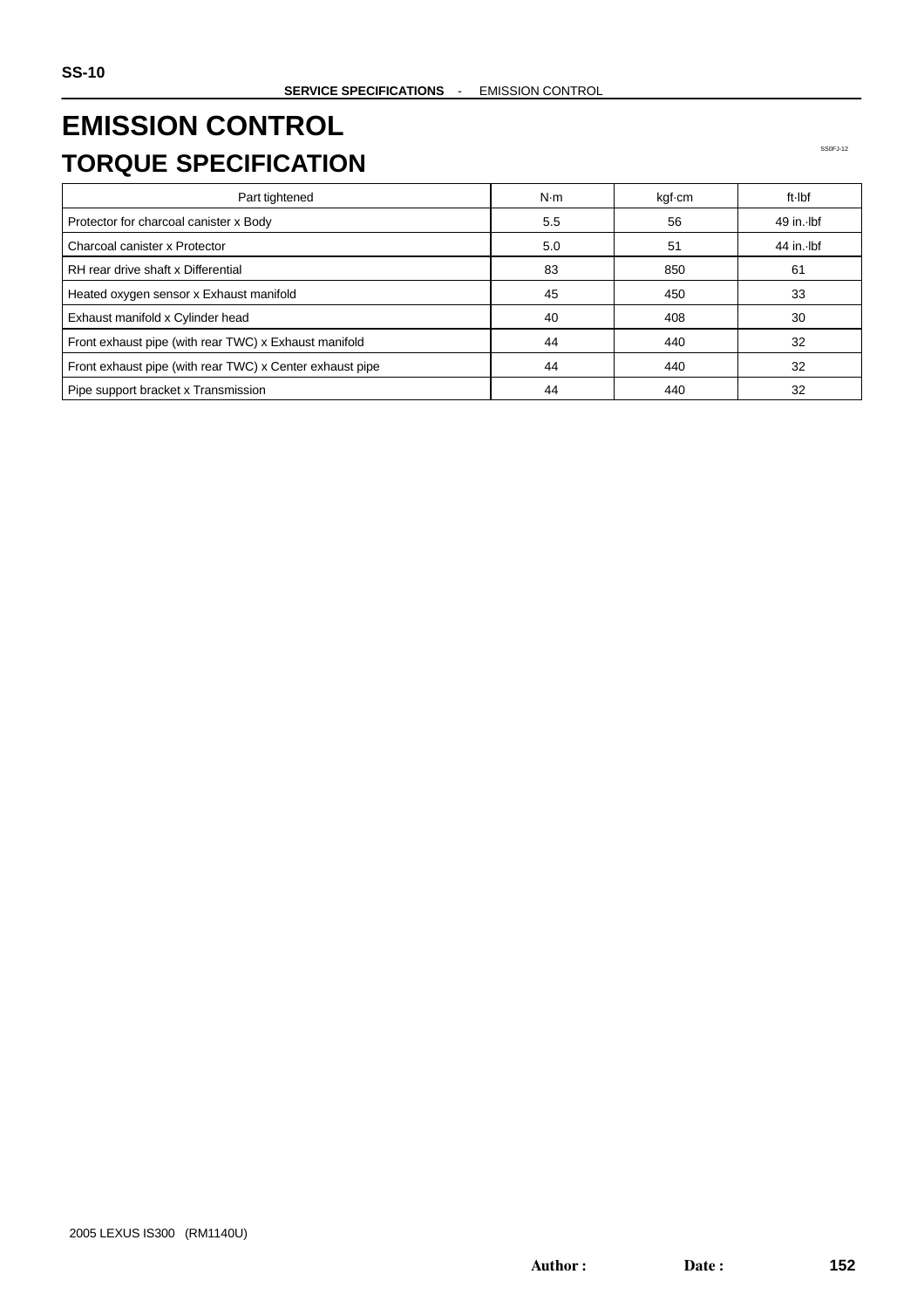# EMISSION CONTROL

## TORQUE SPECIFICATION

SS0FJ-12

| Part tightened | N·m | kgf·cm | ft·lbf |
|---|---|---|---|
| Protector for charcoal canister x Body | 5.5 | 56 | 49 in.·lbf |
| Charcoal canister x Protector | 5.0 | 51 | 44 in.·lbf |
| RH rear drive shaft x Differential | 83 | 850 | 61 |
| Heated oxygen sensor x Exhaust manifold | 45 | 450 | 33 |
| Exhaust manifold x Cylinder head | 40 | 408 | 30 |
| Front exhaust pipe (with rear TWC) x Exhaust manifold | 44 | 440 | 32 |
| Front exhaust pipe (with rear TWC) x Center exhaust pipe | 44 | 440 | 32 |
| Pipe support bracket x Transmission | 44 | 440 | 32 |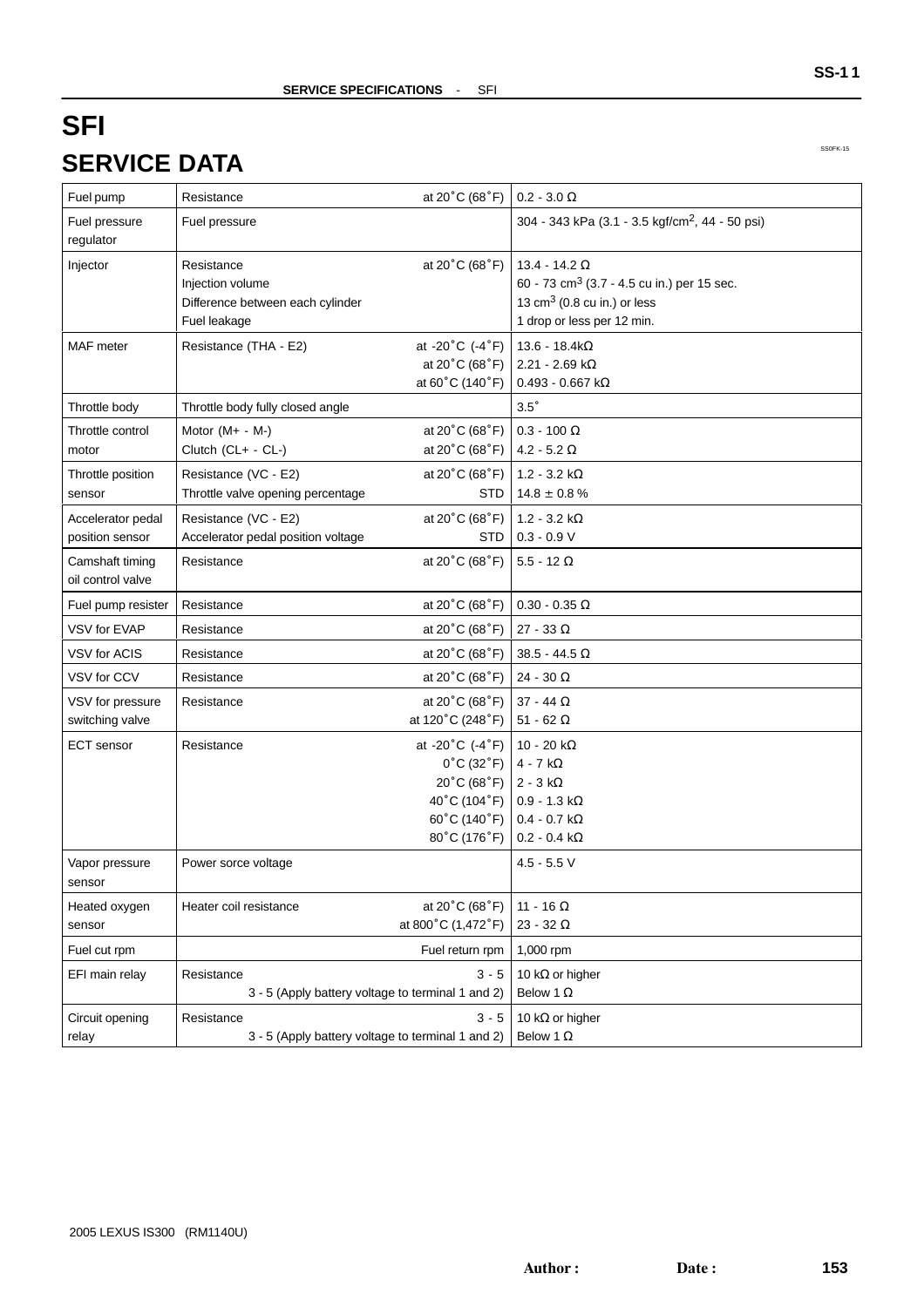# SFI

## SERVICE DATA

SS0FK-15

| Component | Item | Condition | Specification |
|---|---|---|---|
| Fuel pump | Resistance | at 20°C (68°F) | 0.2 - 3.0 Ω |
| Fuel pressure regulator | Fuel pressure | | 304 - 343 kPa (3.1 - 3.5 kgf/cm$^2$, 44 - 50 psi) |
| Injector | Resistance<br>Injection volume<br>Difference between each cylinder<br>Fuel leakage | at 20°C (68°F) | 13.4 - 14.2 Ω<br>60 - 73 cm$^3$ (3.7 - 4.5 cu in.) per 15 sec.<br>13 cm$^3$ (0.8 cu in.) or less<br>1 drop or less per 12 min. |
| MAF meter | Resistance (THA - E2) | at -20°C (-4°F)<br>at 20°C (68°F)<br>at 60°C (140°F) | 13.6 - 18.4kΩ<br>2.21 - 2.69 kΩ<br>0.493 - 0.667 kΩ |
| Throttle body | Throttle body fully closed angle | | 3.5° |
| Throttle control motor | Motor (M+ - M-)<br>Clutch (CL+ - CL-) | at 20°C (68°F)<br>at 20°C (68°F) | 0.3 - 100 Ω<br>4.2 - 5.2 Ω |
| Throttle position sensor | Resistance (VC - E2)<br>Throttle valve opening percentage | at 20°C (68°F)<br>STD | 1.2 - 3.2 kΩ<br>14.8 ± 0.8 % |
| Accelerator pedal position sensor | Resistance (VC - E2)<br>Accelerator pedal position voltage | at 20°C (68°F)<br>STD | 1.2 - 3.2 kΩ<br>0.3 - 0.9 V |
| Camshaft timing oil control valve | Resistance | at 20°C (68°F) | 5.5 - 12 Ω |
| Fuel pump resister | Resistance | at 20°C (68°F) | 0.30 - 0.35 Ω |
| VSV for EVAP | Resistance | at 20°C (68°F) | 27 - 33 Ω |
| VSV for ACIS | Resistance | at 20°C (68°F) | 38.5 - 44.5 Ω |
| VSV for CCV | Resistance | at 20°C (68°F) | 24 - 30 Ω |
| VSV for pressure switching valve | Resistance | at 20°C (68°F)<br>at 120°C (248°F) | 37 - 44 Ω<br>51 - 62 Ω |
| ECT sensor | Resistance | at -20°C (-4°F)<br>0°C (32°F)<br>20°C (68°F)<br>40°C (104°F)<br>60°C (140°F)<br>80°C (176°F) | 10 - 20 kΩ<br>4 - 7 kΩ<br>2 - 3 kΩ<br>0.9 - 1.3 kΩ<br>0.4 - 0.7 kΩ<br>0.2 - 0.4 kΩ |
| Vapor pressure sensor | Power sorce voltage | | 4.5 - 5.5 V |
| Heated oxygen sensor | Heater coil resistance | at 20°C (68°F)<br>at 800°C (1,472°F) | 11 - 16 Ω<br>23 - 32 Ω |
| Fuel cut rpm | | Fuel return rpm | 1,000 rpm |
| EFI main relay | Resistance | 3 - 5<br>3 - 5 (Apply battery voltage to terminal 1 and 2) | 10 kΩ or higher<br>Below 1 Ω |
| Circuit opening relay | Resistance | 3 - 5<br>3 - 5 (Apply battery voltage to terminal 1 and 2) | 10 kΩ or higher<br>Below 1 Ω |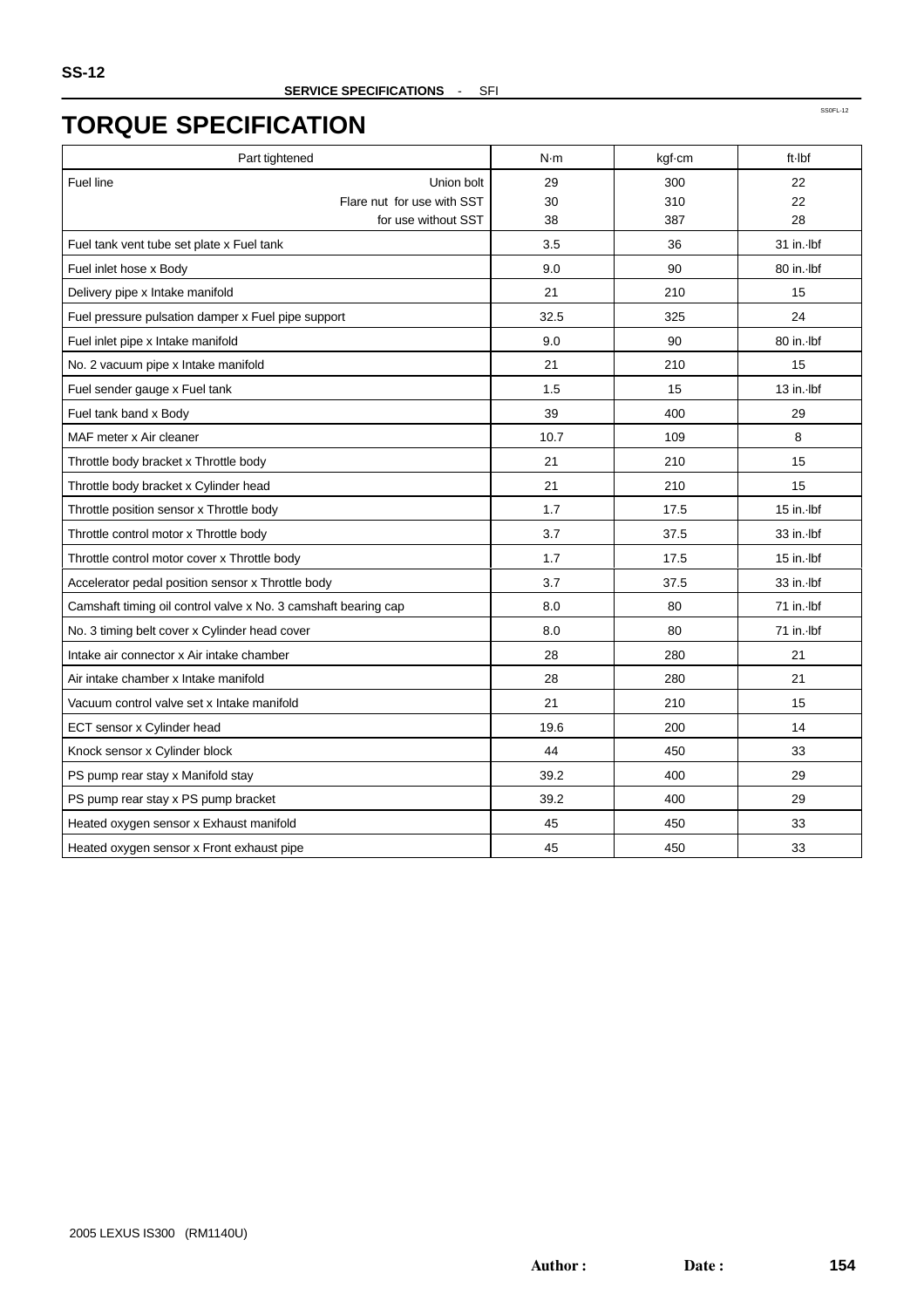SERVICE SPECIFICATIONS - SFI

# TORQUE SPECIFICATION

SS0FL-12

| Part tightened | N·m | kgf·cm | ft·lbf |
|---|---|---|---|
| Fuel line — Union bolt | 29 | 300 | 22 |
| Fuel line — Flare nut for use with SST | 30 | 310 | 22 |
| Fuel line — Flare nut for use without SST | 38 | 387 | 28 |
| Fuel tank vent tube set plate x Fuel tank | 3.5 | 36 | 31 in.·lbf |
| Fuel inlet hose x Body | 9.0 | 90 | 80 in.·lbf |
| Delivery pipe x Intake manifold | 21 | 210 | 15 |
| Fuel pressure pulsation damper x Fuel pipe support | 32.5 | 325 | 24 |
| Fuel inlet pipe x Intake manifold | 9.0 | 90 | 80 in.·lbf |
| No. 2 vacuum pipe x Intake manifold | 21 | 210 | 15 |
| Fuel sender gauge x Fuel tank | 1.5 | 15 | 13 in.·lbf |
| Fuel tank band x Body | 39 | 400 | 29 |
| MAF meter x Air cleaner | 10.7 | 109 | 8 |
| Throttle body bracket x Throttle body | 21 | 210 | 15 |
| Throttle body bracket x Cylinder head | 21 | 210 | 15 |
| Throttle position sensor x Throttle body | 1.7 | 17.5 | 15 in.·lbf |
| Throttle control motor x Throttle body | 3.7 | 37.5 | 33 in.·lbf |
| Throttle control motor cover x Throttle body | 1.7 | 17.5 | 15 in.·lbf |
| Accelerator pedal position sensor x Throttle body | 3.7 | 37.5 | 33 in.·lbf |
| Camshaft timing oil control valve x No. 3 camshaft bearing cap | 8.0 | 80 | 71 in.·lbf |
| No. 3 timing belt cover x Cylinder head cover | 8.0 | 80 | 71 in.·lbf |
| Intake air connector x Air intake chamber | 28 | 280 | 21 |
| Air intake chamber x Intake manifold | 28 | 280 | 21 |
| Vacuum control valve set x Intake manifold | 21 | 210 | 15 |
| ECT sensor x Cylinder head | 19.6 | 200 | 14 |
| Knock sensor x Cylinder block | 44 | 450 | 33 |
| PS pump rear stay x Manifold stay | 39.2 | 400 | 29 |
| PS pump rear stay x PS pump bracket | 39.2 | 400 | 29 |
| Heated oxygen sensor x Exhaust manifold | 45 | 450 | 33 |
| Heated oxygen sensor x Front exhaust pipe | 45 | 450 | 33 |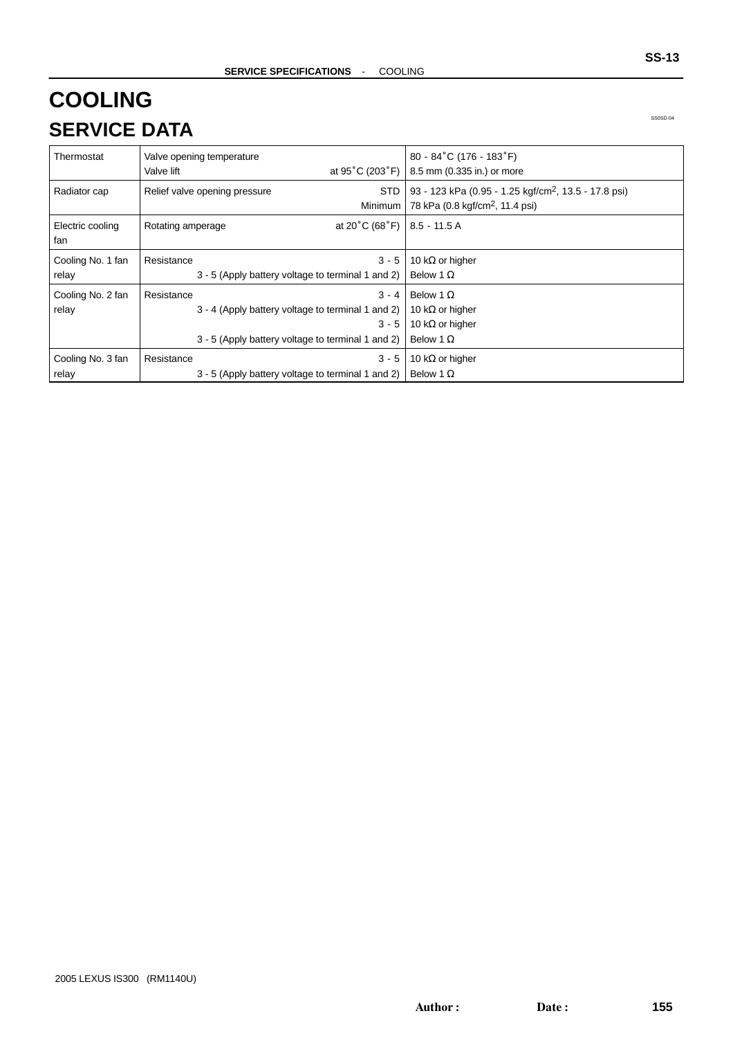# COOLING

## SERVICE DATA

| | | | |
|---|---|---|---|
| Thermostat | Valve opening temperature | | 80 - 84˚C (176 - 183˚F) |
| | Valve lift | at 95˚C (203˚F) | 8.5 mm (0.335 in.) or more |
| Radiator cap | Relief valve opening pressure | STD | 93 - 123 kPa (0.95 - 1.25 kgf/cm$^2$, 13.5 - 17.8 psi) |
| | | Minimum | 78 kPa (0.8 kgf/cm$^2$, 11.4 psi) |
| Electric cooling fan | Rotating amperage | at 20˚C (68˚F) | 8.5 - 11.5 A |
| Cooling No. 1 fan relay | Resistance | 3 - 5 | 10 kΩ or higher |
| | | 3 - 5 (Apply battery voltage to terminal 1 and 2) | Below 1 Ω |
| Cooling No. 2 fan relay | Resistance | 3 - 4 | Below 1 Ω |
| | | 3 - 4 (Apply battery voltage to terminal 1 and 2) | 10 kΩ or higher |
| | | 3 - 5 | 10 kΩ or higher |
| | | 3 - 5 (Apply battery voltage to terminal 1 and 2) | Below 1 Ω |
| Cooling No. 3 fan relay | Resistance | 3 - 5 | 10 kΩ or higher |
| | | 3 - 5 (Apply battery voltage to terminal 1 and 2) | Below 1 Ω |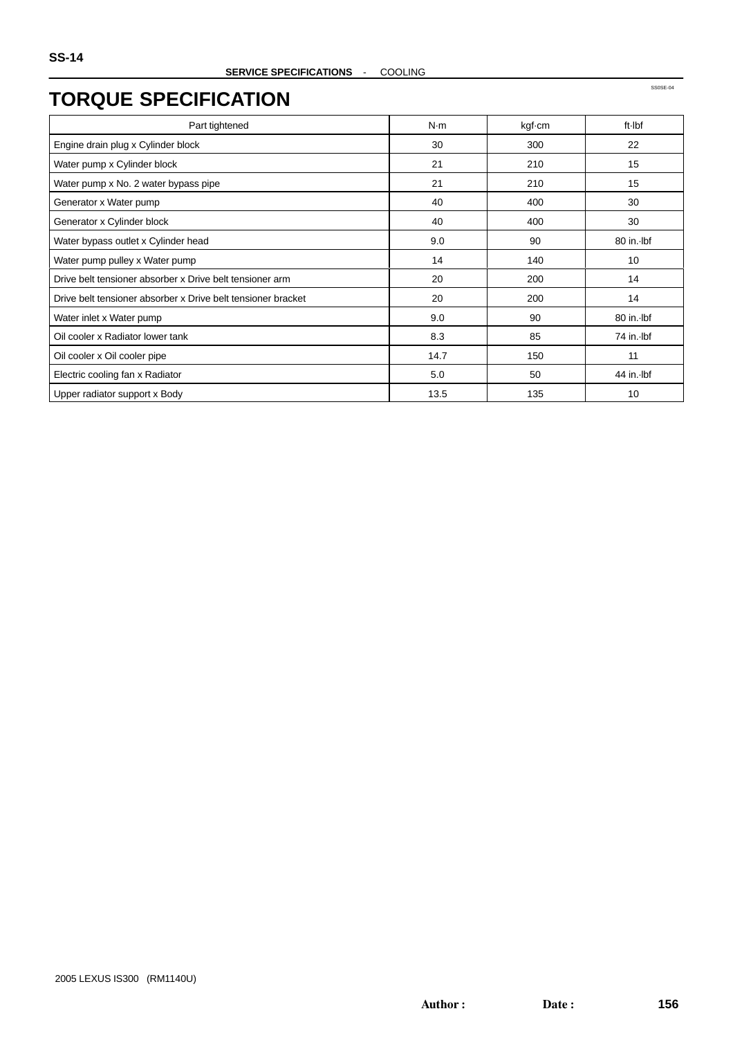# TORQUE SPECIFICATION

| Part tightened | N·m | kgf·cm | ft·lbf |
|---|---|---|---|
| Engine drain plug x Cylinder block | 30 | 300 | 22 |
| Water pump x Cylinder block | 21 | 210 | 15 |
| Water pump x No. 2 water bypass pipe | 21 | 210 | 15 |
| Generator x Water pump | 40 | 400 | 30 |
| Generator x Cylinder block | 40 | 400 | 30 |
| Water bypass outlet x Cylinder head | 9.0 | 90 | 80 in.·lbf |
| Water pump pulley x Water pump | 14 | 140 | 10 |
| Drive belt tensioner absorber x Drive belt tensioner arm | 20 | 200 | 14 |
| Drive belt tensioner absorber x Drive belt tensioner bracket | 20 | 200 | 14 |
| Water inlet x Water pump | 9.0 | 90 | 80 in.·lbf |
| Oil cooler x Radiator lower tank | 8.3 | 85 | 74 in.·lbf |
| Oil cooler x Oil cooler pipe | 14.7 | 150 | 11 |
| Electric cooling fan x Radiator | 5.0 | 50 | 44 in.·lbf |
| Upper radiator support x Body | 13.5 | 135 | 10 |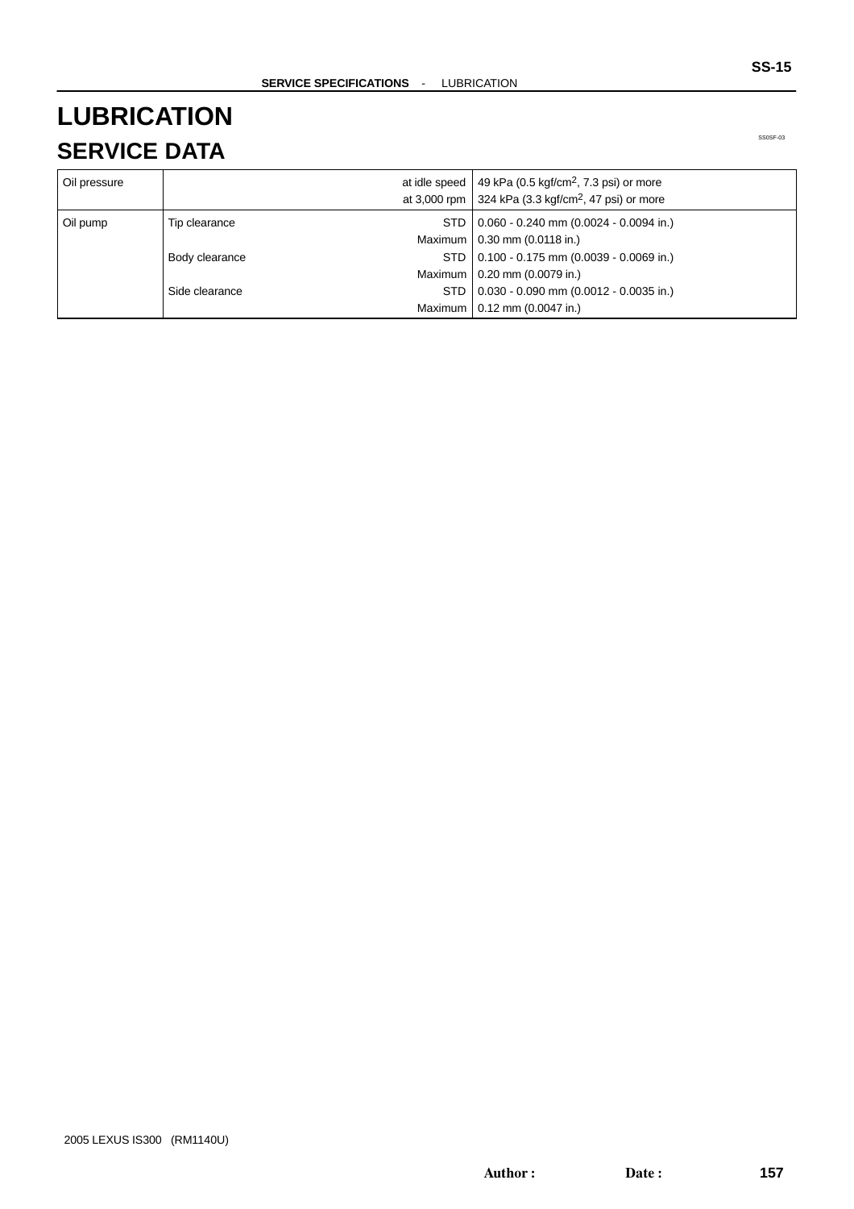# LUBRICATION

## SERVICE DATA

SS0SF-03

| | | | |
|---|---|---|---|
| Oil pressure | | at idle speed | 49 kPa (0.5 kgf/cm$^2$, 7.3 psi) or more |
| | | at 3,000 rpm | 324 kPa (3.3 kgf/cm$^2$, 47 psi) or more |
| Oil pump | Tip clearance | STD | 0.060 - 0.240 mm (0.0024 - 0.0094 in.) |
| | | Maximum | 0.30 mm (0.0118 in.) |
| | Body clearance | STD | 0.100 - 0.175 mm (0.0039 - 0.0069 in.) |
| | | Maximum | 0.20 mm (0.0079 in.) |
| | Side clearance | STD | 0.030 - 0.090 mm (0.0012 - 0.0035 in.) |
| | | Maximum | 0.12 mm (0.0047 in.) |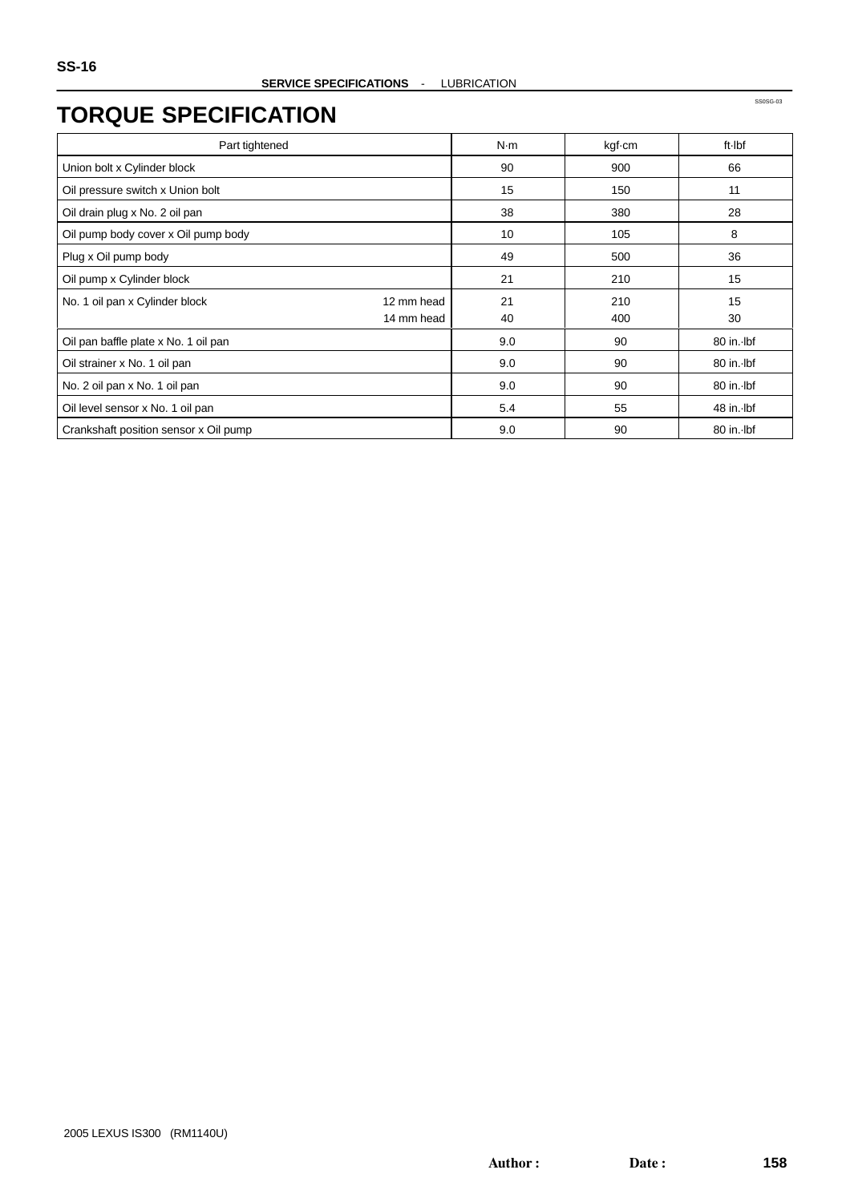# TORQUE SPECIFICATION

| Part tightened | | N·m | kgf·cm | ft·lbf |
|---|---|---|---|---|
| Union bolt x Cylinder block | | 90 | 900 | 66 |
| Oil pressure switch x Union bolt | | 15 | 150 | 11 |
| Oil drain plug x No. 2 oil pan | | 38 | 380 | 28 |
| Oil pump body cover x Oil pump body | | 10 | 105 | 8 |
| Plug x Oil pump body | | 49 | 500 | 36 |
| Oil pump x Cylinder block | | 21 | 210 | 15 |
| No. 1 oil pan x Cylinder block | 12 mm head | 21 | 210 | 15 |
| | 14 mm head | 40 | 400 | 30 |
| Oil pan baffle plate x No. 1 oil pan | | 9.0 | 90 | 80 in.·lbf |
| Oil strainer x No. 1 oil pan | | 9.0 | 90 | 80 in.·lbf |
| No. 2 oil pan x No. 1 oil pan | | 9.0 | 90 | 80 in.·lbf |
| Oil level sensor x No. 1 oil pan | | 5.4 | 55 | 48 in.·lbf |
| Crankshaft position sensor x Oil pump | | 9.0 | 90 | 80 in.·lbf |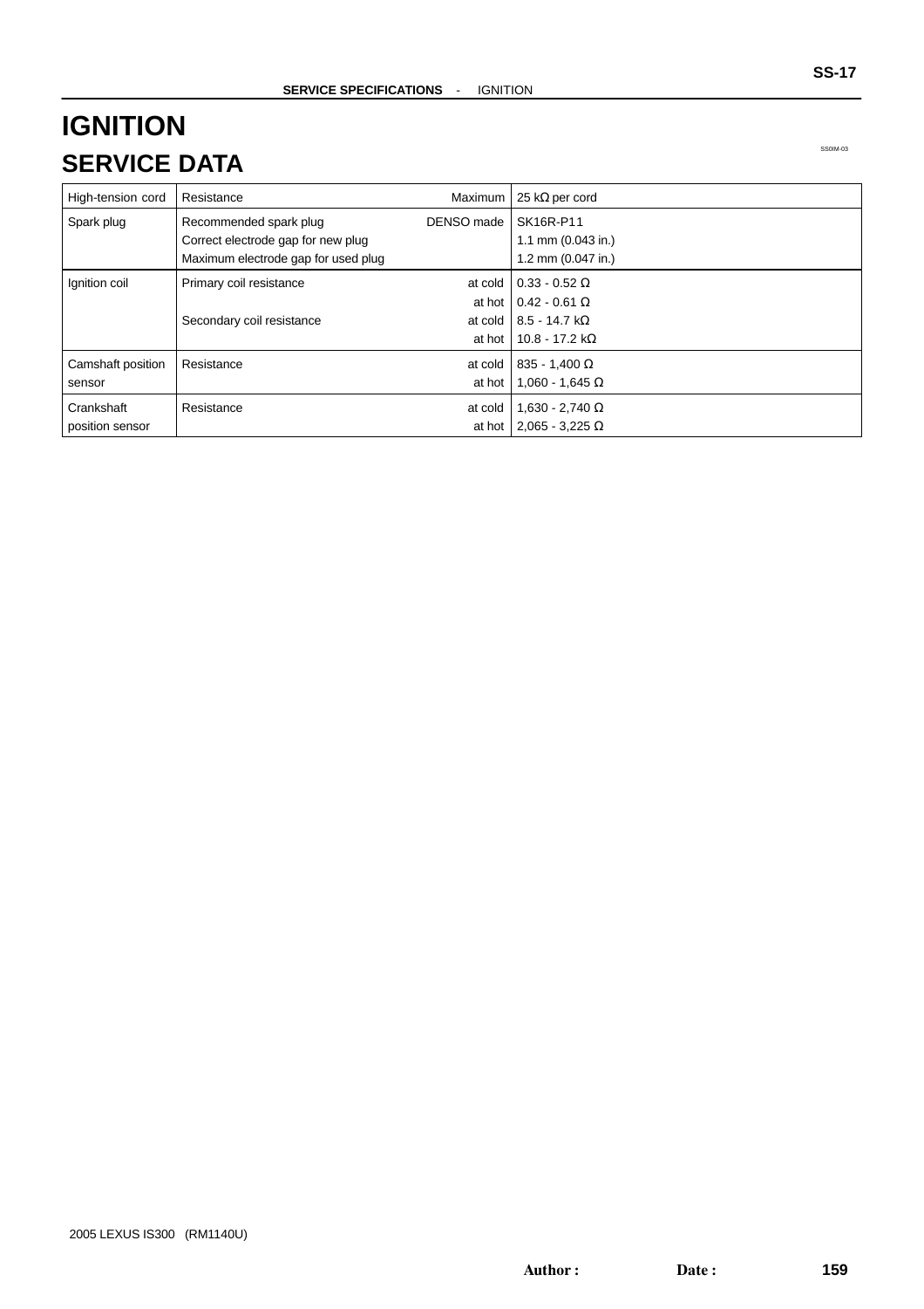# IGNITION

## SERVICE DATA

| | | | |
|---|---|---|---|
| High-tension cord | Resistance | Maximum | 25 kΩ per cord |
| Spark plug | Recommended spark plug | DENSO made | SK16R-P11 |
| | Correct electrode gap for new plug | | 1.1 mm (0.043 in.) |
| | Maximum electrode gap for used plug | | 1.2 mm (0.047 in.) |
| Ignition coil | Primary coil resistance | at cold | 0.33 - 0.52 Ω |
| | | at hot | 0.42 - 0.61 Ω |
| | Secondary coil resistance | at cold | 8.5 - 14.7 kΩ |
| | | at hot | 10.8 - 17.2 kΩ |
| Camshaft position sensor | Resistance | at cold | 835 - 1,400 Ω |
| | | at hot | 1,060 - 1,645 Ω |
| Crankshaft position sensor | Resistance | at cold | 1,630 - 2,740 Ω |
| | | at hot | 2,065 - 3,225 Ω |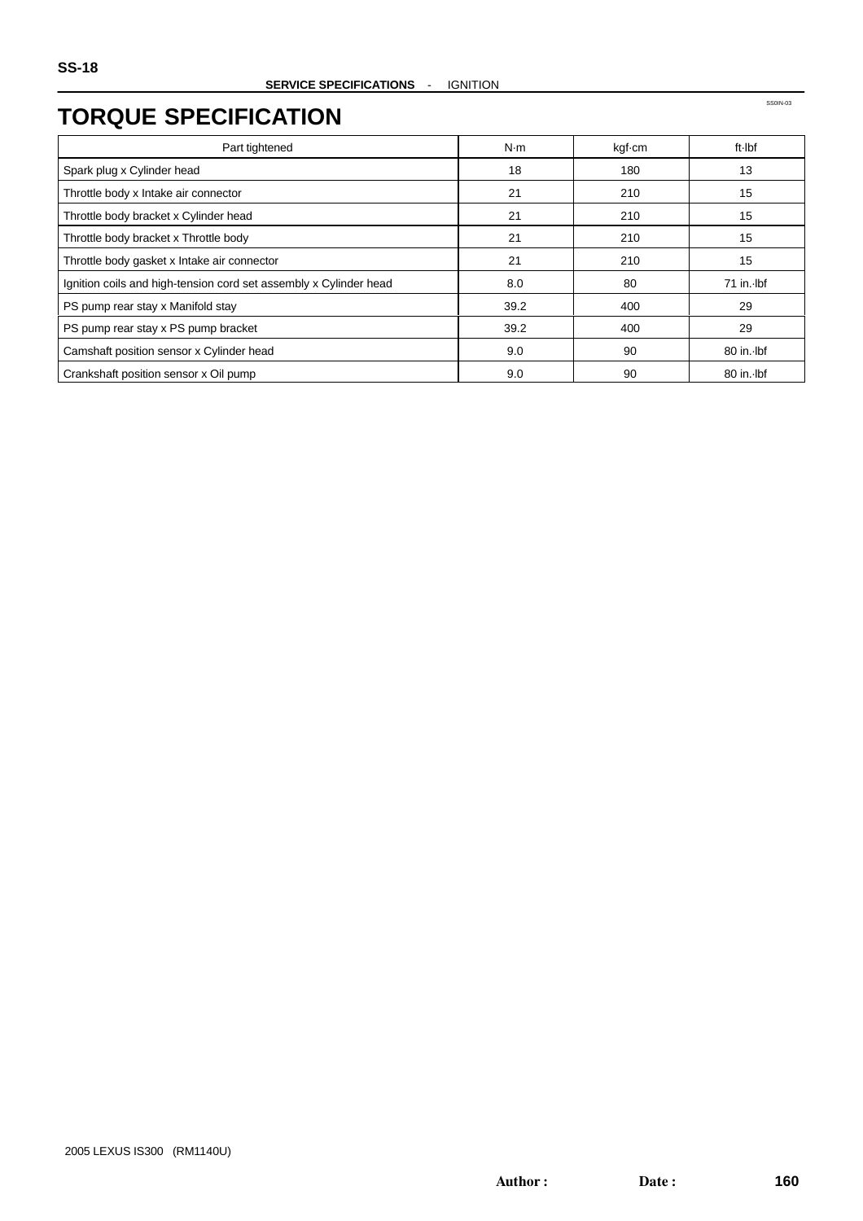# TORQUE SPECIFICATION

SS0IN-03

| Part tightened | N·m | kgf·cm | ft·lbf |
|---|---|---|---|
| Spark plug x Cylinder head | 18 | 180 | 13 |
| Throttle body x Intake air connector | 21 | 210 | 15 |
| Throttle body bracket x Cylinder head | 21 | 210 | 15 |
| Throttle body bracket x Throttle body | 21 | 210 | 15 |
| Throttle body gasket x Intake air connector | 21 | 210 | 15 |
| Ignition coils and high-tension cord set assembly x Cylinder head | 8.0 | 80 | 71 in.·lbf |
| PS pump rear stay x Manifold stay | 39.2 | 400 | 29 |
| PS pump rear stay x PS pump bracket | 39.2 | 400 | 29 |
| Camshaft position sensor x Cylinder head | 9.0 | 90 | 80 in.·lbf |
| Crankshaft position sensor x Oil pump | 9.0 | 90 | 80 in.·lbf |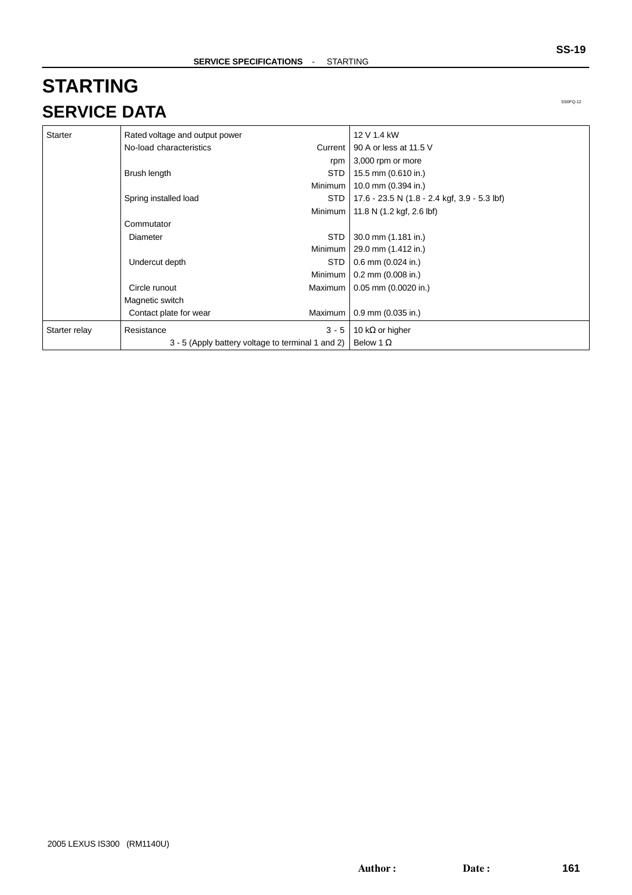# STARTING

## SERVICE DATA

| | | | |
|---|---|---|---|
| Starter | Rated voltage and output power | | 12 V 1.4 kW |
| | No-load characteristics | Current | 90 A or less at 11.5 V |
| | | rpm | 3,000 rpm or more |
| | Brush length | STD | 15.5 mm (0.610 in.) |
| | | Minimum | 10.0 mm (0.394 in.) |
| | Spring installed load | STD | 17.6 - 23.5 N (1.8 - 2.4 kgf, 3.9 - 5.3 lbf) |
| | | Minimum | 11.8 N (1.2 kgf, 2.6 lbf) |
| | Commutator | | |
| | Diameter | STD | 30.0 mm (1.181 in.) |
| | | Minimum | 29.0 mm (1.412 in.) |
| | Undercut depth | STD | 0.6 mm (0.024 in.) |
| | | Minimum | 0.2 mm (0.008 in.) |
| | Circle runout | Maximum | 0.05 mm (0.0020 in.) |
| | Magnetic switch | | |
| | Contact plate for wear | Maximum | 0.9 mm (0.035 in.) |
| Starter relay | Resistance | 3 - 5 | 10 kΩ or higher |
| | | 3 - 5 (Apply battery voltage to terminal 1 and 2) | Below 1 Ω |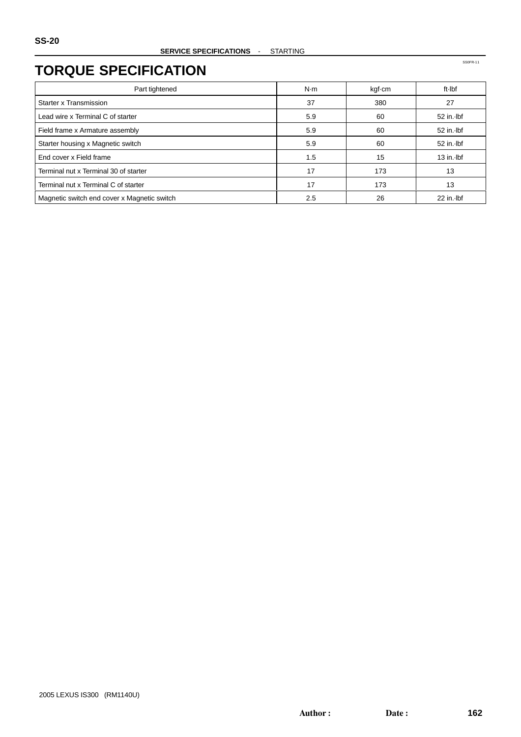# TORQUE SPECIFICATION

| Part tightened | N·m | kgf·cm | ft·lbf |
| --- | --- | --- | --- |
| Starter x Transmission | 37 | 380 | 27 |
| Lead wire x Terminal C of starter | 5.9 | 60 | 52 in.·lbf |
| Field frame x Armature assembly | 5.9 | 60 | 52 in.·lbf |
| Starter housing x Magnetic switch | 5.9 | 60 | 52 in.·lbf |
| End cover x Field frame | 1.5 | 15 | 13 in.·lbf |
| Terminal nut x Terminal 30 of starter | 17 | 173 | 13 |
| Terminal nut x Terminal C of starter | 17 | 173 | 13 |
| Magnetic switch end cover x Magnetic switch | 2.5 | 26 | 22 in.·lbf |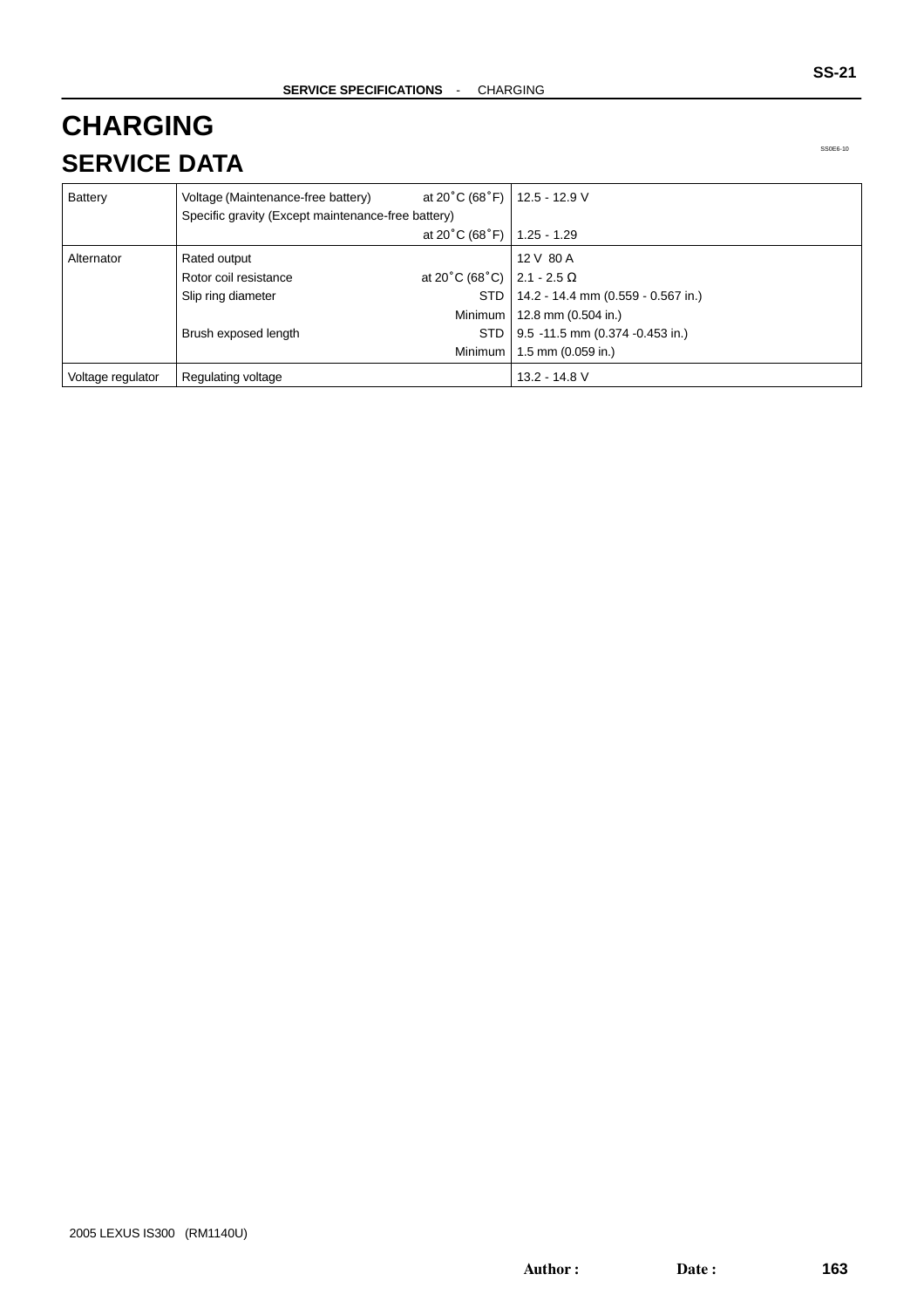# CHARGING

## SERVICE DATA

SS0E6-10

| | | | |
|---|---|---|---|
| Battery | Voltage (Maintenance-free battery) | at 20˚C (68˚F) | 12.5 - 12.9 V |
| | Specific gravity (Except maintenance-free battery) | at 20˚C (68˚F) | 1.25 - 1.29 |
| Alternator | Rated output | | 12 V 80 A |
| | Rotor coil resistance | at 20˚C (68˚C) | 2.1 - 2.5 Ω |
| | Slip ring diameter | STD | 14.2 - 14.4 mm (0.559 - 0.567 in.) |
| | | Minimum | 12.8 mm (0.504 in.) |
| | Brush exposed length | STD | 9.5 -11.5 mm (0.374 -0.453 in.) |
| | | Minimum | 1.5 mm (0.059 in.) |
| Voltage regulator | Regulating voltage | | 13.2 - 14.8 V |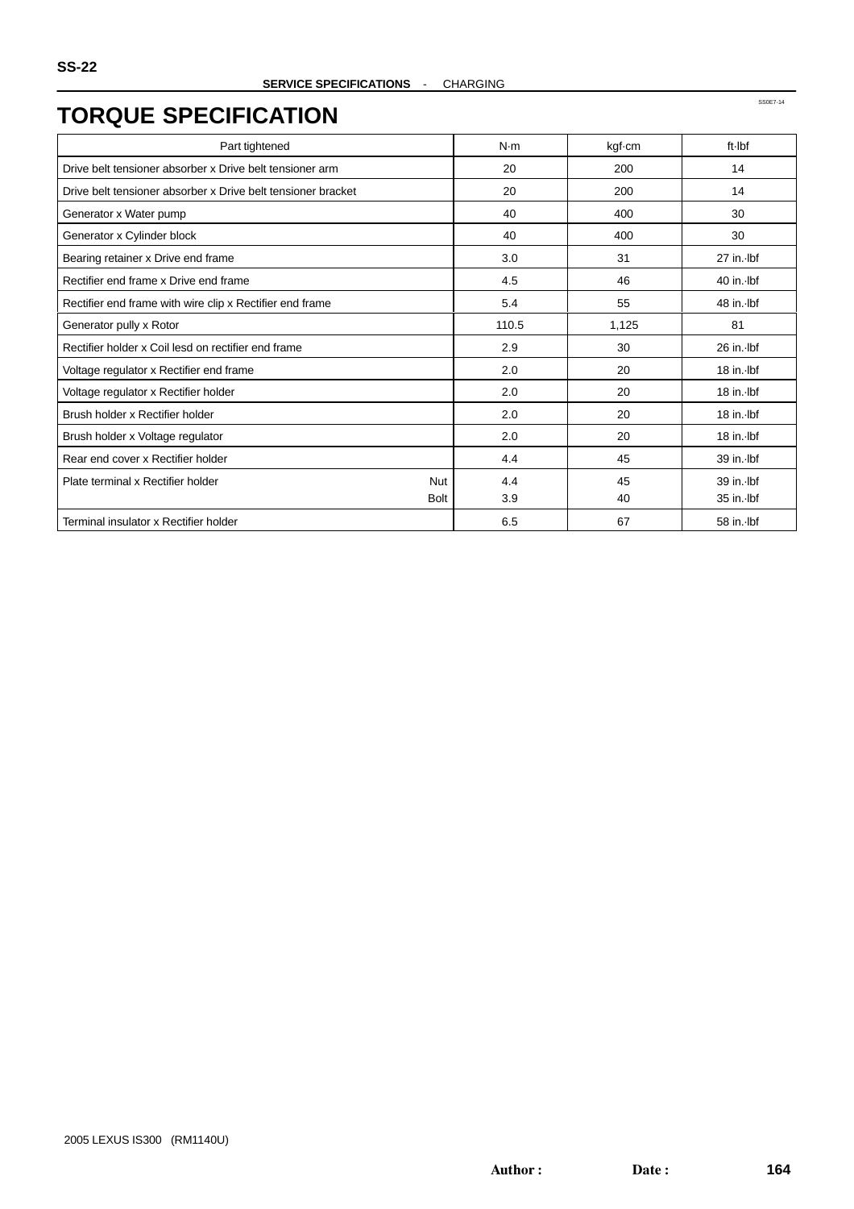# TORQUE SPECIFICATION

| Part tightened | | N·m | kgf·cm | ft·lbf |
|---|---|---|---|---|
| Drive belt tensioner absorber x Drive belt tensioner arm | | 20 | 200 | 14 |
| Drive belt tensioner absorber x Drive belt tensioner bracket | | 20 | 200 | 14 |
| Generator x Water pump | | 40 | 400 | 30 |
| Generator x Cylinder block | | 40 | 400 | 30 |
| Bearing retainer x Drive end frame | | 3.0 | 31 | 27 in.·lbf |
| Rectifier end frame x Drive end frame | | 4.5 | 46 | 40 in.·lbf |
| Rectifier end frame with wire clip x Rectifier end frame | | 5.4 | 55 | 48 in.·lbf |
| Generator pully x Rotor | | 110.5 | 1,125 | 81 |
| Rectifier holder x Coil lesd on rectifier end frame | | 2.9 | 30 | 26 in.·lbf |
| Voltage regulator x Rectifier end frame | | 2.0 | 20 | 18 in.·lbf |
| Voltage regulator x Rectifier holder | | 2.0 | 20 | 18 in.·lbf |
| Brush holder x Rectifier holder | | 2.0 | 20 | 18 in.·lbf |
| Brush holder x Voltage regulator | | 2.0 | 20 | 18 in.·lbf |
| Rear end cover x Rectifier holder | | 4.4 | 45 | 39 in.·lbf |
| Plate terminal x Rectifier holder | Nut | 4.4 | 45 | 39 in.·lbf |
| | Bolt | 3.9 | 40 | 35 in.·lbf |
| Terminal insulator x Rectifier holder | | 6.5 | 67 | 58 in.·lbf |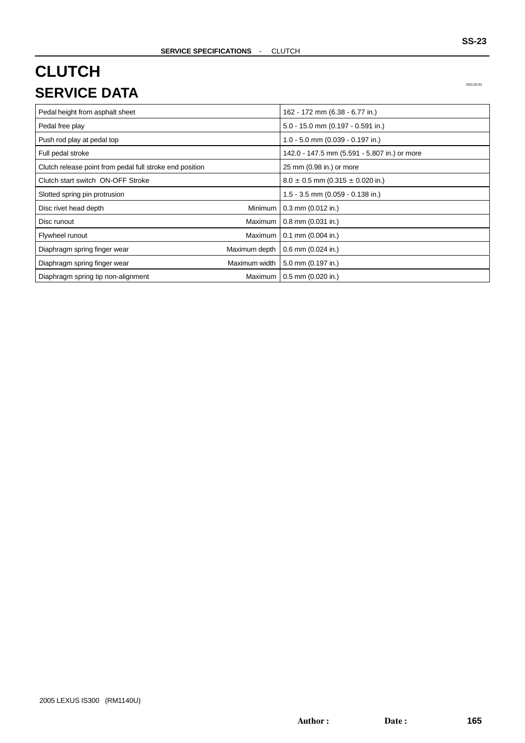# CLUTCH

## SERVICE DATA

SS1JS-01

| | | |
|---|---|---|
| Pedal height from asphalt sheet | | 162 - 172 mm (6.38 - 6.77 in.) |
| Pedal free play | | 5.0 - 15.0 mm (0.197 - 0.591 in.) |
| Push rod play at pedal top | | 1.0 - 5.0 mm (0.039 - 0.197 in.) |
| Full pedal stroke | | 142.0 - 147.5 mm (5.591 - 5.807 in.) or more |
| Clutch release point from pedal full stroke end position | | 25 mm (0.98 in.) or more |
| Clutch start switch ON-OFF Stroke | | $8.0 \pm 0.5$ mm ($0.315 \pm 0.020$ in.) |
| Slotted spring pin protrusion | | 1.5 - 3.5 mm (0.059 - 0.138 in.) |
| Disc rivet head depth | Minimum | 0.3 mm (0.012 in.) |
| Disc runout | Maximum | 0.8 mm (0.031 in.) |
| Flywheel runout | Maximum | 0.1 mm (0.004 in.) |
| Diaphragm spring finger wear | Maximum depth | 0.6 mm (0.024 in.) |
| Diaphragm spring finger wear | Maximum width | 5.0 mm (0.197 in.) |
| Diaphragm spring tip non-alignment | Maximum | 0.5 mm (0.020 in.) |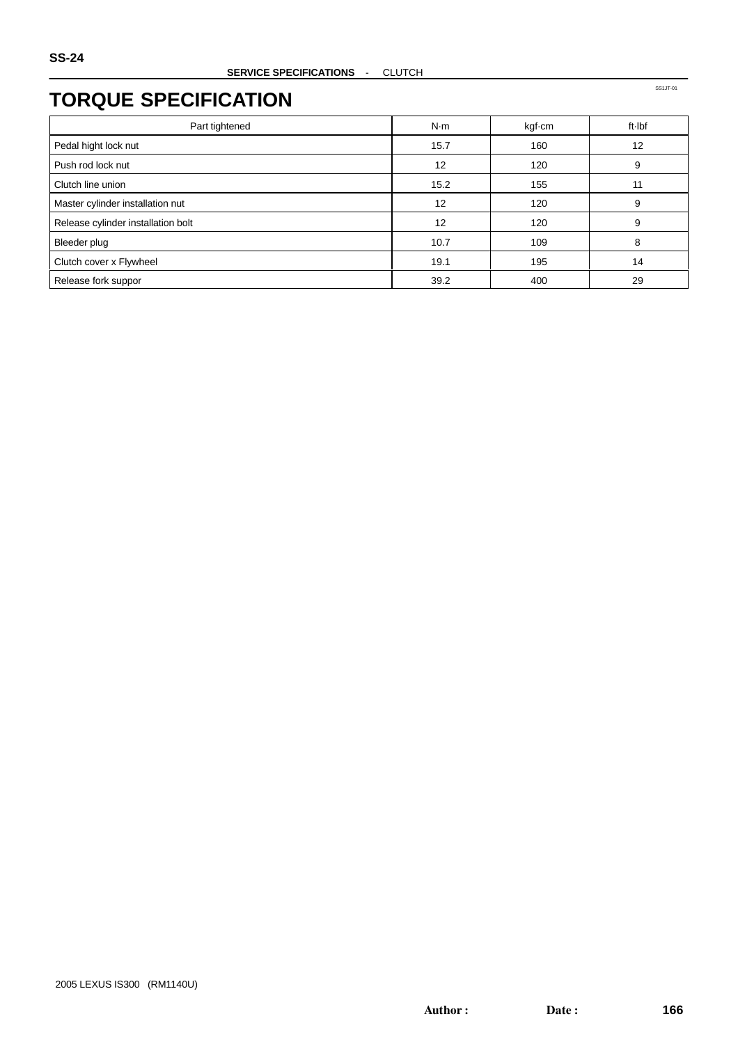# TORQUE SPECIFICATION

| Part tightened | N·m | kgf·cm | ft·lbf |
| --- | --- | --- | --- |
| Pedal hight lock nut | 15.7 | 160 | 12 |
| Push rod lock nut | 12 | 120 | 9 |
| Clutch line union | 15.2 | 155 | 11 |
| Master cylinder installation nut | 12 | 120 | 9 |
| Release cylinder installation bolt | 12 | 120 | 9 |
| Bleeder plug | 10.7 | 109 | 8 |
| Clutch cover x Flywheel | 19.1 | 195 | 14 |
| Release fork suppor | 39.2 | 400 | 29 |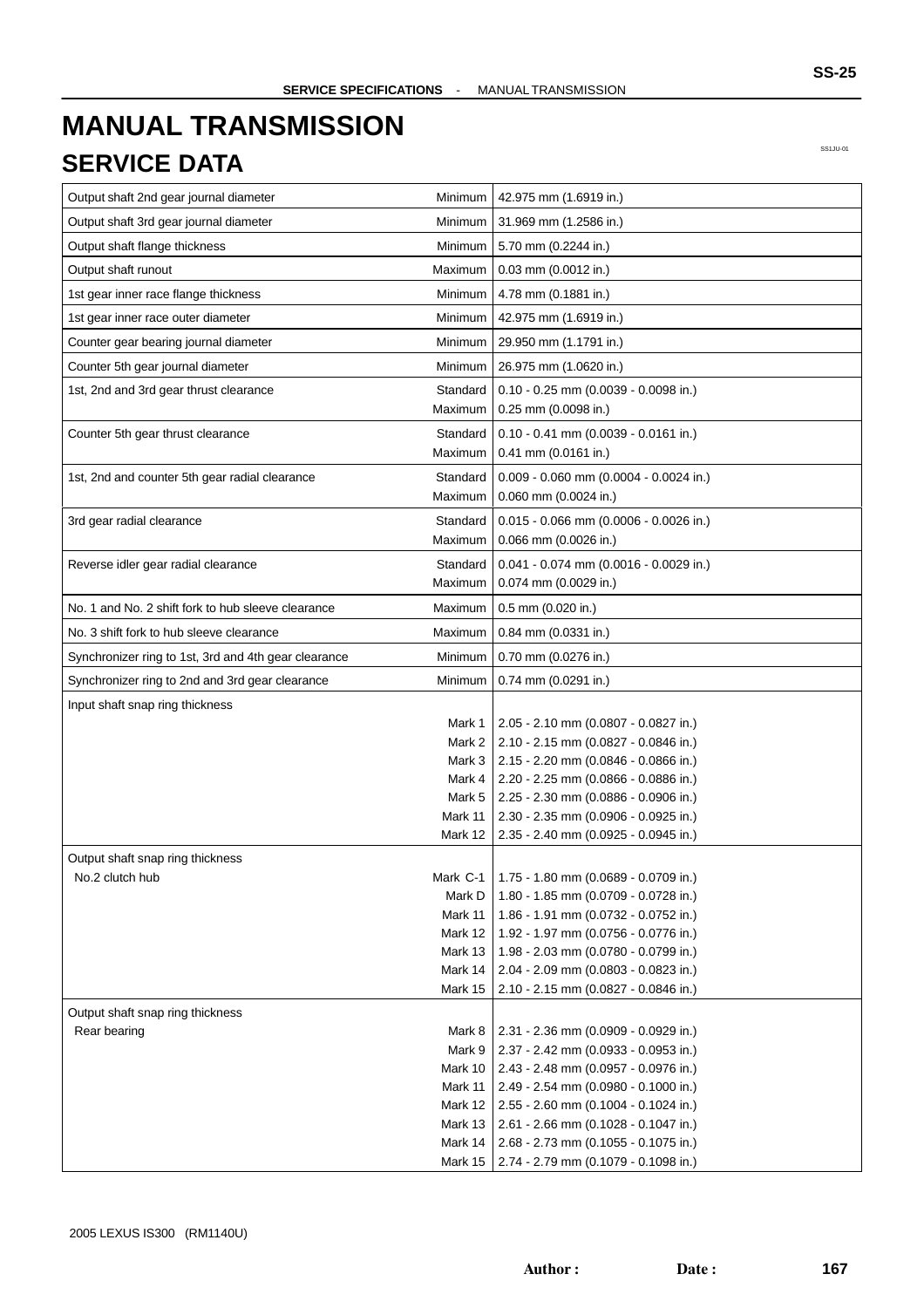# MANUAL TRANSMISSION

## SERVICE DATA

| Item | | Specification |
|---|---|---|
| Output shaft 2nd gear journal diameter | Minimum | 42.975 mm (1.6919 in.) |
| Output shaft 3rd gear journal diameter | Minimum | 31.969 mm (1.2586 in.) |
| Output shaft flange thickness | Minimum | 5.70 mm (0.2244 in.) |
| Output shaft runout | Maximum | 0.03 mm (0.0012 in.) |
| 1st gear inner race flange thickness | Minimum | 4.78 mm (0.1881 in.) |
| 1st gear inner race outer diameter | Minimum | 42.975 mm (1.6919 in.) |
| Counter gear bearing journal diameter | Minimum | 29.950 mm (1.1791 in.) |
| Counter 5th gear journal diameter | Minimum | 26.975 mm (1.0620 in.) |
| 1st, 2nd and 3rd gear thrust clearance | Standard | 0.10 - 0.25 mm (0.0039 - 0.0098 in.) |
| | Maximum | 0.25 mm (0.0098 in.) |
| Counter 5th gear thrust clearance | Standard | 0.10 - 0.41 mm (0.0039 - 0.0161 in.) |
| | Maximum | 0.41 mm (0.0161 in.) |
| 1st, 2nd and counter 5th gear radial clearance | Standard | 0.009 - 0.060 mm (0.0004 - 0.0024 in.) |
| | Maximum | 0.060 mm (0.0024 in.) |
| 3rd gear radial clearance | Standard | 0.015 - 0.066 mm (0.0006 - 0.0026 in.) |
| | Maximum | 0.066 mm (0.0026 in.) |
| Reverse idler gear radial clearance | Standard | 0.041 - 0.074 mm (0.0016 - 0.0029 in.) |
| | Maximum | 0.074 mm (0.0029 in.) |
| No. 1 and No. 2 shift fork to hub sleeve clearance | Maximum | 0.5 mm (0.020 in.) |
| No. 3 shift fork to hub sleeve clearance | Maximum | 0.84 mm (0.0331 in.) |
| Synchronizer ring to 1st, 3rd and 4th gear clearance | Minimum | 0.70 mm (0.0276 in.) |
| Synchronizer ring to 2nd and 3rd gear clearance | Minimum | 0.74 mm (0.0291 in.) |
| Input shaft snap ring thickness | | |
| | Mark 1 | 2.05 - 2.10 mm (0.0807 - 0.0827 in.) |
| | Mark 2 | 2.10 - 2.15 mm (0.0827 - 0.0846 in.) |
| | Mark 3 | 2.15 - 2.20 mm (0.0846 - 0.0866 in.) |
| | Mark 4 | 2.20 - 2.25 mm (0.0866 - 0.0886 in.) |
| | Mark 5 | 2.25 - 2.30 mm (0.0886 - 0.0906 in.) |
| | Mark 11 | 2.30 - 2.35 mm (0.0906 - 0.0925 in.) |
| | Mark 12 | 2.35 - 2.40 mm (0.0925 - 0.0945 in.) |
| Output shaft snap ring thickness | | |
| No.2 clutch hub | Mark C-1 | 1.75 - 1.80 mm (0.0689 - 0.0709 in.) |
| | Mark D | 1.80 - 1.85 mm (0.0709 - 0.0728 in.) |
| | Mark 11 | 1.86 - 1.91 mm (0.0732 - 0.0752 in.) |
| | Mark 12 | 1.92 - 1.97 mm (0.0756 - 0.0776 in.) |
| | Mark 13 | 1.98 - 2.03 mm (0.0780 - 0.0799 in.) |
| | Mark 14 | 2.04 - 2.09 mm (0.0803 - 0.0823 in.) |
| | Mark 15 | 2.10 - 2.15 mm (0.0827 - 0.0846 in.) |
| Output shaft snap ring thickness | | |
| Rear bearing | Mark 8 | 2.31 - 2.36 mm (0.0909 - 0.0929 in.) |
| | Mark 9 | 2.37 - 2.42 mm (0.0933 - 0.0953 in.) |
| | Mark 10 | 2.43 - 2.48 mm (0.0957 - 0.0976 in.) |
| | Mark 11 | 2.49 - 2.54 mm (0.0980 - 0.1000 in.) |
| | Mark 12 | 2.55 - 2.60 mm (0.1004 - 0.1024 in.) |
| | Mark 13 | 2.61 - 2.66 mm (0.1028 - 0.1047 in.) |
| | Mark 14 | 2.68 - 2.73 mm (0.1055 - 0.1075 in.) |
| | Mark 15 | 2.74 - 2.79 mm (0.1079 - 0.1098 in.) |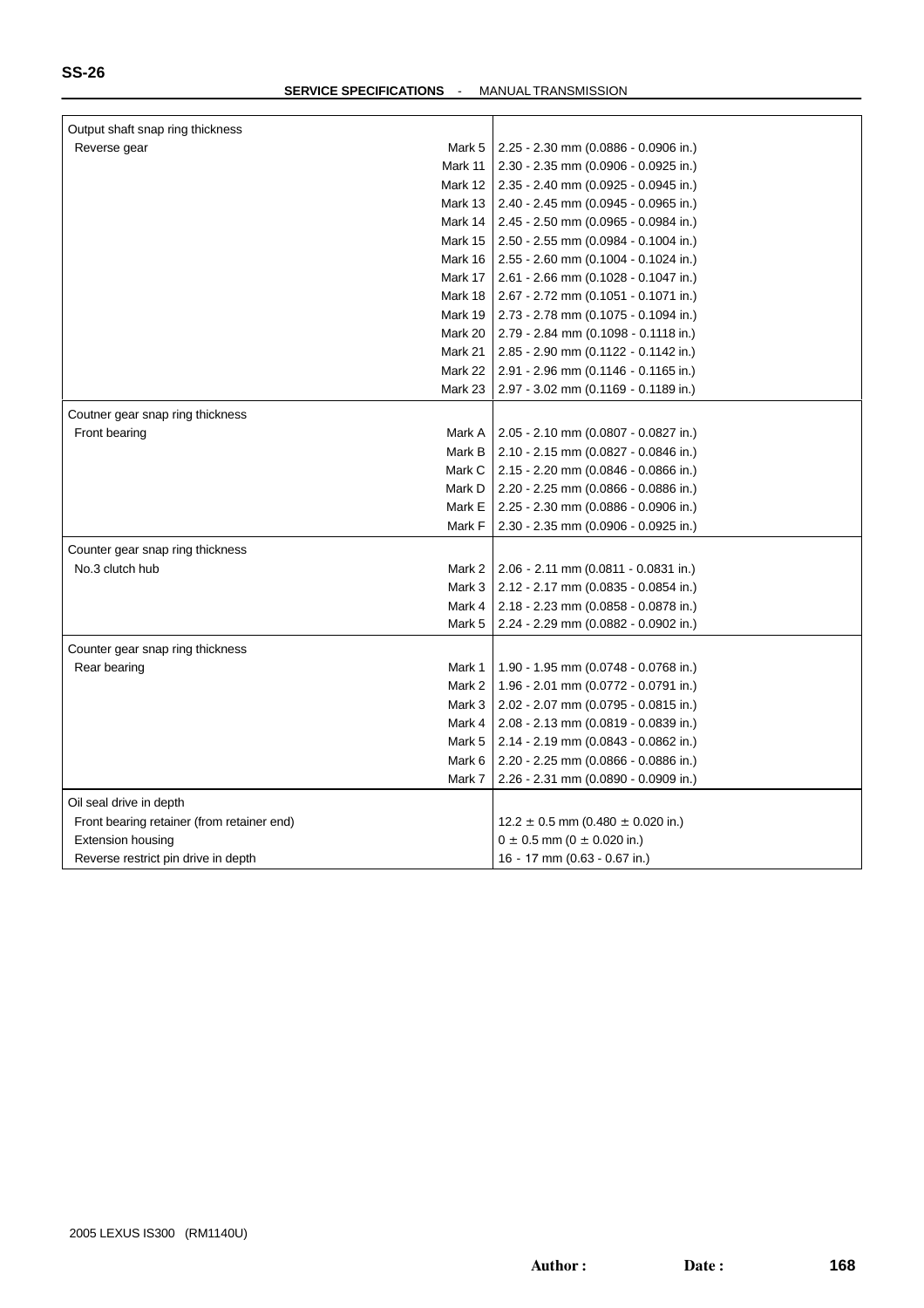## SERVICE SPECIFICATIONS - MANUAL TRANSMISSION

| | | |
|---|---|---|
| Output shaft snap ring thickness | | |
| Reverse gear | Mark 5 | 2.25 - 2.30 mm (0.0886 - 0.0906 in.) |
| | Mark 11 | 2.30 - 2.35 mm (0.0906 - 0.0925 in.) |
| | Mark 12 | 2.35 - 2.40 mm (0.0925 - 0.0945 in.) |
| | Mark 13 | 2.40 - 2.45 mm (0.0945 - 0.0965 in.) |
| | Mark 14 | 2.45 - 2.50 mm (0.0965 - 0.0984 in.) |
| | Mark 15 | 2.50 - 2.55 mm (0.0984 - 0.1004 in.) |
| | Mark 16 | 2.55 - 2.60 mm (0.1004 - 0.1024 in.) |
| | Mark 17 | 2.61 - 2.66 mm (0.1028 - 0.1047 in.) |
| | Mark 18 | 2.67 - 2.72 mm (0.1051 - 0.1071 in.) |
| | Mark 19 | 2.73 - 2.78 mm (0.1075 - 0.1094 in.) |
| | Mark 20 | 2.79 - 2.84 mm (0.1098 - 0.1118 in.) |
| | Mark 21 | 2.85 - 2.90 mm (0.1122 - 0.1142 in.) |
| | Mark 22 | 2.91 - 2.96 mm (0.1146 - 0.1165 in.) |
| | Mark 23 | 2.97 - 3.02 mm (0.1169 - 0.1189 in.) |
| Coutner gear snap ring thickness | | |
| Front bearing | Mark A | 2.05 - 2.10 mm (0.0807 - 0.0827 in.) |
| | Mark B | 2.10 - 2.15 mm (0.0827 - 0.0846 in.) |
| | Mark C | 2.15 - 2.20 mm (0.0846 - 0.0866 in.) |
| | Mark D | 2.20 - 2.25 mm (0.0866 - 0.0886 in.) |
| | Mark E | 2.25 - 2.30 mm (0.0886 - 0.0906 in.) |
| | Mark F | 2.30 - 2.35 mm (0.0906 - 0.0925 in.) |
| Counter gear snap ring thickness | | |
| No.3 clutch hub | Mark 2 | 2.06 - 2.11 mm (0.0811 - 0.0831 in.) |
| | Mark 3 | 2.12 - 2.17 mm (0.0835 - 0.0854 in.) |
| | Mark 4 | 2.18 - 2.23 mm (0.0858 - 0.0878 in.) |
| | Mark 5 | 2.24 - 2.29 mm (0.0882 - 0.0902 in.) |
| Counter gear snap ring thickness | | |
| Rear bearing | Mark 1 | 1.90 - 1.95 mm (0.0748 - 0.0768 in.) |
| | Mark 2 | 1.96 - 2.01 mm (0.0772 - 0.0791 in.) |
| | Mark 3 | 2.02 - 2.07 mm (0.0795 - 0.0815 in.) |
| | Mark 4 | 2.08 - 2.13 mm (0.0819 - 0.0839 in.) |
| | Mark 5 | 2.14 - 2.19 mm (0.0843 - 0.0862 in.) |
| | Mark 6 | 2.20 - 2.25 mm (0.0866 - 0.0886 in.) |
| | Mark 7 | 2.26 - 2.31 mm (0.0890 - 0.0909 in.) |
| Oil seal drive in depth | | |
| Front bearing retainer (from retainer end) | | 12.2 ± 0.5 mm (0.480 ± 0.020 in.) |
| Extension housing | | 0 ± 0.5 mm (0 ± 0.020 in.) |
| Reverse restrict pin drive in depth | | 16 - 17 mm (0.63 - 0.67 in.) |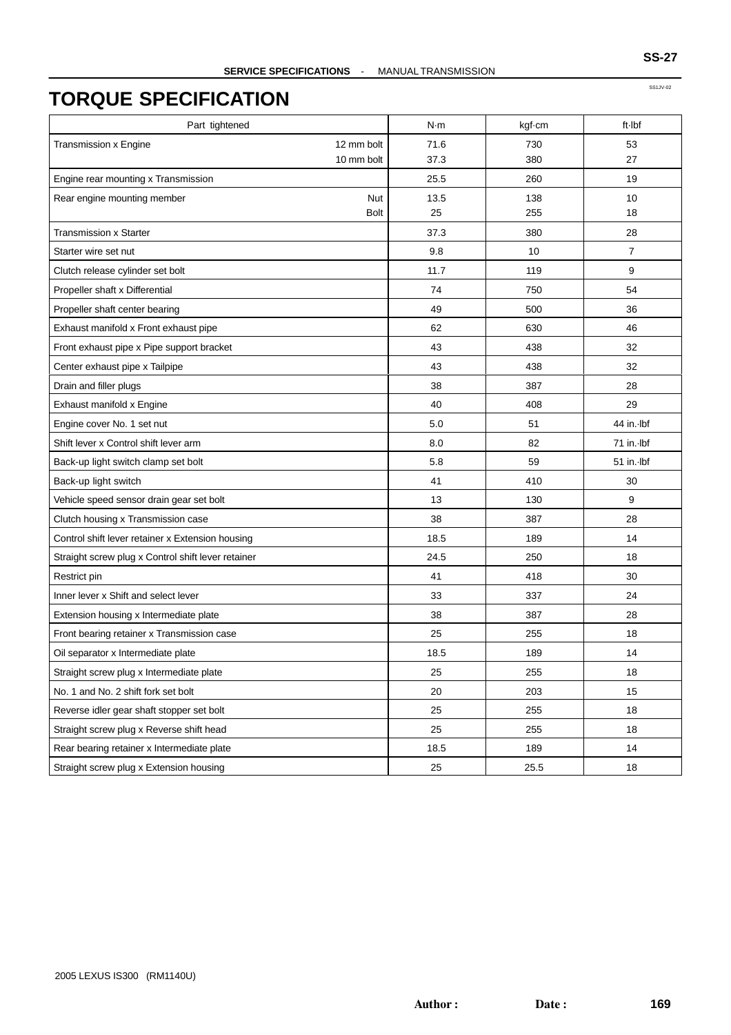# TORQUE SPECIFICATION

| Part tightened | | N·m | kgf·cm | ft·lbf |
|---|---|---|---|---|
| Transmission x Engine | 12 mm bolt | 71.6 | 730 | 53 |
| | 10 mm bolt | 37.3 | 380 | 27 |
| Engine rear mounting x Transmission | | 25.5 | 260 | 19 |
| Rear engine mounting member | Nut | 13.5 | 138 | 10 |
| | Bolt | 25 | 255 | 18 |
| Transmission x Starter | | 37.3 | 380 | 28 |
| Starter wire set nut | | 9.8 | 10 | 7 |
| Clutch release cylinder set bolt | | 11.7 | 119 | 9 |
| Propeller shaft x Differential | | 74 | 750 | 54 |
| Propeller shaft center bearing | | 49 | 500 | 36 |
| Exhaust manifold x Front exhaust pipe | | 62 | 630 | 46 |
| Front exhaust pipe x Pipe support bracket | | 43 | 438 | 32 |
| Center exhaust pipe x Tailpipe | | 43 | 438 | 32 |
| Drain and filler plugs | | 38 | 387 | 28 |
| Exhaust manifold x Engine | | 40 | 408 | 29 |
| Engine cover No. 1 set nut | | 5.0 | 51 | 44 in.·lbf |
| Shift lever x Control shift lever arm | | 8.0 | 82 | 71 in.·lbf |
| Back-up light switch clamp set bolt | | 5.8 | 59 | 51 in.·lbf |
| Back-up light switch | | 41 | 410 | 30 |
| Vehicle speed sensor drain gear set bolt | | 13 | 130 | 9 |
| Clutch housing x Transmission case | | 38 | 387 | 28 |
| Control shift lever retainer x Extension housing | | 18.5 | 189 | 14 |
| Straight screw plug x Control shift lever retainer | | 24.5 | 250 | 18 |
| Restrict pin | | 41 | 418 | 30 |
| Inner lever x Shift and select lever | | 33 | 337 | 24 |
| Extension housing x Intermediate plate | | 38 | 387 | 28 |
| Front bearing retainer x Transmission case | | 25 | 255 | 18 |
| Oil separator x Intermediate plate | | 18.5 | 189 | 14 |
| Straight screw plug x Intermediate plate | | 25 | 255 | 18 |
| No. 1 and No. 2 shift fork set bolt | | 20 | 203 | 15 |
| Reverse idler gear shaft stopper set bolt | | 25 | 255 | 18 |
| Straight screw plug x Reverse shift head | | 25 | 255 | 18 |
| Rear bearing retainer x Intermediate plate | | 18.5 | 189 | 14 |
| Straight screw plug x Extension housing | | 25 | 25.5 | 18 |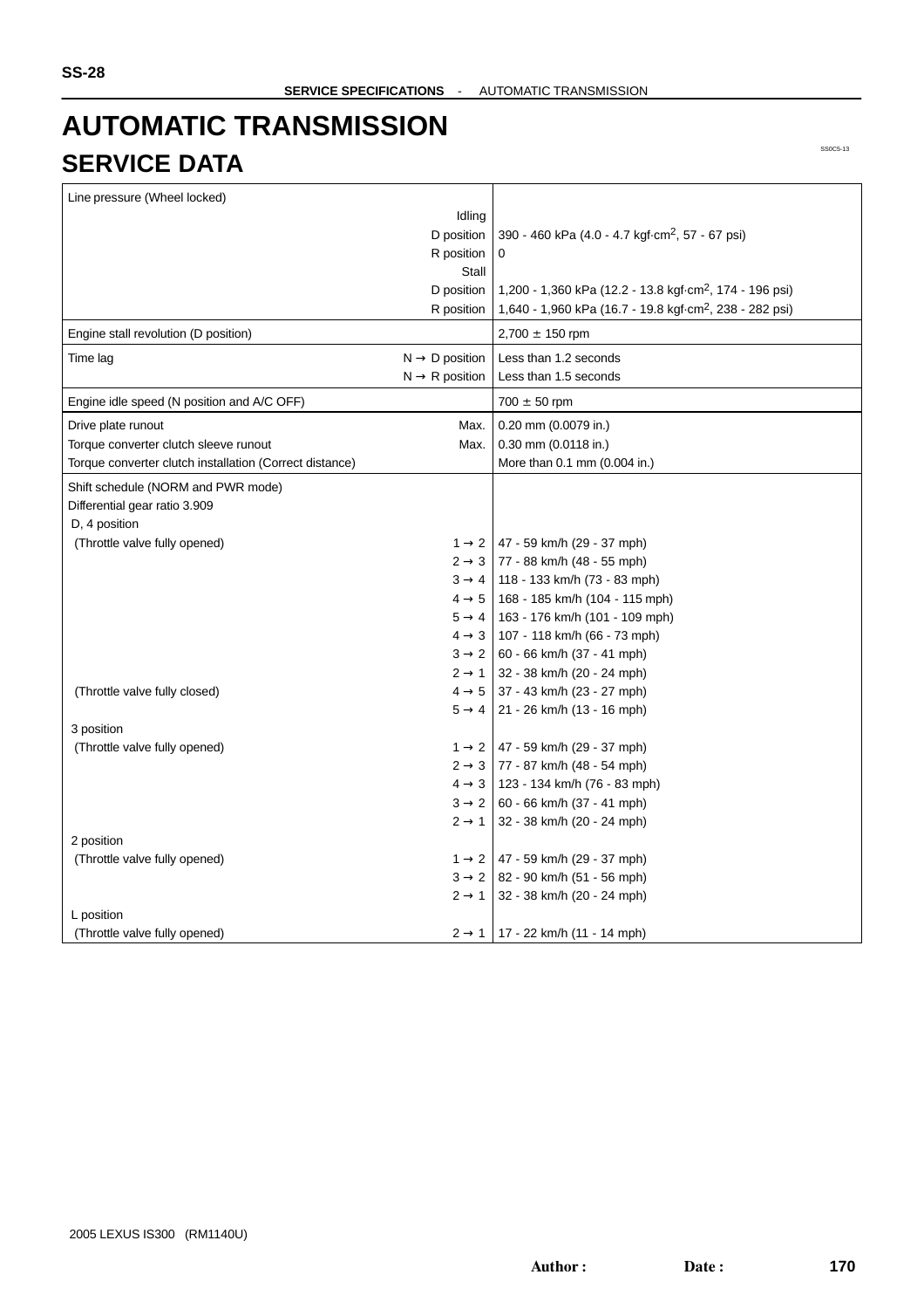# AUTOMATIC TRANSMISSION

## SERVICE DATA

SS0C5-13

| Item | Condition | Specification |
|---|---|---|
| Line pressure (Wheel locked) | | |
| | Idling | |
| | D position | 390 - 460 kPa (4.0 - 4.7 kgf·cm$^2$, 57 - 67 psi) |
| | R position | 0 |
| | Stall | |
| | D position | 1,200 - 1,360 kPa (12.2 - 13.8 kgf·cm$^2$, 174 - 196 psi) |
| | R position | 1,640 - 1,960 kPa (16.7 - 19.8 kgf·cm$^2$, 238 - 282 psi) |
| Engine stall revolution (D position) | | 2,700 ± 150 rpm |
| Time lag | N → D position | Less than 1.2 seconds |
| | N → R position | Less than 1.5 seconds |
| Engine idle speed (N position and A/C OFF) | | 700 ± 50 rpm |
| Drive plate runout | Max. | 0.20 mm (0.0079 in.) |
| Torque converter clutch sleeve runout | Max. | 0.30 mm (0.0118 in.) |
| Torque converter clutch installation (Correct distance) | | More than 0.1 mm (0.004 in.) |
| Shift schedule (NORM and PWR mode) | | |
| Differential gear ratio 3.909 | | |
| D, 4 position | | |
| (Throttle valve fully opened) | 1 → 2 | 47 - 59 km/h (29 - 37 mph) |
| | 2 → 3 | 77 - 88 km/h (48 - 55 mph) |
| | 3 → 4 | 118 - 133 km/h (73 - 83 mph) |
| | 4 → 5 | 168 - 185 km/h (104 - 115 mph) |
| | 5 → 4 | 163 - 176 km/h (101 - 109 mph) |
| | 4 → 3 | 107 - 118 km/h (66 - 73 mph) |
| | 3 → 2 | 60 - 66 km/h (37 - 41 mph) |
| | 2 → 1 | 32 - 38 km/h (20 - 24 mph) |
| (Throttle valve fully closed) | 4 → 5 | 37 - 43 km/h (23 - 27 mph) |
| | 5 → 4 | 21 - 26 km/h (13 - 16 mph) |
| 3 position | | |
| (Throttle valve fully opened) | 1 → 2 | 47 - 59 km/h (29 - 37 mph) |
| | 2 → 3 | 77 - 87 km/h (48 - 54 mph) |
| | 4 → 3 | 123 - 134 km/h (76 - 83 mph) |
| | 3 → 2 | 60 - 66 km/h (37 - 41 mph) |
| | 2 → 1 | 32 - 38 km/h (20 - 24 mph) |
| 2 position | | |
| (Throttle valve fully opened) | 1 → 2 | 47 - 59 km/h (29 - 37 mph) |
| | 3 → 2 | 82 - 90 km/h (51 - 56 mph) |
| | 2 → 1 | 32 - 38 km/h (20 - 24 mph) |
| L position | | |
| (Throttle valve fully opened) | 2 → 1 | 17 - 22 km/h (11 - 14 mph) |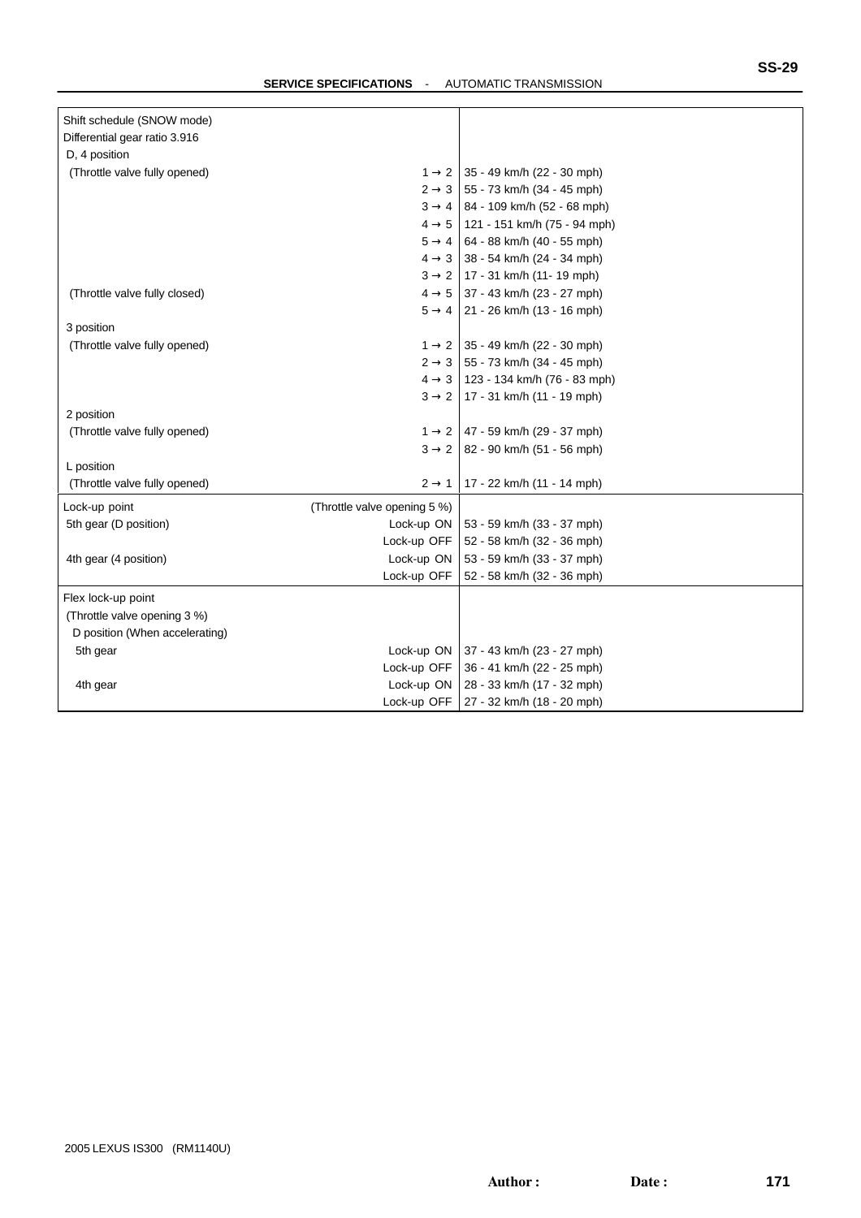| | | |
|---|---|---|
| Shift schedule (SNOW mode) | | |
| Differential gear ratio 3.916 | | |
| D, 4 position | | |
| (Throttle valve fully opened) | 1 → 2 | 35 - 49 km/h (22 - 30 mph) |
| | 2 → 3 | 55 - 73 km/h (34 - 45 mph) |
| | 3 → 4 | 84 - 109 km/h (52 - 68 mph) |
| | 4 → 5 | 121 - 151 km/h (75 - 94 mph) |
| | 5 → 4 | 64 - 88 km/h (40 - 55 mph) |
| | 4 → 3 | 38 - 54 km/h (24 - 34 mph) |
| | 3 → 2 | 17 - 31 km/h (11- 19 mph) |
| (Throttle valve fully closed) | 4 → 5 | 37 - 43 km/h (23 - 27 mph) |
| | 5 → 4 | 21 - 26 km/h (13 - 16 mph) |
| 3 position | | |
| (Throttle valve fully opened) | 1 → 2 | 35 - 49 km/h (22 - 30 mph) |
| | 2 → 3 | 55 - 73 km/h (34 - 45 mph) |
| | 4 → 3 | 123 - 134 km/h (76 - 83 mph) |
| | 3 → 2 | 17 - 31 km/h (11 - 19 mph) |
| 2 position | | |
| (Throttle valve fully opened) | 1 → 2 | 47 - 59 km/h (29 - 37 mph) |
| | 3 → 2 | 82 - 90 km/h (51 - 56 mph) |
| L position | | |
| (Throttle valve fully opened) | 2 → 1 | 17 - 22 km/h (11 - 14 mph) |
| Lock-up point | (Throttle valve opening 5 %) | |
| 5th gear (D position) | Lock-up ON | 53 - 59 km/h (33 - 37 mph) |
| | Lock-up OFF | 52 - 58 km/h (32 - 36 mph) |
| 4th gear (4 position) | Lock-up ON | 53 - 59 km/h (33 - 37 mph) |
| | Lock-up OFF | 52 - 58 km/h (32 - 36 mph) |
| Flex lock-up point | | |
| (Throttle valve opening 3 %) | | |
| D position (When accelerating) | | |
| 5th gear | Lock-up ON | 37 - 43 km/h (23 - 27 mph) |
| | Lock-up OFF | 36 - 41 km/h (22 - 25 mph) |
| 4th gear | Lock-up ON | 28 - 33 km/h (17 - 32 mph) |
| | Lock-up OFF | 27 - 32 km/h (18 - 20 mph) |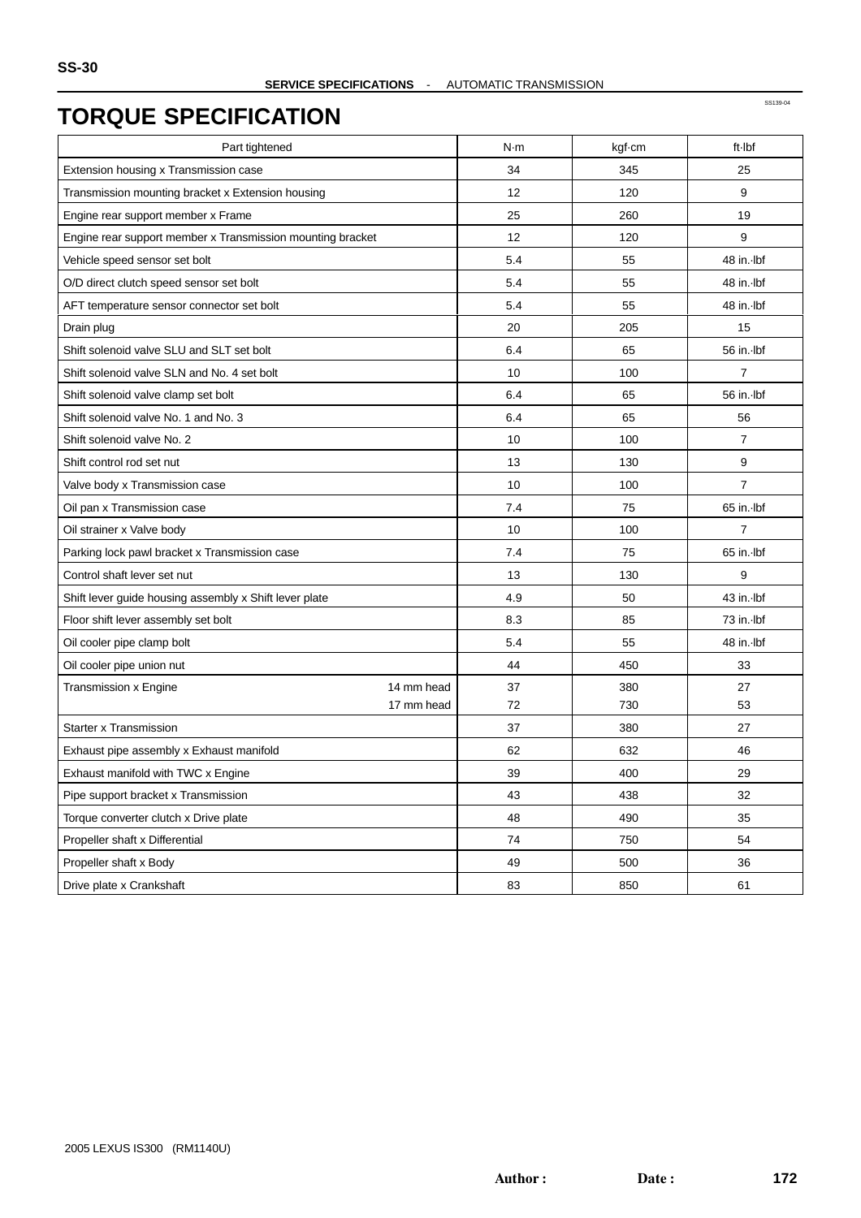SERVICE SPECIFICATIONS - AUTOMATIC TRANSMISSION

# TORQUE SPECIFICATION

SS139-04

| Part tightened | | N·m | kgf·cm | ft·lbf |
|---|---|---|---|---|
| Extension housing x Transmission case | | 34 | 345 | 25 |
| Transmission mounting bracket x Extension housing | | 12 | 120 | 9 |
| Engine rear support member x Frame | | 25 | 260 | 19 |
| Engine rear support member x Transmission mounting bracket | | 12 | 120 | 9 |
| Vehicle speed sensor set bolt | | 5.4 | 55 | 48 in.·lbf |
| O/D direct clutch speed sensor set bolt | | 5.4 | 55 | 48 in.·lbf |
| AFT temperature sensor connector set bolt | | 5.4 | 55 | 48 in.·lbf |
| Drain plug | | 20 | 205 | 15 |
| Shift solenoid valve SLU and SLT set bolt | | 6.4 | 65 | 56 in.·lbf |
| Shift solenoid valve SLN and No. 4 set bolt | | 10 | 100 | 7 |
| Shift solenoid valve clamp set bolt | | 6.4 | 65 | 56 in.·lbf |
| Shift solenoid valve No. 1 and No. 3 | | 6.4 | 65 | 56 |
| Shift solenoid valve No. 2 | | 10 | 100 | 7 |
| Shift control rod set nut | | 13 | 130 | 9 |
| Valve body x Transmission case | | 10 | 100 | 7 |
| Oil pan x Transmission case | | 7.4 | 75 | 65 in.·lbf |
| Oil strainer x Valve body | | 10 | 100 | 7 |
| Parking lock pawl bracket x Transmission case | | 7.4 | 75 | 65 in.·lbf |
| Control shaft lever set nut | | 13 | 130 | 9 |
| Shift lever guide housing assembly x Shift lever plate | | 4.9 | 50 | 43 in.·lbf |
| Floor shift lever assembly set bolt | | 8.3 | 85 | 73 in.·lbf |
| Oil cooler pipe clamp bolt | | 5.4 | 55 | 48 in.·lbf |
| Oil cooler pipe union nut | | 44 | 450 | 33 |
| Transmission x Engine | 14 mm head | 37 | 380 | 27 |
| | 17 mm head | 72 | 730 | 53 |
| Starter x Transmission | | 37 | 380 | 27 |
| Exhaust pipe assembly x Exhaust manifold | | 62 | 632 | 46 |
| Exhaust manifold with TWC x Engine | | 39 | 400 | 29 |
| Pipe support bracket x Transmission | | 43 | 438 | 32 |
| Torque converter clutch x Drive plate | | 48 | 490 | 35 |
| Propeller shaft x Differential | | 74 | 750 | 54 |
| Propeller shaft x Body | | 49 | 500 | 36 |
| Drive plate x Crankshaft | | 83 | 850 | 61 |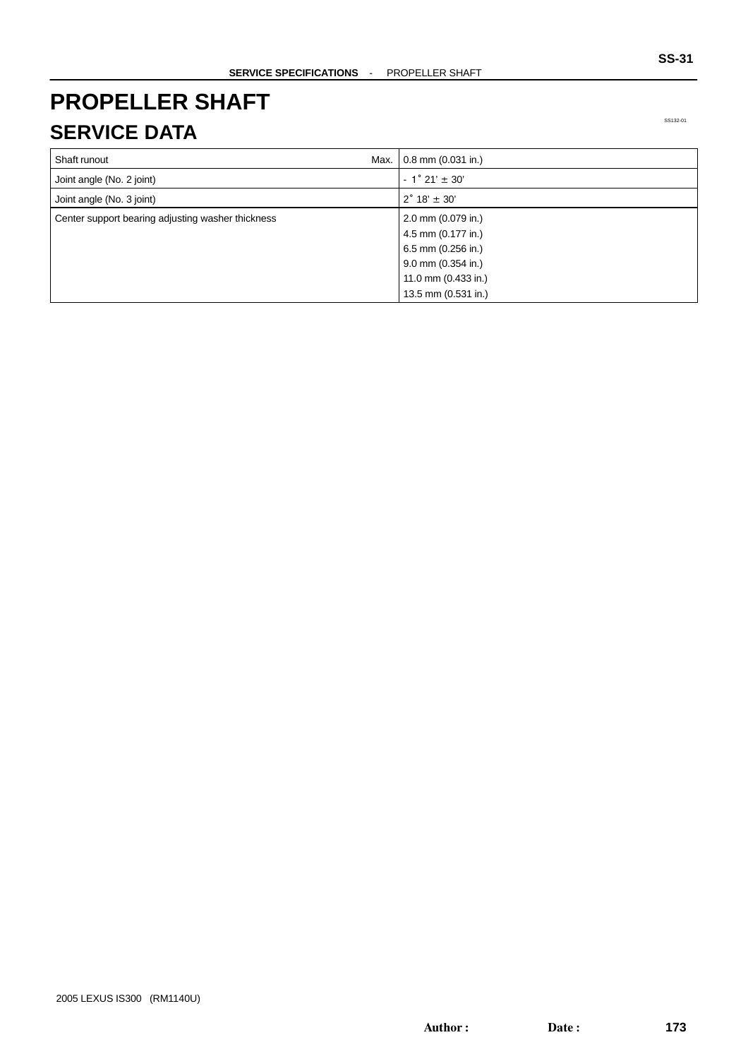# PROPELLER SHAFT

## SERVICE DATA

SS132-01

| Item | | Specification |
|---|---|---|
| Shaft runout | Max. | 0.8 mm (0.031 in.) |
| Joint angle (No. 2 joint) | | - 1° 21' ± 30' |
| Joint angle (No. 3 joint) | | 2° 18' ± 30' |
| Center support bearing adjusting washer thickness | | 2.0 mm (0.079 in.)<br>4.5 mm (0.177 in.)<br>6.5 mm (0.256 in.)<br>9.0 mm (0.354 in.)<br>11.0 mm (0.433 in.)<br>13.5 mm (0.531 in.) |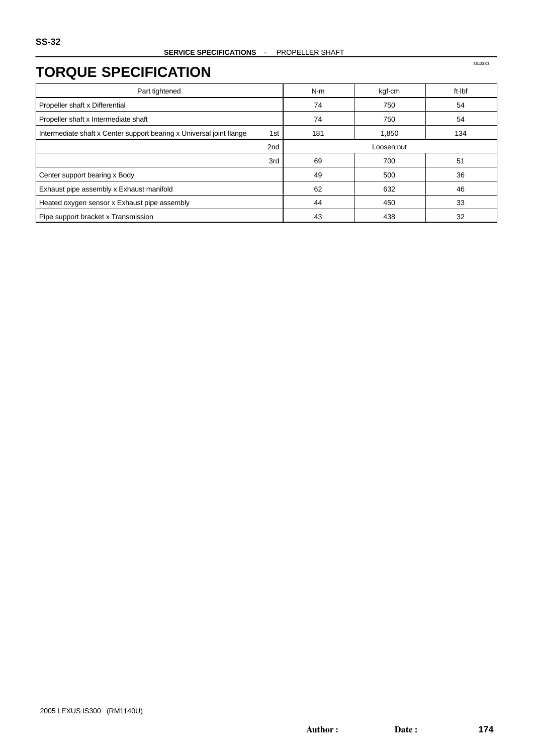SERVICE SPECIFICATIONS - PROPELLER SHAFT

# TORQUE SPECIFICATION

SS133-03

| Part tightened | | N·m | kgf·cm | ft·lbf |
|---|---|---|---|---|
| Propeller shaft x Differential | | 74 | 750 | 54 |
| Propeller shaft x Intermediate shaft | | 74 | 750 | 54 |
| Intermediate shaft x Center support bearing x Universal joint flange | 1st | 181 | 1,850 | 134 |
| | 2nd | Loosen nut | | |
| | 3rd | 69 | 700 | 51 |
| Center support bearing x Body | | 49 | 500 | 36 |
| Exhaust pipe assembly x Exhaust manifold | | 62 | 632 | 46 |
| Heated oxygen sensor x Exhaust pipe assembly | | 44 | 450 | 33 |
| Pipe support bracket x Transmission | | 43 | 438 | 32 |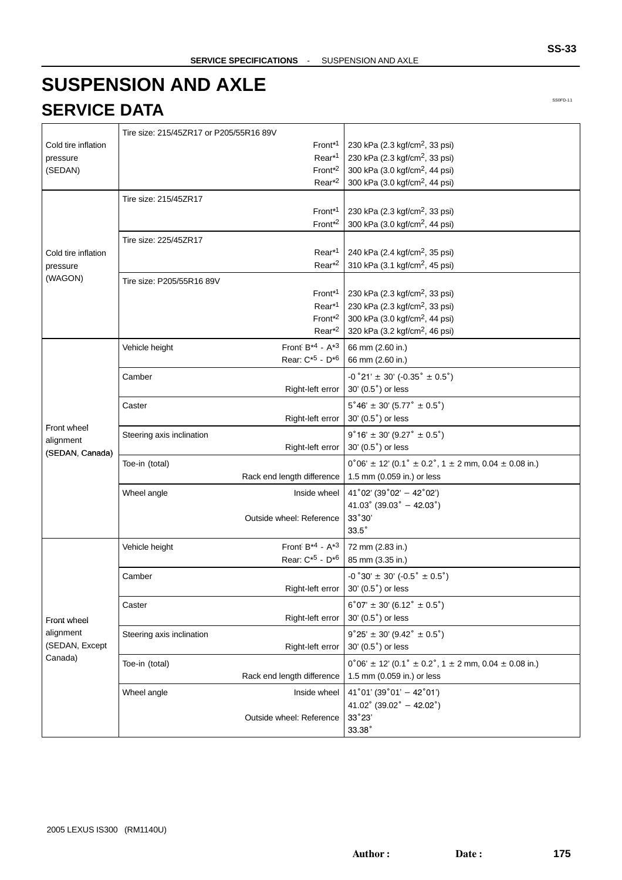# SUSPENSION AND AXLE

## SERVICE DATA

SS0FD-11

| | | | |
|---|---|---|---|
| Cold tire inflation pressure (SEDAN) | Tire size: 215/45ZR17 or P205/55R16 89V | | |
| | | Front*1 | 230 kPa (2.3 kgf/cm², 33 psi) |
| | | Rear*1 | 230 kPa (2.3 kgf/cm², 33 psi) |
| | | Front*2 | 300 kPa (3.0 kgf/cm², 44 psi) |
| | | Rear*2 | 300 kPa (3.0 kgf/cm², 44 psi) |
| Cold tire inflation pressure (WAGON) | Tire size: 215/45ZR17 | | |
| | | Front*1 | 230 kPa (2.3 kgf/cm², 33 psi) |
| | | Front*2 | 300 kPa (3.0 kgf/cm², 44 psi) |
| | Tire size: 225/45ZR17 | | |
| | | Rear*1 | 240 kPa (2.4 kgf/cm², 35 psi) |
| | | Rear*2 | 310 kPa (3.1 kgf/cm², 45 psi) |
| | Tire size: P205/55R16 89V | | |
| | | Front*1 | 230 kPa (2.3 kgf/cm², 33 psi) |
| | | Rear*1 | 230 kPa (2.3 kgf/cm², 33 psi) |
| | | Front*2 | 300 kPa (3.0 kgf/cm², 44 psi) |
| | | Rear*2 | 320 kPa (3.2 kgf/cm², 46 psi) |
| Front wheel alignment (SEDAN, Canada) | Vehicle height | Front: B*4 - A*3 | 66 mm (2.60 in.) |
| | | Rear: C*5 - D*6 | 66 mm (2.60 in.) |
| | Camber | | -0 °21' ± 30' (-0.35° ± 0.5°) |
| | | Right-left error | 30' (0.5°) or less |
| | Caster | | 5°46' ± 30' (5.77° ± 0.5°) |
| | | Right-left error | 30' (0.5°) or less |
| | Steering axis inclination | | 9°16' ± 30' (9.27° ± 0.5°) |
| | | Right-left error | 30' (0.5°) or less |
| | Toe-in (total) | | 0°06' ± 12' (0.1° ± 0.2°, 1 ± 2 mm, 0.04 ± 0.08 in.) |
| | | Rack end length difference | 1.5 mm (0.059 in.) or less |
| | Wheel angle | Inside wheel | 41°02' (39°02' – 42°02') 41.03° (39.03° – 42.03°) |
| | | Outside wheel: Reference | 33°30' 33.5° |
| Front wheel alignment (SEDAN, Except Canada) | Vehicle height | Front: B*4 - A*3 | 72 mm (2.83 in.) |
| | | Rear: C*5 - D*6 | 85 mm (3.35 in.) |
| | Camber | | -0 °30' ± 30' (-0.5° ± 0.5°) |
| | | Right-left error | 30' (0.5°) or less |
| | Caster | | 6°07' ± 30' (6.12° ± 0.5°) |
| | | Right-left error | 30' (0.5°) or less |
| | Steering axis inclination | | 9°25' ± 30' (9.42° ± 0.5°) |
| | | Right-left error | 30' (0.5°) or less |
| | Toe-in (total) | | 0°06' ± 12' (0.1° ± 0.2°, 1 ± 2 mm, 0.04 ± 0.08 in.) |
| | | Rack end length difference | 1.5 mm (0.059 in.) or less |
| | Wheel angle | Inside wheel | 41°01' (39°01' – 42°01') 41.02° (39.02° – 42.02°) |
| | | Outside wheel: Reference | 33°23' 33.38° |

2005 LEXUS IS300 (RM1140U)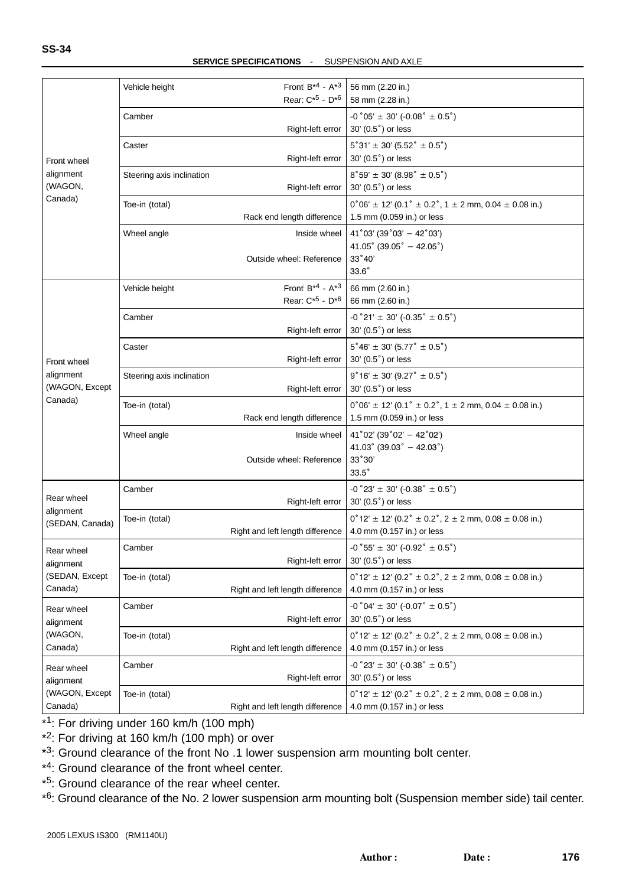| | | | |
|---|---|---|---|
| Front wheel alignment (WAGON, Canada) | Vehicle height | Front: B*4 - A*3<br>Rear: C*5 - D*6 | 56 mm (2.20 in.)<br>58 mm (2.28 in.) |
| | Camber | <br>Right-left error | -0 ˚05' ± 30' (-0.08˚ ± 0.5˚)<br>30' (0.5˚) or less |
| | Caster | <br>Right-left error | 5˚31' ± 30' (5.52˚ ± 0.5˚)<br>30' (0.5˚) or less |
| | Steering axis inclination | <br>Right-left error | 8˚59' ± 30' (8.98˚ ± 0.5˚)<br>30' (0.5˚) or less |
| | Toe-in (total) | <br>Rack end length difference | 0˚06' ± 12' (0.1˚ ± 0.2˚, 1 ± 2 mm, 0.04 ± 0.08 in.)<br>1.5 mm (0.059 in.) or less |
| | Wheel angle | Inside wheel<br><br>Outside wheel: Reference | 41˚03' (39˚03' – 42˚03')<br>41.05˚ (39.05˚ – 42.05˚)<br>33˚40'<br>33.6˚ |
| Front wheel alignment (WAGON, Except Canada) | Vehicle height | Front: B*4 - A*3<br>Rear: C*5 - D*6 | 66 mm (2.60 in.)<br>66 mm (2.60 in.) |
| | Camber | <br>Right-left error | -0 ˚21' ± 30' (-0.35˚ ± 0.5˚)<br>30' (0.5˚) or less |
| | Caster | <br>Right-left error | 5˚46' ± 30' (5.77˚ ± 0.5˚)<br>30' (0.5˚) or less |
| | Steering axis inclination | <br>Right-left error | 9˚16' ± 30' (9.27˚ ± 0.5˚)<br>30' (0.5˚) or less |
| | Toe-in (total) | <br>Rack end length difference | 0˚06' ± 12' (0.1˚ ± 0.2˚, 1 ± 2 mm, 0.04 ± 0.08 in.)<br>1.5 mm (0.059 in.) or less |
| | Wheel angle | Inside wheel<br><br>Outside wheel: Reference | 41˚02' (39˚02' – 42˚02')<br>41.03˚ (39.03˚ – 42.03˚)<br>33˚30'<br>33.5˚ |
| Rear wheel alignment (SEDAN, Canada) | Camber | <br>Right-left error | -0 ˚23' ± 30' (-0.38˚ ± 0.5˚)<br>30' (0.5˚) or less |
| | Toe-in (total) | <br>Right and left length difference | 0˚12' ± 12' (0.2˚ ± 0.2˚, 2 ± 2 mm, 0.08 ± 0.08 in.)<br>4.0 mm (0.157 in.) or less |
| Rear wheel alignment (SEDAN, Except Canada) | Camber | <br>Right-left error | -0 ˚55' ± 30' (-0.92˚ ± 0.5˚)<br>30' (0.5˚) or less |
| | Toe-in (total) | <br>Right and left length difference | 0˚12' ± 12' (0.2˚ ± 0.2˚, 2 ± 2 mm, 0.08 ± 0.08 in.)<br>4.0 mm (0.157 in.) or less |
| Rear wheel alignment (WAGON, Canada) | Camber | <br>Right-left error | -0 ˚04' ± 30' (-0.07˚ ± 0.5˚)<br>30' (0.5˚) or less |
| | Toe-in (total) | <br>Right and left length difference | 0˚12' ± 12' (0.2˚ ± 0.2˚, 2 ± 2 mm, 0.08 ± 0.08 in.)<br>4.0 mm (0.157 in.) or less |
| Rear wheel alignment (WAGON, Except Canada) | Camber | <br>Right-left error | -0 ˚23' ± 30' (-0.38˚ ± 0.5˚)<br>30' (0.5˚) or less |
| | Toe-in (total) | <br>Right and left length difference | 0˚12' ± 12' (0.2˚ ± 0.2˚, 2 ± 2 mm, 0.08 ± 0.08 in.)<br>4.0 mm (0.157 in.) or less |

*1: For driving under 160 km/h (100 mph)

*2: For driving at 160 km/h (100 mph) or over

*3: Ground clearance of the front No .1 lower suspension arm mounting bolt center.

*4: Ground clearance of the front wheel center.

*5: Ground clearance of the rear wheel center.

*6: Ground clearance of the No. 2 lower suspension arm mounting bolt (Suspension member side) tail center.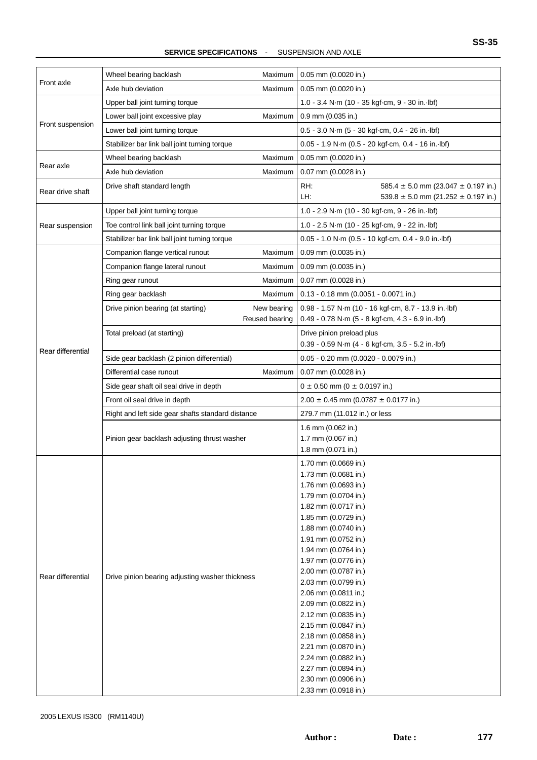| | | | |
|---|---|---|---|
| Front axle | Wheel bearing backlash | Maximum | 0.05 mm (0.0020 in.) |
| | Axle hub deviation | Maximum | 0.05 mm (0.0020 in.) |
| Front suspension | Upper ball joint turning torque | | 1.0 - 3.4 N·m (10 - 35 kgf·cm, 9 - 30 in.·lbf) |
| | Lower ball joint excessive play | Maximum | 0.9 mm (0.035 in.) |
| | Lower ball joint turning torque | | 0.5 - 3.0 N·m (5 - 30 kgf·cm, 0.4 - 26 in.·lbf) |
| | Stabilizer bar link ball joint turning torque | | 0.05 - 1.9 N·m (0.5 - 20 kgf·cm, 0.4 - 16 in.·lbf) |
| Rear axle | Wheel bearing backlash | Maximum | 0.05 mm (0.0020 in.) |
| | Axle hub deviation | Maximum | 0.07 mm (0.0028 in.) |
| Rear drive shaft | Drive shaft standard length | | RH: 585.4 ± 5.0 mm (23.047 ± 0.197 in.)<br>LH: 539.8 ± 5.0 mm (21.252 ± 0.197 in.) |
| Rear suspension | Upper ball joint turning torque | | 1.0 - 2.9 N·m (10 - 30 kgf·cm, 9 - 26 in.·lbf) |
| | Toe control link ball joint turning torque | | 1.0 - 2.5 N·m (10 - 25 kgf·cm, 9 - 22 in.·lbf) |
| | Stabilizer bar link ball joint turning torque | | 0.05 - 1.0 N·m (0.5 - 10 kgf·cm, 0.4 - 9.0 in.·lbf) |
| Rear differential | Companion flange vertical runout | Maximum | 0.09 mm (0.0035 in.) |
| | Companion flange lateral runout | Maximum | 0.09 mm (0.0035 in.) |
| | Ring gear runout | Maximum | 0.07 mm (0.0028 in.) |
| | Ring gear backlash | Maximum | 0.13 - 0.18 mm (0.0051 - 0.0071 in.) |
| | Drive pinion bearing (at starting) | New bearing<br>Reused bearing | 0.98 - 1.57 N·m (10 - 16 kgf·cm, 8.7 - 13.9 in.·lbf)<br>0.49 - 0.78 N·m (5 - 8 kgf·cm, 4.3 - 6.9 in.·lbf) |
| | Total preload (at starting) | | Drive pinion preload plus<br>0.39 - 0.59 N·m (4 - 6 kgf·cm, 3.5 - 5.2 in.·lbf) |
| | Side gear backlash (2 pinion differential) | | 0.05 - 0.20 mm (0.0020 - 0.0079 in.) |
| | Differential case runout | Maximum | 0.07 mm (0.0028 in.) |
| | Side gear shaft oil seal drive in depth | | 0 ± 0.50 mm (0 ± 0.0197 in.) |
| | Front oil seal drive in depth | | 2.00 ± 0.45 mm (0.0787 ± 0.0177 in.) |
| | Right and left side gear shafts standard distance | | 279.7 mm (11.012 in.) or less |
| | Pinion gear backlash adjusting thrust washer | | 1.6 mm (0.062 in.)<br>1.7 mm (0.067 in.)<br>1.8 mm (0.071 in.) |
| Rear differential | Drive pinion bearing adjusting washer thickness | | 1.70 mm (0.0669 in.)<br>1.73 mm (0.0681 in.)<br>1.76 mm (0.0693 in.)<br>1.79 mm (0.0704 in.)<br>1.82 mm (0.0717 in.)<br>1.85 mm (0.0729 in.)<br>1.88 mm (0.0740 in.)<br>1.91 mm (0.0752 in.)<br>1.94 mm (0.0764 in.)<br>1.97 mm (0.0776 in.)<br>2.00 mm (0.0787 in.)<br>2.03 mm (0.0799 in.)<br>2.06 mm (0.0811 in.)<br>2.09 mm (0.0822 in.)<br>2.12 mm (0.0835 in.)<br>2.15 mm (0.0847 in.)<br>2.18 mm (0.0858 in.)<br>2.21 mm (0.0870 in.)<br>2.24 mm (0.0882 in.)<br>2.27 mm (0.0894 in.)<br>2.30 mm (0.0906 in.)<br>2.33 mm (0.0918 in.) |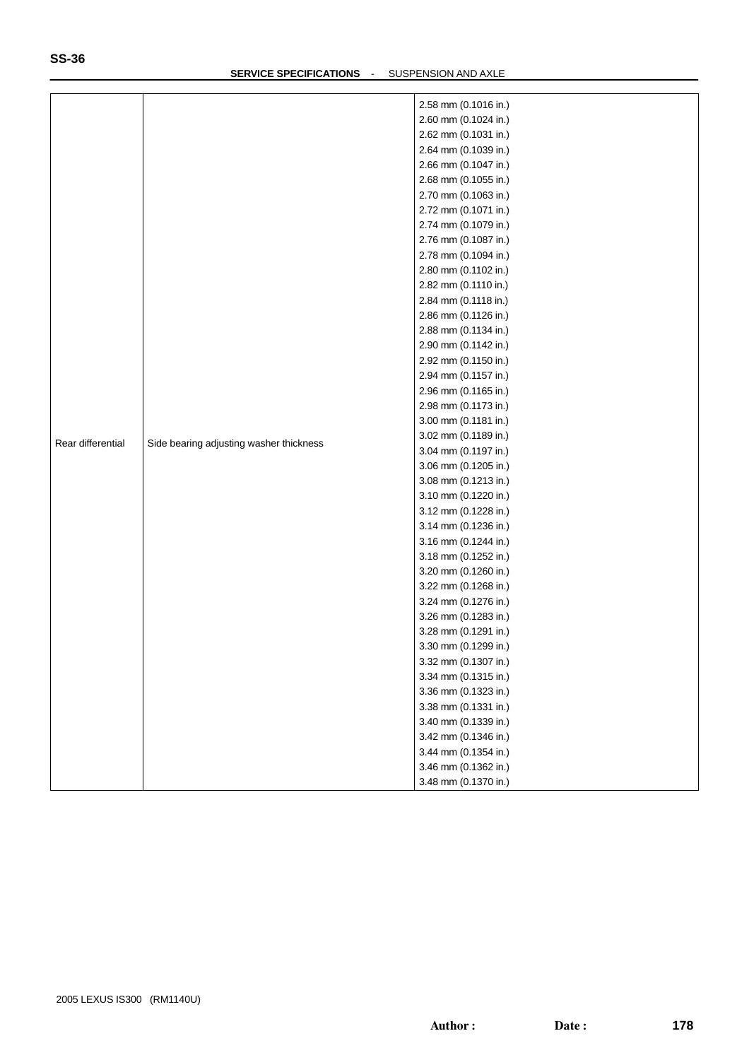| | | |
|---|---|---|
| Rear differential | Side bearing adjusting washer thickness | 2.58 mm (0.1016 in.)<br>2.60 mm (0.1024 in.)<br>2.62 mm (0.1031 in.)<br>2.64 mm (0.1039 in.)<br>2.66 mm (0.1047 in.)<br>2.68 mm (0.1055 in.)<br>2.70 mm (0.1063 in.)<br>2.72 mm (0.1071 in.)<br>2.74 mm (0.1079 in.)<br>2.76 mm (0.1087 in.)<br>2.78 mm (0.1094 in.)<br>2.80 mm (0.1102 in.)<br>2.82 mm (0.1110 in.)<br>2.84 mm (0.1118 in.)<br>2.86 mm (0.1126 in.)<br>2.88 mm (0.1134 in.)<br>2.90 mm (0.1142 in.)<br>2.92 mm (0.1150 in.)<br>2.94 mm (0.1157 in.)<br>2.96 mm (0.1165 in.)<br>2.98 mm (0.1173 in.)<br>3.00 mm (0.1181 in.)<br>3.02 mm (0.1189 in.)<br>3.04 mm (0.1197 in.)<br>3.06 mm (0.1205 in.)<br>3.08 mm (0.1213 in.)<br>3.10 mm (0.1220 in.)<br>3.12 mm (0.1228 in.)<br>3.14 mm (0.1236 in.)<br>3.16 mm (0.1244 in.)<br>3.18 mm (0.1252 in.)<br>3.20 mm (0.1260 in.)<br>3.22 mm (0.1268 in.)<br>3.24 mm (0.1276 in.)<br>3.26 mm (0.1283 in.)<br>3.28 mm (0.1291 in.)<br>3.30 mm (0.1299 in.)<br>3.32 mm (0.1307 in.)<br>3.34 mm (0.1315 in.)<br>3.36 mm (0.1323 in.)<br>3.38 mm (0.1331 in.)<br>3.40 mm (0.1339 in.)<br>3.42 mm (0.1346 in.)<br>3.44 mm (0.1354 in.)<br>3.46 mm (0.1362 in.)<br>3.48 mm (0.1370 in.) |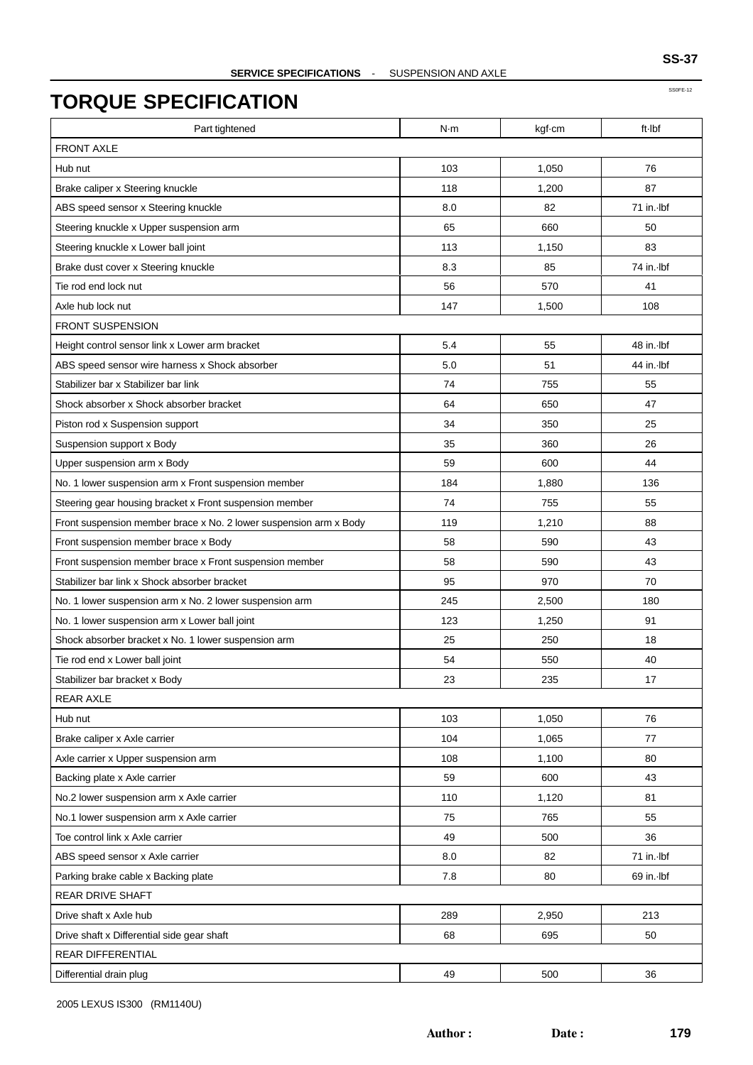# TORQUE SPECIFICATION

| Part tightened | N·m | kgf·cm | ft·lbf |
|---|---|---|---|
| FRONT AXLE | | | |
| Hub nut | 103 | 1,050 | 76 |
| Brake caliper x Steering knuckle | 118 | 1,200 | 87 |
| ABS speed sensor x Steering knuckle | 8.0 | 82 | 71 in.·lbf |
| Steering knuckle x Upper suspension arm | 65 | 660 | 50 |
| Steering knuckle x Lower ball joint | 113 | 1,150 | 83 |
| Brake dust cover x Steering knuckle | 8.3 | 85 | 74 in.·lbf |
| Tie rod end lock nut | 56 | 570 | 41 |
| Axle hub lock nut | 147 | 1,500 | 108 |
| FRONT SUSPENSION | | | |
| Height control sensor link x Lower arm bracket | 5.4 | 55 | 48 in.·lbf |
| ABS speed sensor wire harness x Shock absorber | 5.0 | 51 | 44 in.·lbf |
| Stabilizer bar x Stabilizer bar link | 74 | 755 | 55 |
| Shock absorber x Shock absorber bracket | 64 | 650 | 47 |
| Piston rod x Suspension support | 34 | 350 | 25 |
| Suspension support x Body | 35 | 360 | 26 |
| Upper suspension arm x Body | 59 | 600 | 44 |
| No. 1 lower suspension arm x Front suspension member | 184 | 1,880 | 136 |
| Steering gear housing bracket x Front suspension member | 74 | 755 | 55 |
| Front suspension member brace x No. 2 lower suspension arm x Body | 119 | 1,210 | 88 |
| Front suspension member brace x Body | 58 | 590 | 43 |
| Front suspension member brace x Front suspension member | 58 | 590 | 43 |
| Stabilizer bar link x Shock absorber bracket | 95 | 970 | 70 |
| No. 1 lower suspension arm x No. 2 lower suspension arm | 245 | 2,500 | 180 |
| No. 1 lower suspension arm x Lower ball joint | 123 | 1,250 | 91 |
| Shock absorber bracket x No. 1 lower suspension arm | 25 | 250 | 18 |
| Tie rod end x Lower ball joint | 54 | 550 | 40 |
| Stabilizer bar bracket x Body | 23 | 235 | 17 |
| REAR AXLE | | | |
| Hub nut | 103 | 1,050 | 76 |
| Brake caliper x Axle carrier | 104 | 1,065 | 77 |
| Axle carrier x Upper suspension arm | 108 | 1,100 | 80 |
| Backing plate x Axle carrier | 59 | 600 | 43 |
| No.2 lower suspension arm x Axle carrier | 110 | 1,120 | 81 |
| No.1 lower suspension arm x Axle carrier | 75 | 765 | 55 |
| Toe control link x Axle carrier | 49 | 500 | 36 |
| ABS speed sensor x Axle carrier | 8.0 | 82 | 71 in.·lbf |
| Parking brake cable x Backing plate | 7.8 | 80 | 69 in.·lbf |
| REAR DRIVE SHAFT | | | |
| Drive shaft x Axle hub | 289 | 2,950 | 213 |
| Drive shaft x Differential side gear shaft | 68 | 695 | 50 |
| REAR DIFFERENTIAL | | | |
| Differential drain plug | 49 | 500 | 36 |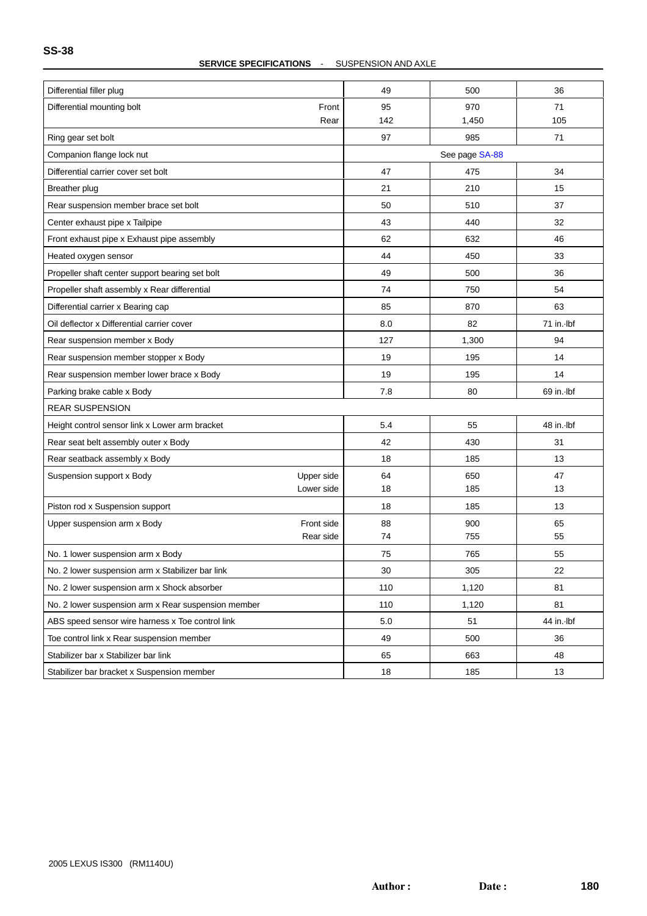## SERVICE SPECIFICATIONS - SUSPENSION AND AXLE

| Part | | N·m | kgf·cm | ft·lbf |
|---|---|---|---|---|
| Differential filler plug | | 49 | 500 | 36 |
| Differential mounting bolt | Front | 95 | 970 | 71 |
| | Rear | 142 | 1,450 | 105 |
| Ring gear set bolt | | 97 | 985 | 71 |
| Companion flange lock nut | | See page SA-88 | | |
| Differential carrier cover set bolt | | 47 | 475 | 34 |
| Breather plug | | 21 | 210 | 15 |
| Rear suspension member brace set bolt | | 50 | 510 | 37 |
| Center exhaust pipe x Tailpipe | | 43 | 440 | 32 |
| Front exhaust pipe x Exhaust pipe assembly | | 62 | 632 | 46 |
| Heated oxygen sensor | | 44 | 450 | 33 |
| Propeller shaft center support bearing set bolt | | 49 | 500 | 36 |
| Propeller shaft assembly x Rear differential | | 74 | 750 | 54 |
| Differential carrier x Bearing cap | | 85 | 870 | 63 |
| Oil deflector x Differential carrier cover | | 8.0 | 82 | 71 in.·lbf |
| Rear suspension member x Body | | 127 | 1,300 | 94 |
| Rear suspension member stopper x Body | | 19 | 195 | 14 |
| Rear suspension member lower brace x Body | | 19 | 195 | 14 |
| Parking brake cable x Body | | 7.8 | 80 | 69 in.·lbf |
| REAR SUSPENSION | | | | |
| Height control sensor link x Lower arm bracket | | 5.4 | 55 | 48 in.·lbf |
| Rear seat belt assembly outer x Body | | 42 | 430 | 31 |
| Rear seatback assembly x Body | | 18 | 185 | 13 |
| Suspension support x Body | Upper side | 64 | 650 | 47 |
| | Lower side | 18 | 185 | 13 |
| Piston rod x Suspension support | | 18 | 185 | 13 |
| Upper suspension arm x Body | Front side | 88 | 900 | 65 |
| | Rear side | 74 | 755 | 55 |
| No. 1 lower suspension arm x Body | | 75 | 765 | 55 |
| No. 2 lower suspension arm x Stabilizer bar link | | 30 | 305 | 22 |
| No. 2 lower suspension arm x Shock absorber | | 110 | 1,120 | 81 |
| No. 2 lower suspension arm x Rear suspension member | | 110 | 1,120 | 81 |
| ABS speed sensor wire harness x Toe control link | | 5.0 | 51 | 44 in.·lbf |
| Toe control link x Rear suspension member | | 49 | 500 | 36 |
| Stabilizer bar x Stabilizer bar link | | 65 | 663 | 48 |
| Stabilizer bar bracket x Suspension member | | 18 | 185 | 13 |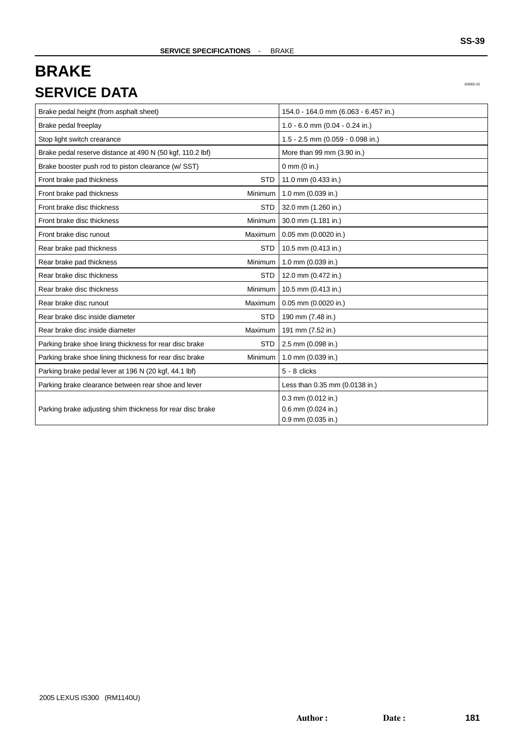# BRAKE

## SERVICE DATA

| | | |
|---|---|---|
| Brake pedal height (from asphalt sheet) | | 154.0 - 164.0 mm (6.063 - 6.457 in.) |
| Brake pedal freeplay | | 1.0 - 6.0 mm (0.04 - 0.24 in.) |
| Stop light switch crearance | | 1.5 - 2.5 mm (0.059 - 0.098 in.) |
| Brake pedal reserve distance at 490 N (50 kgf, 110.2 lbf) | | More than 99 mm (3.90 in.) |
| Brake booster push rod to piston clearance (w/ SST) | | 0 mm (0 in.) |
| Front brake pad thickness | STD | 11.0 mm (0.433 in.) |
| Front brake pad thickness | Minimum | 1.0 mm (0.039 in.) |
| Front brake disc thickness | STD | 32.0 mm (1.260 in.) |
| Front brake disc thickness | Minimum | 30.0 mm (1.181 in.) |
| Front brake disc runout | Maximum | 0.05 mm (0.0020 in.) |
| Rear brake pad thickness | STD | 10.5 mm (0.413 in.) |
| Rear brake pad thickness | Minimum | 1.0 mm (0.039 in.) |
| Rear brake disc thickness | STD | 12.0 mm (0.472 in.) |
| Rear brake disc thickness | Minimum | 10.5 mm (0.413 in.) |
| Rear brake disc runout | Maximum | 0.05 mm (0.0020 in.) |
| Rear brake disc inside diameter | STD | 190 mm (7.48 in.) |
| Rear brake disc inside diameter | Maximum | 191 mm (7.52 in.) |
| Parking brake shoe lining thickness for rear disc brake | STD | 2.5 mm (0.098 in.) |
| Parking brake shoe lining thickness for rear disc brake | Minimum | 1.0 mm (0.039 in.) |
| Parking brake pedal lever at 196 N (20 kgf, 44.1 lbf) | | 5 - 8 clicks |
| Parking brake clearance between rear shoe and lever | | Less than 0.35 mm (0.0138 in.) |
| Parking brake adjusting shim thickness for rear disc brake | | 0.3 mm (0.012 in.)<br>0.6 mm (0.024 in.)<br>0.9 mm (0.035 in.) |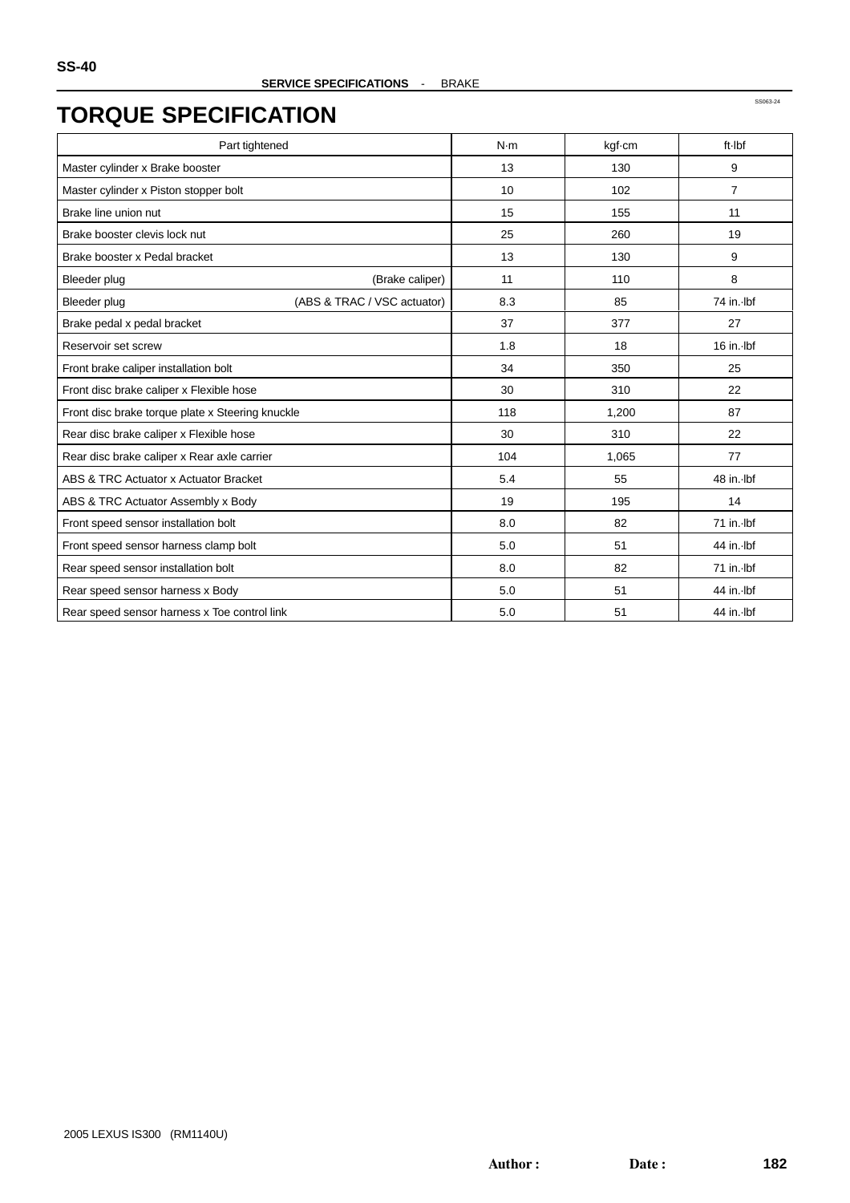SERVICE SPECIFICATIONS - BRAKE

# TORQUE SPECIFICATION

SS063-24

| Part tightened | N·m | kgf·cm | ft·lbf |
|---|---|---|---|
| Master cylinder x Brake booster | 13 | 130 | 9 |
| Master cylinder x Piston stopper bolt | 10 | 102 | 7 |
| Brake line union nut | 15 | 155 | 11 |
| Brake booster clevis lock nut | 25 | 260 | 19 |
| Brake booster x Pedal bracket | 13 | 130 | 9 |
| Bleeder plug (Brake caliper) | 11 | 110 | 8 |
| Bleeder plug (ABS & TRAC / VSC actuator) | 8.3 | 85 | 74 in.·lbf |
| Brake pedal x pedal bracket | 37 | 377 | 27 |
| Reservoir set screw | 1.8 | 18 | 16 in.·lbf |
| Front brake caliper installation bolt | 34 | 350 | 25 |
| Front disc brake caliper x Flexible hose | 30 | 310 | 22 |
| Front disc brake torque plate x Steering knuckle | 118 | 1,200 | 87 |
| Rear disc brake caliper x Flexible hose | 30 | 310 | 22 |
| Rear disc brake caliper x Rear axle carrier | 104 | 1,065 | 77 |
| ABS & TRC Actuator x Actuator Bracket | 5.4 | 55 | 48 in.·lbf |
| ABS & TRC Actuator Assembly x Body | 19 | 195 | 14 |
| Front speed sensor installation bolt | 8.0 | 82 | 71 in.·lbf |
| Front speed sensor harness clamp bolt | 5.0 | 51 | 44 in.·lbf |
| Rear speed sensor installation bolt | 8.0 | 82 | 71 in.·lbf |
| Rear speed sensor harness x Body | 5.0 | 51 | 44 in.·lbf |
| Rear speed sensor harness x Toe control link | 5.0 | 51 | 44 in.·lbf |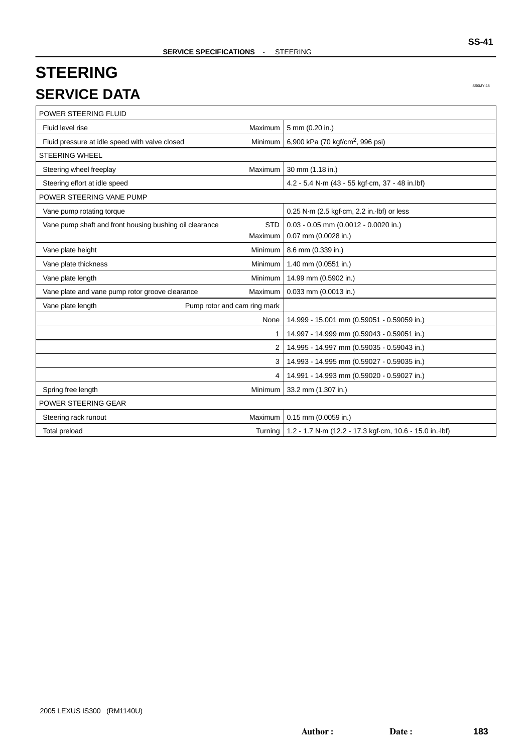# STEERING

## SERVICE DATA

SS0MY-18

| | | |
|---|---|---|
| POWER STEERING FLUID | | |
| Fluid level rise | Maximum | 5 mm (0.20 in.) |
| Fluid pressure at idle speed with valve closed | Minimum | 6,900 kPa (70 kgf/cm$^2$, 996 psi) |
| STEERING WHEEL | | |
| Steering wheel freeplay | Maximum | 30 mm (1.18 in.) |
| Steering effort at idle speed | | 4.2 - 5.4 N·m (43 - 55 kgf·cm, 37 - 48 in.lbf) |
| POWER STEERING VANE PUMP | | |
| Vane pump rotating torque | | 0.25 N·m (2.5 kgf·cm, 2.2 in.·lbf) or less |
| Vane pump shaft and front housing bushing oil clearance | STD<br>Maximum | 0.03 - 0.05 mm (0.0012 - 0.0020 in.)<br>0.07 mm (0.0028 in.) |
| Vane plate height | Minimum | 8.6 mm (0.339 in.) |
| Vane plate thickness | Minimum | 1.40 mm (0.0551 in.) |
| Vane plate length | Minimum | 14.99 mm (0.5902 in.) |
| Vane plate and vane pump rotor groove clearance | Maximum | 0.033 mm (0.0013 in.) |
| Vane plate length | Pump rotor and cam ring mark | |
| | None | 14.999 - 15.001 mm (0.59051 - 0.59059 in.) |
| | 1 | 14.997 - 14.999 mm (0.59043 - 0.59051 in.) |
| | 2 | 14.995 - 14.997 mm (0.59035 - 0.59043 in.) |
| | 3 | 14.993 - 14.995 mm (0.59027 - 0.59035 in.) |
| | 4 | 14.991 - 14.993 mm (0.59020 - 0.59027 in.) |
| Spring free length | Minimum | 33.2 mm (1.307 in.) |
| POWER STEERING GEAR | | |
| Steering rack runout | Maximum | 0.15 mm (0.0059 in.) |
| Total preload | Turning | 1.2 - 1.7 N·m (12.2 - 17.3 kgf·cm, 10.6 - 15.0 in.·lbf) |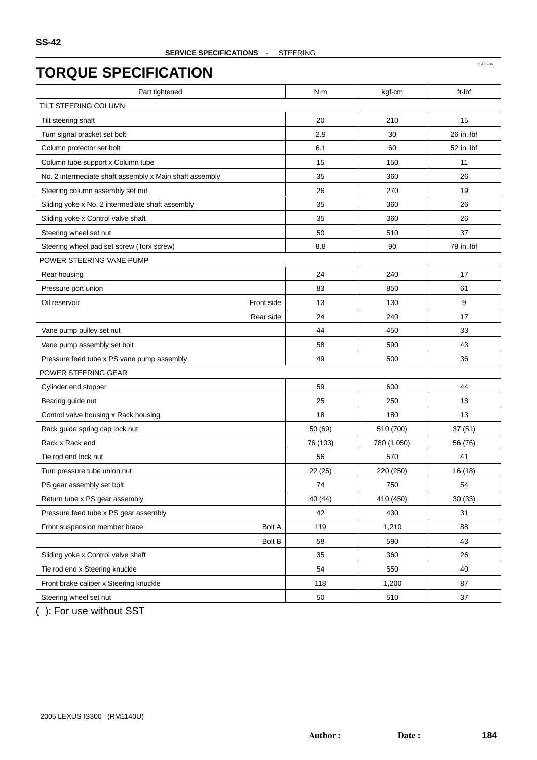# TORQUE SPECIFICATION

| Part tightened | | N·m | kgf·cm | ft·lbf |
|---|---|---|---|---|
| TILT STEERING COLUMN | | | | |
| Tilt steering shaft | | 20 | 210 | 15 |
| Turn signal bracket set bolt | | 2.9 | 30 | 26 in.·lbf |
| Column protector set bolt | | 6.1 | 60 | 52 in.·lbf |
| Column tube support x Column tube | | 15 | 150 | 11 |
| No. 2 intermediate shaft assembly x Main shaft assembly | | 35 | 360 | 26 |
| Steering column assembly set nut | | 26 | 270 | 19 |
| Sliding yoke x No. 2 intermediate shaft assembly | | 35 | 360 | 26 |
| Sliding yoke x Control valve shaft | | 35 | 360 | 26 |
| Steering wheel set nut | | 50 | 510 | 37 |
| Steering wheel pad set screw (Torx screw) | | 8.8 | 90 | 78 in.·lbf |
| POWER STEERING VANE PUMP | | | | |
| Rear housing | | 24 | 240 | 17 |
| Pressure port union | | 83 | 850 | 61 |
| Oil reservoir | Front side | 13 | 130 | 9 |
| | Rear side | 24 | 240 | 17 |
| Vane pump pulley set nut | | 44 | 450 | 33 |
| Vane pump assembly set bolt | | 58 | 590 | 43 |
| Pressure feed tube x PS vane pump assembly | | 49 | 500 | 36 |
| POWER STEERING GEAR | | | | |
| Cylinder end stopper | | 59 | 600 | 44 |
| Bearing guide nut | | 25 | 250 | 18 |
| Control valve housing x Rack housing | | 18 | 180 | 13 |
| Rack guide spring cap lock nut | | 50 (69) | 510 (700) | 37 (51) |
| Rack x Rack end | | 76 (103) | 780 (1,050) | 56 (76) |
| Tie rod end lock nut | | 56 | 570 | 41 |
| Turn pressure tube union nut | | 22 (25) | 220 (250) | 16 (18) |
| PS gear assembly set bolt | | 74 | 750 | 54 |
| Return tube x PS gear assembly | | 40 (44) | 410 (450) | 30 (33) |
| Pressure feed tube x PS gear assembly | | 42 | 430 | 31 |
| Front suspension member brace | Bolt A | 119 | 1,210 | 88 |
| | Bolt B | 58 | 590 | 43 |
| Sliding yoke x Control valve shaft | | 35 | 360 | 26 |
| Tie rod end x Steering knuckle | | 54 | 550 | 40 |
| Front brake caliper x Steering knuckle | | 118 | 1,200 | 87 |
| Steering wheel set nut | | 50 | 510 | 37 |

( ): For use without SST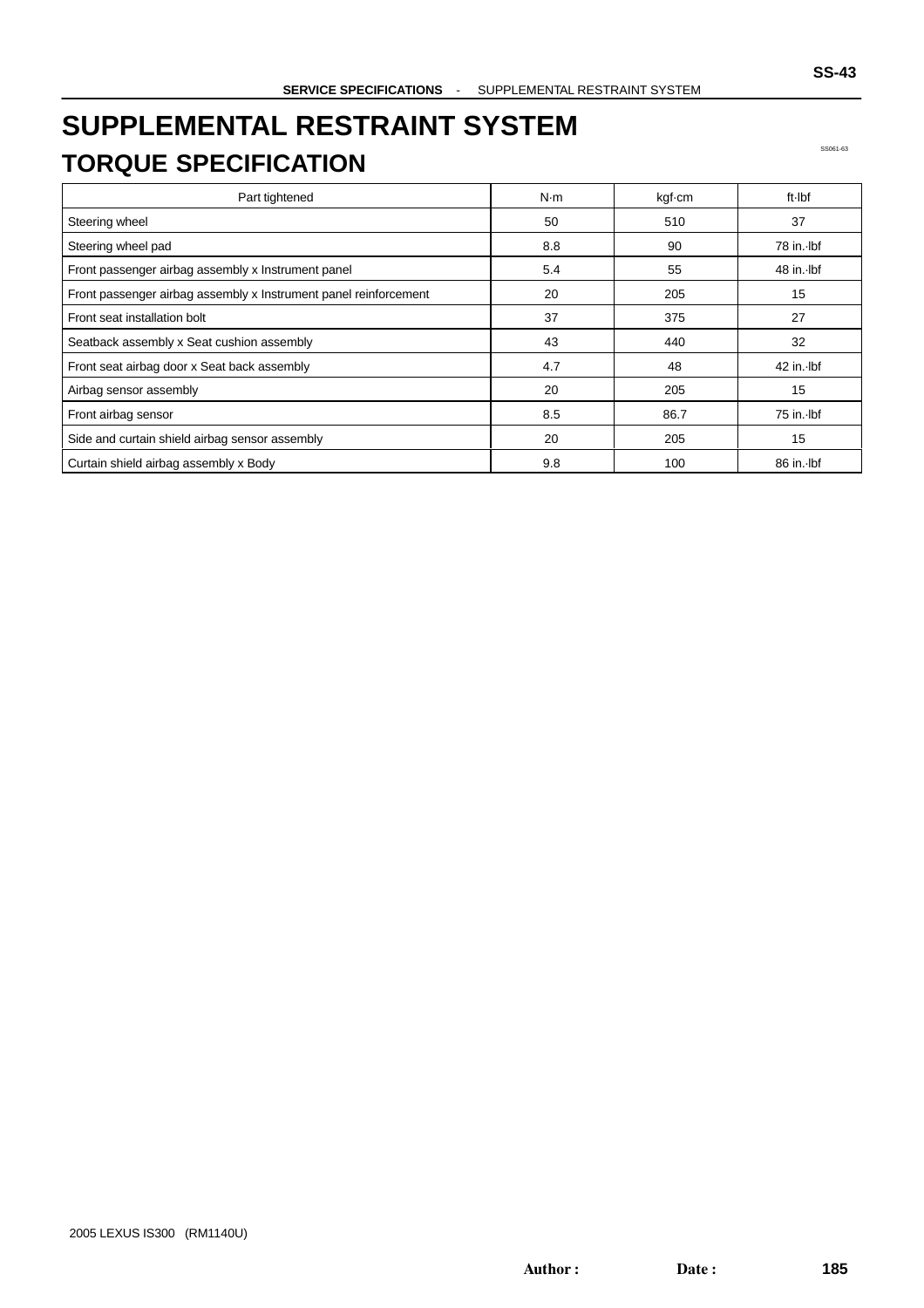# SUPPLEMENTAL RESTRAINT SYSTEM

## TORQUE SPECIFICATION

SS061-63

| Part tightened | N·m | kgf·cm | ft·lbf |
|---|---|---|---|
| Steering wheel | 50 | 510 | 37 |
| Steering wheel pad | 8.8 | 90 | 78 in.·lbf |
| Front passenger airbag assembly x Instrument panel | 5.4 | 55 | 48 in.·lbf |
| Front passenger airbag assembly x Instrument panel reinforcement | 20 | 205 | 15 |
| Front seat installation bolt | 37 | 375 | 27 |
| Seatback assembly x Seat cushion assembly | 43 | 440 | 32 |
| Front seat airbag door x Seat back assembly | 4.7 | 48 | 42 in.·lbf |
| Airbag sensor assembly | 20 | 205 | 15 |
| Front airbag sensor | 8.5 | 86.7 | 75 in.·lbf |
| Side and curtain shield airbag sensor assembly | 20 | 205 | 15 |
| Curtain shield airbag assembly x Body | 9.8 | 100 | 86 in.·lbf |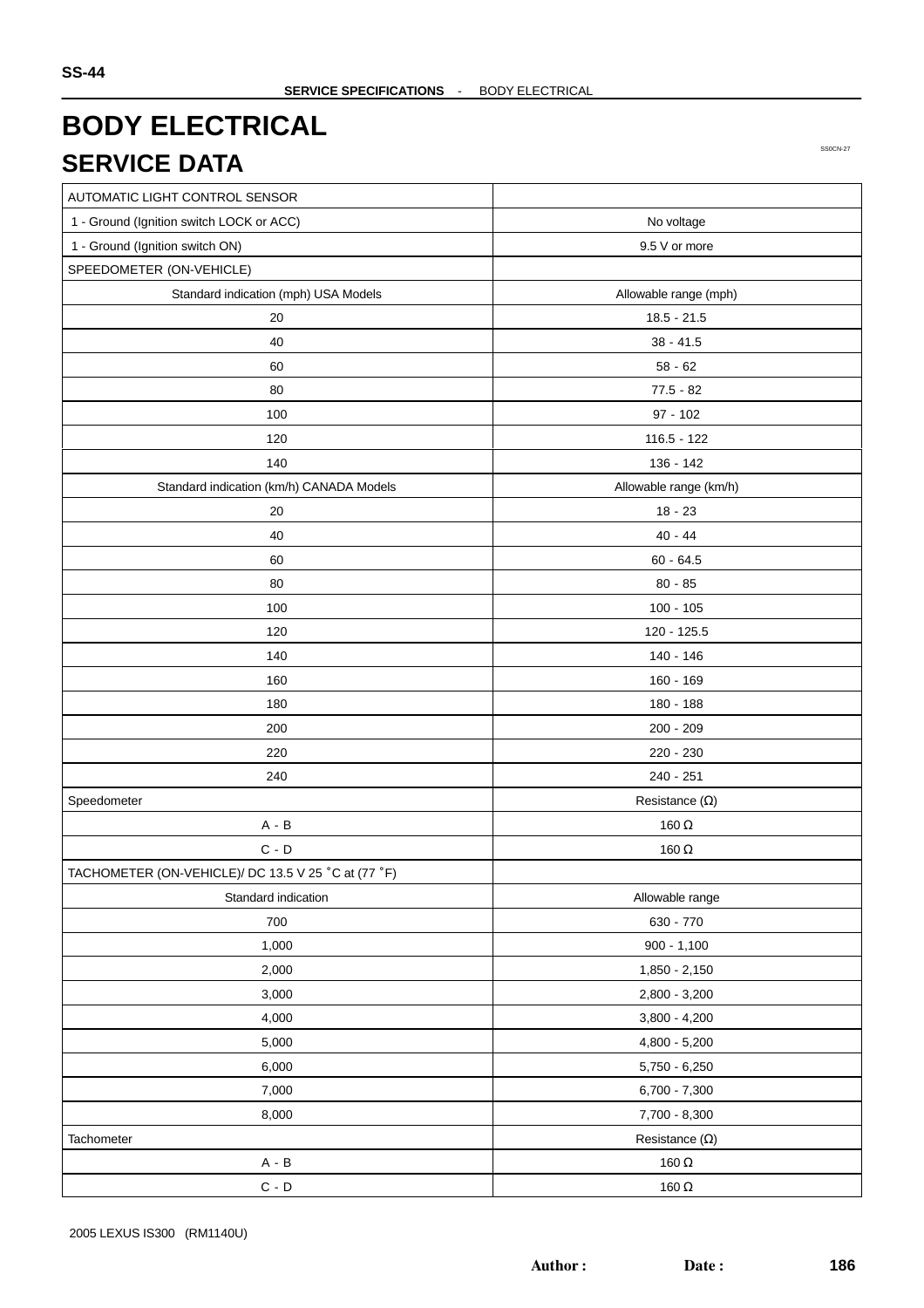# BODY ELECTRICAL

## SERVICE DATA

SS0CN-27

| AUTOMATIC LIGHT CONTROL SENSOR | |
|---|---|
| 1 - Ground (Ignition switch LOCK or ACC) | No voltage |
| 1 - Ground (Ignition switch ON) | 9.5 V or more |
| SPEEDOMETER (ON-VEHICLE) | |
| Standard indication (mph) USA Models | Allowable range (mph) |
| 20 | 18.5 - 21.5 |
| 40 | 38 - 41.5 |
| 60 | 58 - 62 |
| 80 | 77.5 - 82 |
| 100 | 97 - 102 |
| 120 | 116.5 - 122 |
| 140 | 136 - 142 |
| Standard indication (km/h) CANADA Models | Allowable range (km/h) |
| 20 | 18 - 23 |
| 40 | 40 - 44 |
| 60 | 60 - 64.5 |
| 80 | 80 - 85 |
| 100 | 100 - 105 |
| 120 | 120 - 125.5 |
| 140 | 140 - 146 |
| 160 | 160 - 169 |
| 180 | 180 - 188 |
| 200 | 200 - 209 |
| 220 | 220 - 230 |
| 240 | 240 - 251 |
| Speedometer | Resistance (Ω) |
| A - B | 160 Ω |
| C - D | 160 Ω |
| TACHOMETER (ON-VEHICLE)/ DC 13.5 V 25 °C at (77 °F) | |
| Standard indication | Allowable range |
| 700 | 630 - 770 |
| 1,000 | 900 - 1,100 |
| 2,000 | 1,850 - 2,150 |
| 3,000 | 2,800 - 3,200 |
| 4,000 | 3,800 - 4,200 |
| 5,000 | 4,800 - 5,200 |
| 6,000 | 5,750 - 6,250 |
| 7,000 | 6,700 - 7,300 |
| 8,000 | 7,700 - 8,300 |
| Tachometer | Resistance (Ω) |
| A - B | 160 Ω |
| C - D | 160 Ω |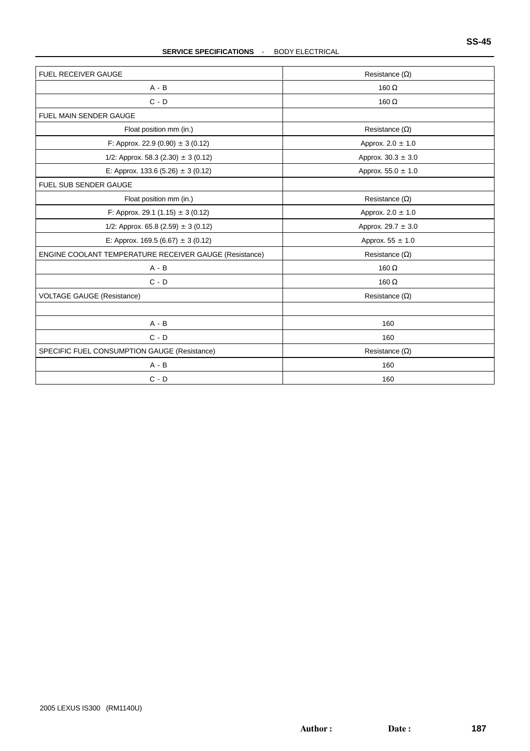| FUEL RECEIVER GAUGE | Resistance (Ω) |
|---|---|
| A - B | 160 Ω |
| C - D | 160 Ω |
| FUEL MAIN SENDER GAUGE | |
| Float position mm (in.) | Resistance (Ω) |
| F: Approx. 22.9 (0.90) ± 3 (0.12) | Approx. 2.0 ± 1.0 |
| 1/2: Approx. 58.3 (2.30) ± 3 (0.12) | Approx. 30.3 ± 3.0 |
| E: Approx. 133.6 (5.26) ± 3 (0.12) | Approx. 55.0 ± 1.0 |
| FUEL SUB SENDER GAUGE | |
| Float position mm (in.) | Resistance (Ω) |
| F: Approx. 29.1 (1.15) ± 3 (0.12) | Approx. 2.0 ± 1.0 |
| 1/2: Approx. 65.8 (2.59) ± 3 (0.12) | Approx. 29.7 ± 3.0 |
| E: Approx. 169.5 (6.67) ± 3 (0.12) | Approx. 55 ± 1.0 |
| ENGINE COOLANT TEMPERATURE RECEIVER GAUGE (Resistance) | Resistance (Ω) |
| A - B | 160 Ω |
| C - D | 160 Ω |
| VOLTAGE GAUGE (Resistance) | Resistance (Ω) |
| | |
| A - B | 160 |
| C - D | 160 |
| SPECIFIC FUEL CONSUMPTION GAUGE (Resistance) | Resistance (Ω) |
| A - B | 160 |
| C - D | 160 |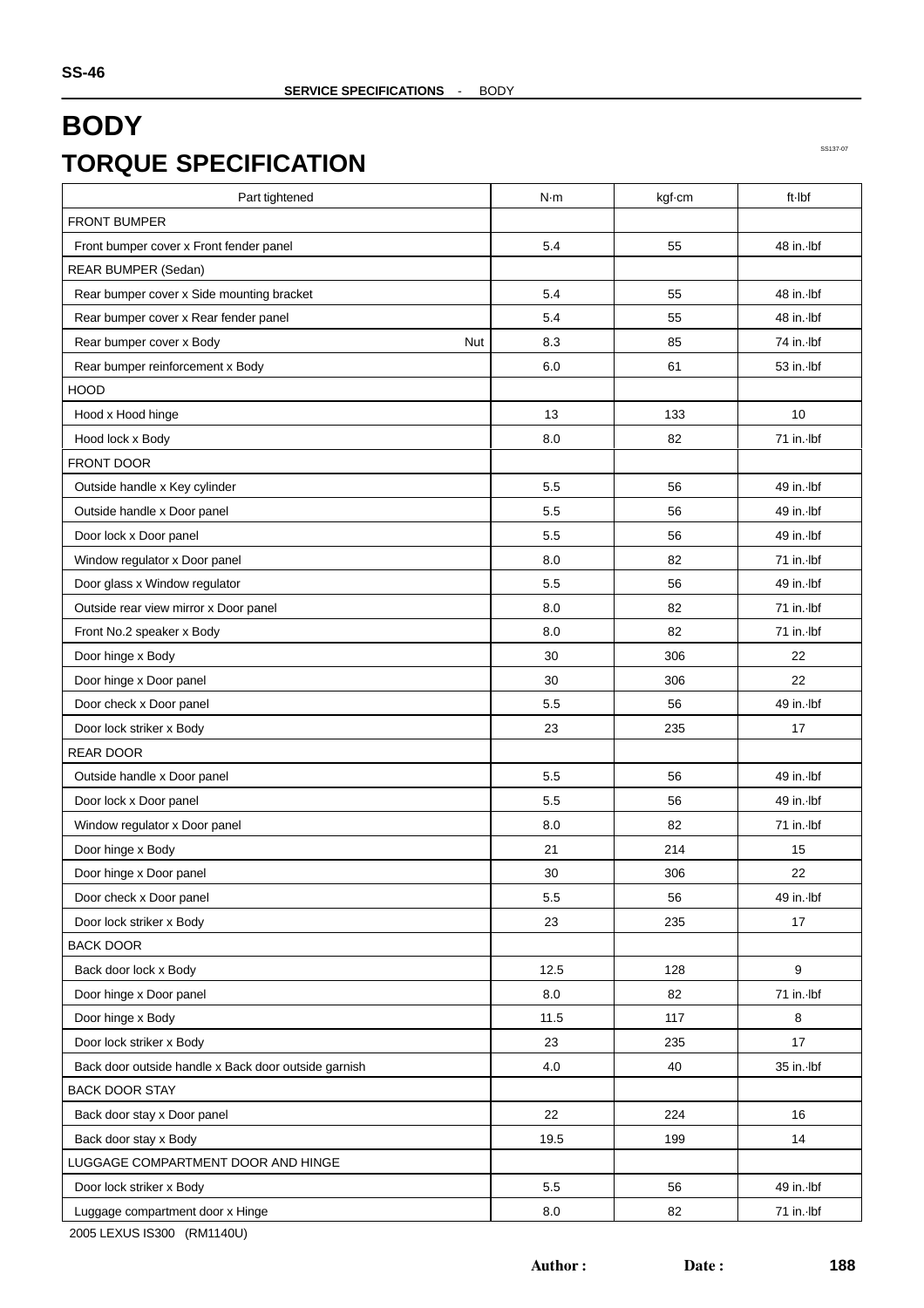# BODY

## TORQUE SPECIFICATION

SS137-07

| Part tightened | | N·m | kgf·cm | ft·lbf |
|---|---|---|---|---|
| FRONT BUMPER | | | | |
| Front bumper cover x Front fender panel | | 5.4 | 55 | 48 in.·lbf |
| REAR BUMPER (Sedan) | | | | |
| Rear bumper cover x Side mounting bracket | | 5.4 | 55 | 48 in.·lbf |
| Rear bumper cover x Rear fender panel | | 5.4 | 55 | 48 in.·lbf |
| Rear bumper cover x Body | Nut | 8.3 | 85 | 74 in.·lbf |
| Rear bumper reinforcement x Body | | 6.0 | 61 | 53 in.·lbf |
| HOOD | | | | |
| Hood x Hood hinge | | 13 | 133 | 10 |
| Hood lock x Body | | 8.0 | 82 | 71 in.·lbf |
| FRONT DOOR | | | | |
| Outside handle x Key cylinder | | 5.5 | 56 | 49 in.·lbf |
| Outside handle x Door panel | | 5.5 | 56 | 49 in.·lbf |
| Door lock x Door panel | | 5.5 | 56 | 49 in.·lbf |
| Window regulator x Door panel | | 8.0 | 82 | 71 in.·lbf |
| Door glass x Window regulator | | 5.5 | 56 | 49 in.·lbf |
| Outside rear view mirror x Door panel | | 8.0 | 82 | 71 in.·lbf |
| Front No.2 speaker x Body | | 8.0 | 82 | 71 in.·lbf |
| Door hinge x Body | | 30 | 306 | 22 |
| Door hinge x Door panel | | 30 | 306 | 22 |
| Door check x Door panel | | 5.5 | 56 | 49 in.·lbf |
| Door lock striker x Body | | 23 | 235 | 17 |
| REAR DOOR | | | | |
| Outside handle x Door panel | | 5.5 | 56 | 49 in.·lbf |
| Door lock x Door panel | | 5.5 | 56 | 49 in.·lbf |
| Window regulator x Door panel | | 8.0 | 82 | 71 in.·lbf |
| Door hinge x Body | | 21 | 214 | 15 |
| Door hinge x Door panel | | 30 | 306 | 22 |
| Door check x Door panel | | 5.5 | 56 | 49 in.·lbf |
| Door lock striker x Body | | 23 | 235 | 17 |
| BACK DOOR | | | | |
| Back door lock x Body | | 12.5 | 128 | 9 |
| Door hinge x Door panel | | 8.0 | 82 | 71 in.·lbf |
| Door hinge x Body | | 11.5 | 117 | 8 |
| Door lock striker x Body | | 23 | 235 | 17 |
| Back door outside handle x Back door outside garnish | | 4.0 | 40 | 35 in.·lbf |
| BACK DOOR STAY | | | | |
| Back door stay x Door panel | | 22 | 224 | 16 |
| Back door stay x Body | | 19.5 | 199 | 14 |
| LUGGAGE COMPARTMENT DOOR AND HINGE | | | | |
| Door lock striker x Body | | 5.5 | 56 | 49 in.·lbf |
| Luggage compartment door x Hinge | | 8.0 | 82 | 71 in.·lbf |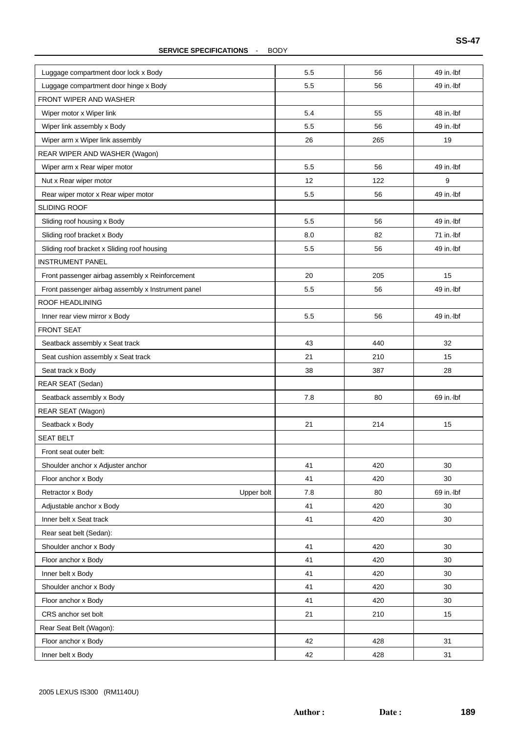| | | | |
|---|---|---|---|
| Luggage compartment door lock x Body | 5.5 | 56 | 49 in.·lbf |
| Luggage compartment door hinge x Body | 5.5 | 56 | 49 in.·lbf |
| FRONT WIPER AND WASHER | | | |
| Wiper motor x Wiper link | 5.4 | 55 | 48 in.·lbf |
| Wiper link assembly x Body | 5.5 | 56 | 49 in.·lbf |
| Wiper arm x Wiper link assembly | 26 | 265 | 19 |
| REAR WIPER AND WASHER (Wagon) | | | |
| Wiper arm x Rear wiper motor | 5.5 | 56 | 49 in.·lbf |
| Nut x Rear wiper motor | 12 | 122 | 9 |
| Rear wiper motor x Rear wiper motor | 5.5 | 56 | 49 in.·lbf |
| SLIDING ROOF | | | |
| Sliding roof housing x Body | 5.5 | 56 | 49 in.·lbf |
| Sliding roof bracket x Body | 8.0 | 82 | 71 in.·lbf |
| Sliding roof bracket x Sliding roof housing | 5.5 | 56 | 49 in.·lbf |
| INSTRUMENT PANEL | | | |
| Front passenger airbag assembly x Reinforcement | 20 | 205 | 15 |
| Front passenger airbag assembly x Instrument panel | 5.5 | 56 | 49 in.·lbf |
| ROOF HEADLINING | | | |
| Inner rear view mirror x Body | 5.5 | 56 | 49 in.·lbf |
| FRONT SEAT | | | |
| Seatback assembly x Seat track | 43 | 440 | 32 |
| Seat cushion assembly x Seat track | 21 | 210 | 15 |
| Seat track x Body | 38 | 387 | 28 |
| REAR SEAT (Sedan) | | | |
| Seatback assembly x Body | 7.8 | 80 | 69 in.·lbf |
| REAR SEAT (Wagon) | | | |
| Seatback x Body | 21 | 214 | 15 |
| SEAT BELT | | | |
| Front seat outer belt: | | | |
| Shoulder anchor x Adjuster anchor | 41 | 420 | 30 |
| Floor anchor x Body | 41 | 420 | 30 |
| Retractor x Body Upper bolt | 7.8 | 80 | 69 in.·lbf |
| Adjustable anchor x Body | 41 | 420 | 30 |
| Inner belt x Seat track | 41 | 420 | 30 |
| Rear seat belt (Sedan): | | | |
| Shoulder anchor x Body | 41 | 420 | 30 |
| Floor anchor x Body | 41 | 420 | 30 |
| Inner belt x Body | 41 | 420 | 30 |
| Shoulder anchor x Body | 41 | 420 | 30 |
| Floor anchor x Body | 41 | 420 | 30 |
| CRS anchor set bolt | 21 | 210 | 15 |
| Rear Seat Belt (Wagon): | | | |
| Floor anchor x Body | 42 | 428 | 31 |
| Inner belt x Body | 42 | 428 | 31 |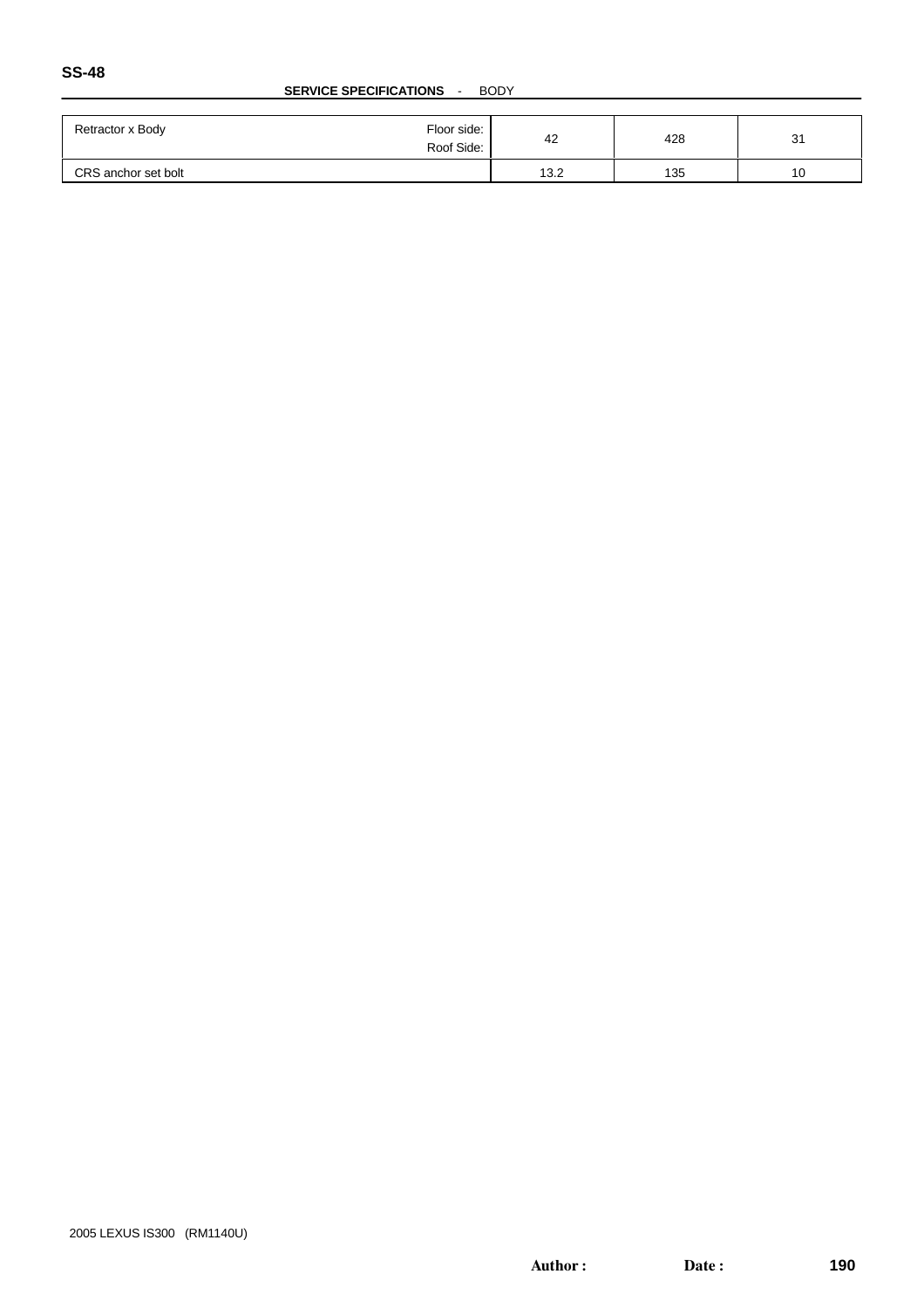| | | | | |
|---|---|---|---|---|
| Retractor x Body | Floor side:<br>Roof Side: | 42 | 428 | 31 |
| CRS anchor set bolt | | 13.2 | 135 | 10 |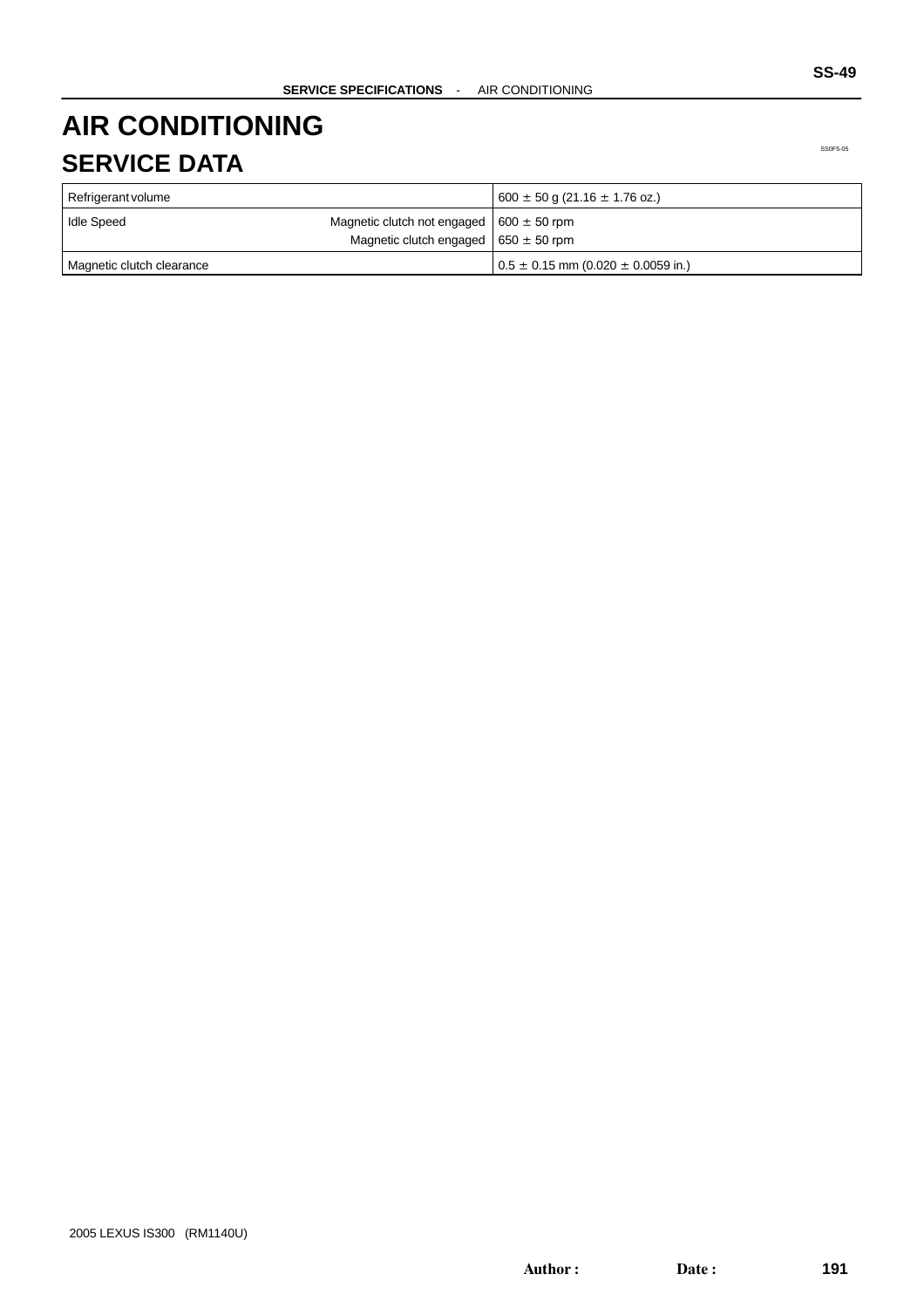# AIR CONDITIONING

## SERVICE DATA

| Refrigerant volume | | 600 ± 50 g (21.16 ± 1.76 oz.) |
|---|---|---|
| Idle Speed | Magnetic clutch not engaged | 600 ± 50 rpm |
| | Magnetic clutch engaged | 650 ± 50 rpm |
| Magnetic clutch clearance | | 0.5 ± 0.15 mm (0.020 ± 0.0059 in.) |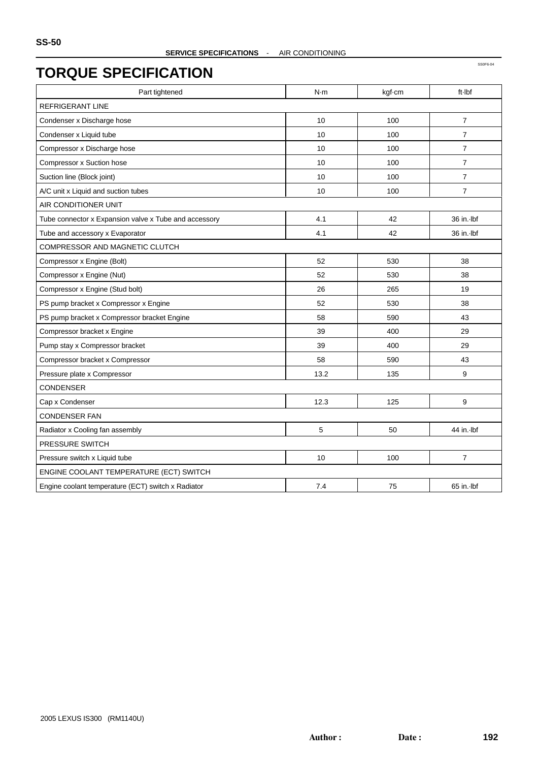# TORQUE SPECIFICATION

| Part tightened | N·m | kgf·cm | ft·lbf |
|---|---|---|---|
| REFRIGERANT LINE | | | |
| Condenser x Discharge hose | 10 | 100 | 7 |
| Condenser x Liquid tube | 10 | 100 | 7 |
| Compressor x Discharge hose | 10 | 100 | 7 |
| Compressor x Suction hose | 10 | 100 | 7 |
| Suction line (Block joint) | 10 | 100 | 7 |
| A/C unit x Liquid and suction tubes | 10 | 100 | 7 |
| AIR CONDITIONER UNIT | | | |
| Tube connector x Expansion valve x Tube and accessory | 4.1 | 42 | 36 in.·lbf |
| Tube and accessory x Evaporator | 4.1 | 42 | 36 in.·lbf |
| COMPRESSOR AND MAGNETIC CLUTCH | | | |
| Compressor x Engine (Bolt) | 52 | 530 | 38 |
| Compressor x Engine (Nut) | 52 | 530 | 38 |
| Compressor x Engine (Stud bolt) | 26 | 265 | 19 |
| PS pump bracket x Compressor x Engine | 52 | 530 | 38 |
| PS pump bracket x Compressor bracket Engine | 58 | 590 | 43 |
| Compressor bracket x Engine | 39 | 400 | 29 |
| Pump stay x Compressor bracket | 39 | 400 | 29 |
| Compressor bracket x Compressor | 58 | 590 | 43 |
| Pressure plate x Compressor | 13.2 | 135 | 9 |
| CONDENSER | | | |
| Cap x Condenser | 12.3 | 125 | 9 |
| CONDENSER FAN | | | |
| Radiator x Cooling fan assembly | 5 | 50 | 44 in.·lbf |
| PRESSURE SWITCH | | | |
| Pressure switch x Liquid tube | 10 | 100 | 7 |
| ENGINE COOLANT TEMPERATURE (ECT) SWITCH | | | |
| Engine coolant temperature (ECT) switch x Radiator | 7.4 | 75 | 65 in.·lbf |